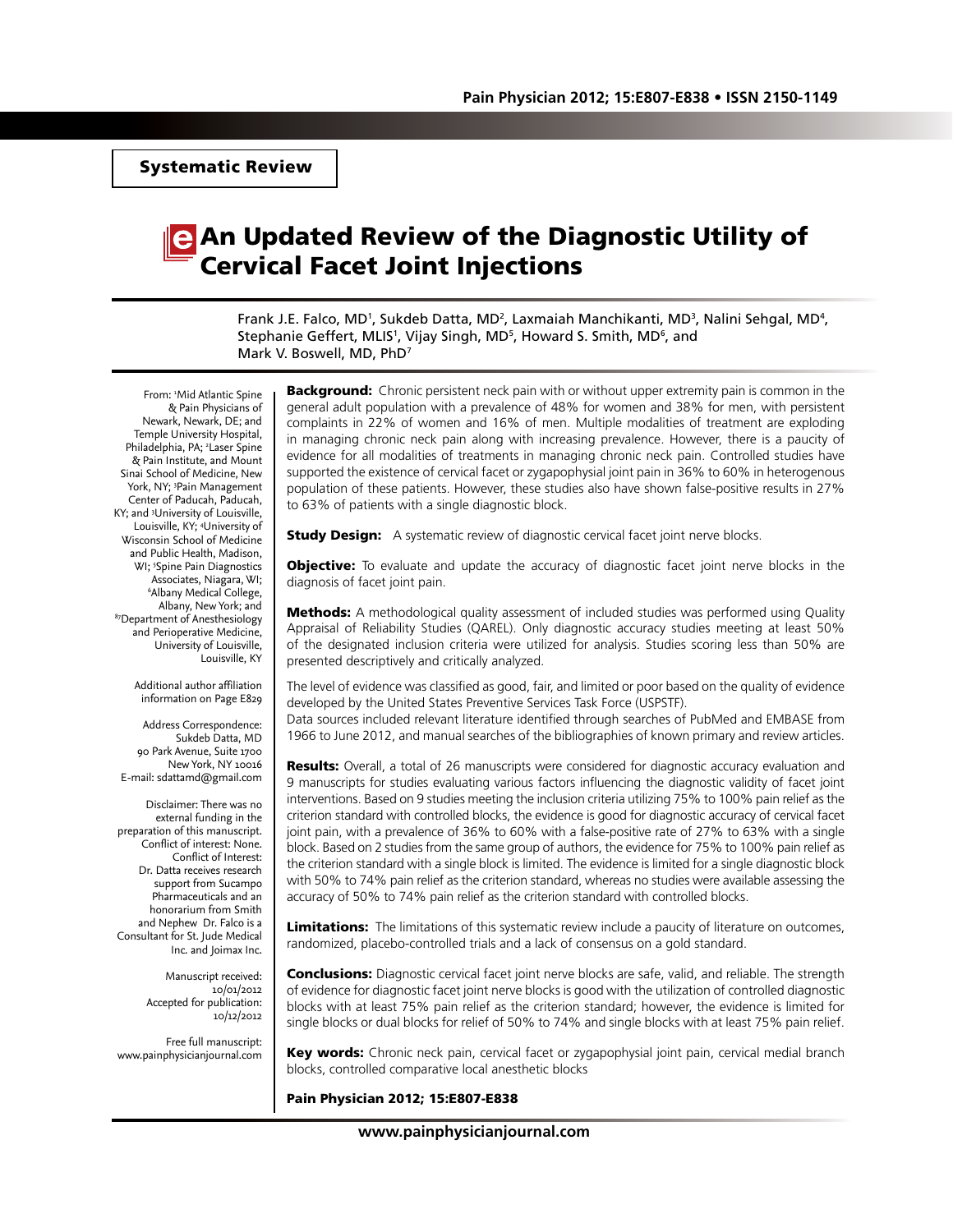Systematic Review

# An Updated Review of the Diagnostic Utility of Cervical Facet Joint Injections

Frank J.E. Falco, MD[1], Sukdeb Datta, MD[2], Laxmaiah Manchikanti, MD[3], Nalini Sehgal, MD[4], Stephanie Geffert, MLIS[1], Vijay Singh, MD[5], Howard S. Smith, MD[6], and Mark V. Boswell, MD, PhD[7]

From: [1]Mid Atlantic Spine & Pain Physicians of Newark, Newark, DE; and Temple University Hospital, Philadelphia, PA; [2]Laser Spine & Pain Institute, and Mount Sinai School of Medicine, New York, NY; [3]Pain Management Center of Paducah, Paducah, KY; and [3]University of Louisville, Louisville, KY; [4]University of Wisconsin School of Medicine and Public Health, Madison, WI; [5]Spine Pain Diagnostics Associates, Niagara, WI; [6]Albany Medical College, Albany, New York; and [8,7]Department of Anesthesiology and Perioperative Medicine, University of Louisville, Louisville, KY

Additional author affiliation information on Page E829

Address Correspondence:
Sukdeb Datta, MD
90 Park Avenue, Suite 1700
New York, NY 10016
E-mail: sdattamd@gmail.com

Disclaimer: There was no external funding in the preparation of this manuscript.
Conflict of interest: None.
Conflict of Interest:
Dr. Datta receives research support from Sucampo Pharmaceuticals and an honorarium from Smith and Nephew Dr. Falco is a Consultant for St. Jude Medical Inc. and Joimax Inc.

Manuscript received: 10/01/2012
Accepted for publication: 10/12/2012

Free full manuscript:
www.painphysicianjournal.com

**Background:** Chronic persistent neck pain with or without upper extremity pain is common in the general adult population with a prevalence of 48% for women and 38% for men, with persistent complaints in 22% of women and 16% of men. Multiple modalities of treatment are exploding in managing chronic neck pain along with increasing prevalence. However, there is a paucity of evidence for all modalities of treatments in managing chronic neck pain. Controlled studies have supported the existence of cervical facet or zygapophysial joint pain in 36% to 60% in heterogenous population of these patients. However, these studies also have shown false-positive results in 27% to 63% of patients with a single diagnostic block.

**Study Design:** A systematic review of diagnostic cervical facet joint nerve blocks.

**Objective:** To evaluate and update the accuracy of diagnostic facet joint nerve blocks in the diagnosis of facet joint pain.

**Methods:** A methodological quality assessment of included studies was performed using Quality Appraisal of Reliability Studies (QAREL). Only diagnostic accuracy studies meeting at least 50% of the designated inclusion criteria were utilized for analysis. Studies scoring less than 50% are presented descriptively and critically analyzed.

The level of evidence was classified as good, fair, and limited or poor based on the quality of evidence developed by the United States Preventive Services Task Force (USPSTF).
Data sources included relevant literature identified through searches of PubMed and EMBASE from 1966 to June 2012, and manual searches of the bibliographies of known primary and review articles.

**Results:** Overall, a total of 26 manuscripts were considered for diagnostic accuracy evaluation and 9 manuscripts for studies evaluating various factors influencing the diagnostic validity of facet joint interventions. Based on 9 studies meeting the inclusion criteria utilizing 75% to 100% pain relief as the criterion standard with controlled blocks, the evidence is good for diagnostic accuracy of cervical facet joint pain, with a prevalence of 36% to 60% with a false-positive rate of 27% to 63% with a single block. Based on 2 studies from the same group of authors, the evidence for 75% to 100% pain relief as the criterion standard with a single block is limited. The evidence is limited for a single diagnostic block with 50% to 74% pain relief as the criterion standard, whereas no studies were available assessing the accuracy of 50% to 74% pain relief as the criterion standard with controlled blocks.

**Limitations:** The limitations of this systematic review include a paucity of literature on outcomes, randomized, placebo-controlled trials and a lack of consensus on a gold standard.

**Conclusions:** Diagnostic cervical facet joint nerve blocks are safe, valid, and reliable. The strength of evidence for diagnostic facet joint nerve blocks is good with the utilization of controlled diagnostic blocks with at least 75% pain relief as the criterion standard; however, the evidence is limited for single blocks or dual blocks for relief of 50% to 74% and single blocks with at least 75% pain relief.

**Key words:** Chronic neck pain, cervical facet or zygapophysial joint pain, cervical medial branch blocks, controlled comparative local anesthetic blocks

**Pain Physician 2012; 15:E807-E838**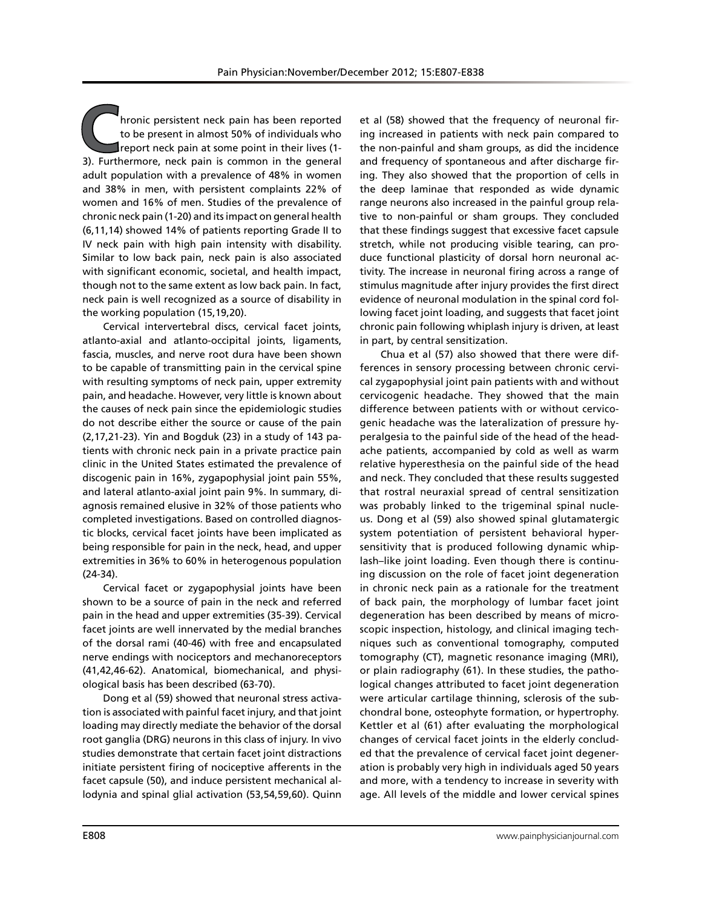Chronic persistent neck pain has been reported to be present in almost 50% of individuals who report neck pain at some point in their lives (1-3). Furthermore, neck pain is common in the general adult population with a prevalence of 48% in women and 38% in men, with persistent complaints 22% of women and 16% of men. Studies of the prevalence of chronic neck pain (1-20) and its impact on general health (6,11,14) showed 14% of patients reporting Grade II to IV neck pain with high pain intensity with disability. Similar to low back pain, neck pain is also associated with significant economic, societal, and health impact, though not to the same extent as low back pain. In fact, neck pain is well recognized as a source of disability in the working population (15,19,20).

Cervical intervertebral discs, cervical facet joints, atlanto-axial and atlanto-occipital joints, ligaments, fascia, muscles, and nerve root dura have been shown to be capable of transmitting pain in the cervical spine with resulting symptoms of neck pain, upper extremity pain, and headache. However, very little is known about the causes of neck pain since the epidemiologic studies do not describe either the source or cause of the pain (2,17,21-23). Yin and Bogduk (23) in a study of 143 patients with chronic neck pain in a private practice pain clinic in the United States estimated the prevalence of discogenic pain in 16%, zygapophysial joint pain 55%, and lateral atlanto-axial joint pain 9%. In summary, diagnosis remained elusive in 32% of those patients who completed investigations. Based on controlled diagnostic blocks, cervical facet joints have been implicated as being responsible for pain in the neck, head, and upper extremities in 36% to 60% in heterogenous population (24-34).

Cervical facet or zygapophysial joints have been shown to be a source of pain in the neck and referred pain in the head and upper extremities (35-39). Cervical facet joints are well innervated by the medial branches of the dorsal rami (40-46) with free and encapsulated nerve endings with nociceptors and mechanoreceptors (41,42,46-62). Anatomical, biomechanical, and physiological basis has been described (63-70).

Dong et al (59) showed that neuronal stress activation is associated with painful facet injury, and that joint loading may directly mediate the behavior of the dorsal root ganglia (DRG) neurons in this class of injury. In vivo studies demonstrate that certain facet joint distractions initiate persistent firing of nociceptive afferents in the facet capsule (50), and induce persistent mechanical allodynia and spinal glial activation (53,54,59,60). Quinn et al (58) showed that the frequency of neuronal firing increased in patients with neck pain compared to the non-painful and sham groups, as did the incidence and frequency of spontaneous and after discharge firing. They also showed that the proportion of cells in the deep laminae that responded as wide dynamic range neurons also increased in the painful group relative to non-painful or sham groups. They concluded that these findings suggest that excessive facet capsule stretch, while not producing visible tearing, can produce functional plasticity of dorsal horn neuronal activity. The increase in neuronal firing across a range of stimulus magnitude after injury provides the first direct evidence of neuronal modulation in the spinal cord following facet joint loading, and suggests that facet joint chronic pain following whiplash injury is driven, at least in part, by central sensitization.

Chua et al (57) also showed that there were differences in sensory processing between chronic cervical zygapophysial joint pain patients with and without cervicogenic headache. They showed that the main difference between patients with or without cervicogenic headache was the lateralization of pressure hyperalgesia to the painful side of the head of the headache patients, accompanied by cold as well as warm relative hyperesthesia on the painful side of the head and neck. They concluded that these results suggested that rostral neuraxial spread of central sensitization was probably linked to the trigeminal spinal nucleus. Dong et al (59) also showed spinal glutamatergic system potentiation of persistent behavioral hypersensitivity that is produced following dynamic whiplash–like joint loading. Even though there is continuing discussion on the role of facet joint degeneration in chronic neck pain as a rationale for the treatment of back pain, the morphology of lumbar facet joint degeneration has been described by means of microscopic inspection, histology, and clinical imaging techniques such as conventional tomography, computed tomography (CT), magnetic resonance imaging (MRI), or plain radiography (61). In these studies, the pathological changes attributed to facet joint degeneration were articular cartilage thinning, sclerosis of the subchondral bone, osteophyte formation, or hypertrophy. Kettler et al (61) after evaluating the morphological changes of cervical facet joints in the elderly concluded that the prevalence of cervical facet joint degeneration is probably very high in individuals aged 50 years and more, with a tendency to increase in severity with age. All levels of the middle and lower cervical spines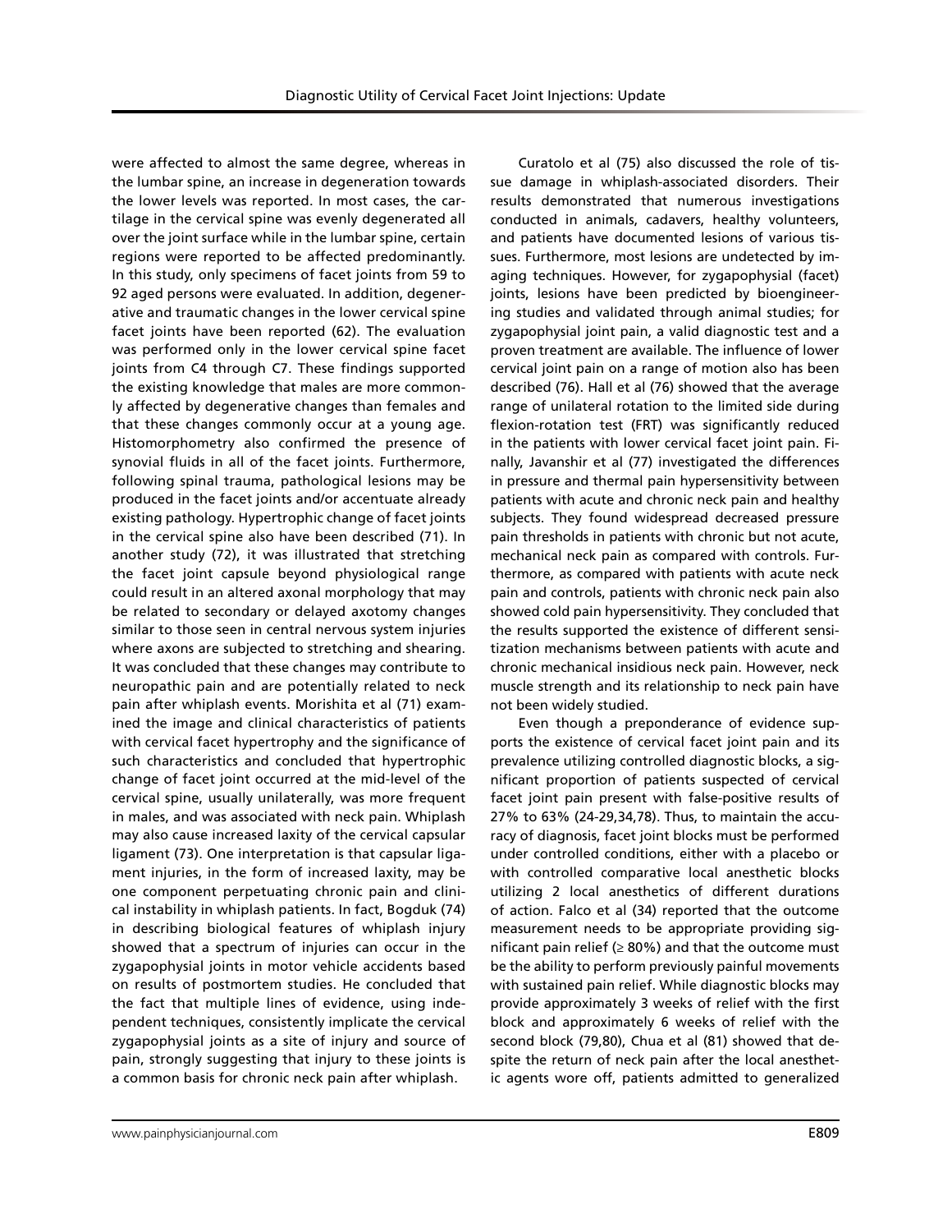were affected to almost the same degree, whereas in the lumbar spine, an increase in degeneration towards the lower levels was reported. In most cases, the cartilage in the cervical spine was evenly degenerated all over the joint surface while in the lumbar spine, certain regions were reported to be affected predominantly. In this study, only specimens of facet joints from 59 to 92 aged persons were evaluated. In addition, degenerative and traumatic changes in the lower cervical spine facet joints have been reported (62). The evaluation was performed only in the lower cervical spine facet joints from C4 through C7. These findings supported the existing knowledge that males are more commonly affected by degenerative changes than females and that these changes commonly occur at a young age. Histomorphometry also confirmed the presence of synovial fluids in all of the facet joints. Furthermore, following spinal trauma, pathological lesions may be produced in the facet joints and/or accentuate already existing pathology. Hypertrophic change of facet joints in the cervical spine also have been described (71). In another study (72), it was illustrated that stretching the facet joint capsule beyond physiological range could result in an altered axonal morphology that may be related to secondary or delayed axotomy changes similar to those seen in central nervous system injuries where axons are subjected to stretching and shearing. It was concluded that these changes may contribute to neuropathic pain and are potentially related to neck pain after whiplash events. Morishita et al (71) examined the image and clinical characteristics of patients with cervical facet hypertrophy and the significance of such characteristics and concluded that hypertrophic change of facet joint occurred at the mid-level of the cervical spine, usually unilaterally, was more frequent in males, and was associated with neck pain. Whiplash may also cause increased laxity of the cervical capsular ligament (73). One interpretation is that capsular ligament injuries, in the form of increased laxity, may be one component perpetuating chronic pain and clinical instability in whiplash patients. In fact, Bogduk (74) in describing biological features of whiplash injury showed that a spectrum of injuries can occur in the zygapophysial joints in motor vehicle accidents based on results of postmortem studies. He concluded that the fact that multiple lines of evidence, using independent techniques, consistently implicate the cervical zygapophysial joints as a site of injury and source of pain, strongly suggesting that injury to these joints is a common basis for chronic neck pain after whiplash.

Curatolo et al (75) also discussed the role of tissue damage in whiplash-associated disorders. Their results demonstrated that numerous investigations conducted in animals, cadavers, healthy volunteers, and patients have documented lesions of various tissues. Furthermore, most lesions are undetected by imaging techniques. However, for zygapophysial (facet) joints, lesions have been predicted by bioengineering studies and validated through animal studies; for zygapophysial joint pain, a valid diagnostic test and a proven treatment are available. The influence of lower cervical joint pain on a range of motion also has been described (76). Hall et al (76) showed that the average range of unilateral rotation to the limited side during flexion-rotation test (FRT) was significantly reduced in the patients with lower cervical facet joint pain. Finally, Javanshir et al (77) investigated the differences in pressure and thermal pain hypersensitivity between patients with acute and chronic neck pain and healthy subjects. They found widespread decreased pressure pain thresholds in patients with chronic but not acute, mechanical neck pain as compared with controls. Furthermore, as compared with patients with acute neck pain and controls, patients with chronic neck pain also showed cold pain hypersensitivity. They concluded that the results supported the existence of different sensitization mechanisms between patients with acute and chronic mechanical insidious neck pain. However, neck muscle strength and its relationship to neck pain have not been widely studied.

Even though a preponderance of evidence supports the existence of cervical facet joint pain and its prevalence utilizing controlled diagnostic blocks, a significant proportion of patients suspected of cervical facet joint pain present with false-positive results of 27% to 63% (24-29,34,78). Thus, to maintain the accuracy of diagnosis, facet joint blocks must be performed under controlled conditions, either with a placebo or with controlled comparative local anesthetic blocks utilizing 2 local anesthetics of different durations of action. Falco et al (34) reported that the outcome measurement needs to be appropriate providing significant pain relief (≥ 80%) and that the outcome must be the ability to perform previously painful movements with sustained pain relief. While diagnostic blocks may provide approximately 3 weeks of relief with the first block and approximately 6 weeks of relief with the second block (79,80), Chua et al (81) showed that despite the return of neck pain after the local anesthetic agents wore off, patients admitted to generalized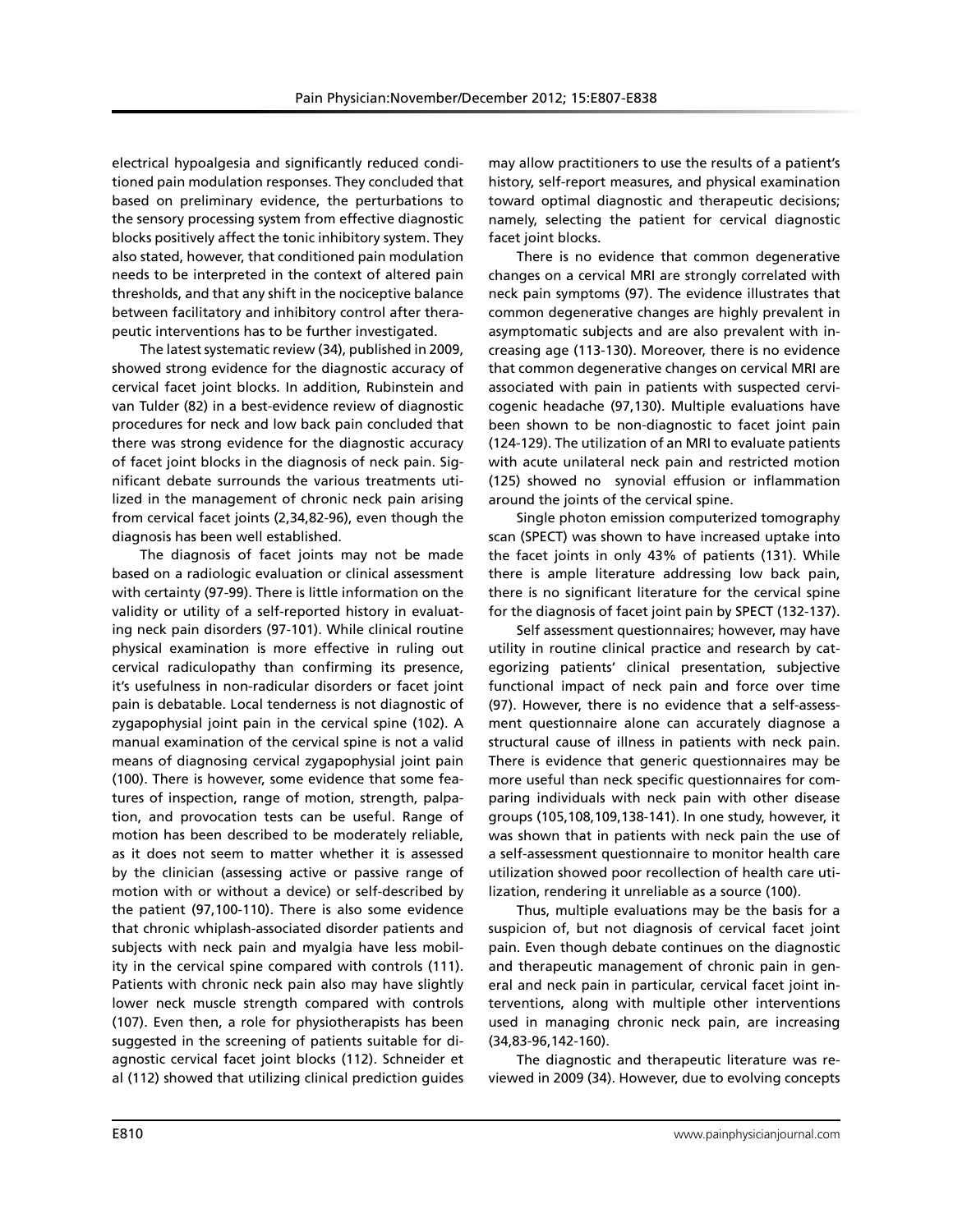electrical hypoalgesia and significantly reduced conditioned pain modulation responses. They concluded that based on preliminary evidence, the perturbations to the sensory processing system from effective diagnostic blocks positively affect the tonic inhibitory system. They also stated, however, that conditioned pain modulation needs to be interpreted in the context of altered pain thresholds, and that any shift in the nociceptive balance between facilitatory and inhibitory control after therapeutic interventions has to be further investigated.

The latest systematic review (34), published in 2009, showed strong evidence for the diagnostic accuracy of cervical facet joint blocks. In addition, Rubinstein and van Tulder (82) in a best-evidence review of diagnostic procedures for neck and low back pain concluded that there was strong evidence for the diagnostic accuracy of facet joint blocks in the diagnosis of neck pain. Significant debate surrounds the various treatments utilized in the management of chronic neck pain arising from cervical facet joints (2,34,82-96), even though the diagnosis has been well established.

The diagnosis of facet joints may not be made based on a radiologic evaluation or clinical assessment with certainty (97-99). There is little information on the validity or utility of a self-reported history in evaluating neck pain disorders (97-101). While clinical routine physical examination is more effective in ruling out cervical radiculopathy than confirming its presence, it's usefulness in non-radicular disorders or facet joint pain is debatable. Local tenderness is not diagnostic of zygapophysial joint pain in the cervical spine (102). A manual examination of the cervical spine is not a valid means of diagnosing cervical zygapophysial joint pain (100). There is however, some evidence that some features of inspection, range of motion, strength, palpation, and provocation tests can be useful. Range of motion has been described to be moderately reliable, as it does not seem to matter whether it is assessed by the clinician (assessing active or passive range of motion with or without a device) or self-described by the patient (97,100-110). There is also some evidence that chronic whiplash-associated disorder patients and subjects with neck pain and myalgia have less mobility in the cervical spine compared with controls (111). Patients with chronic neck pain also may have slightly lower neck muscle strength compared with controls (107). Even then, a role for physiotherapists has been suggested in the screening of patients suitable for diagnostic cervical facet joint blocks (112). Schneider et al (112) showed that utilizing clinical prediction guides may allow practitioners to use the results of a patient's history, self-report measures, and physical examination toward optimal diagnostic and therapeutic decisions; namely, selecting the patient for cervical diagnostic facet joint blocks.

There is no evidence that common degenerative changes on a cervical MRI are strongly correlated with neck pain symptoms (97). The evidence illustrates that common degenerative changes are highly prevalent in asymptomatic subjects and are also prevalent with increasing age (113-130). Moreover, there is no evidence that common degenerative changes on cervical MRI are associated with pain in patients with suspected cervicogenic headache (97,130). Multiple evaluations have been shown to be non-diagnostic to facet joint pain (124-129). The utilization of an MRI to evaluate patients with acute unilateral neck pain and restricted motion (125) showed no synovial effusion or inflammation around the joints of the cervical spine.

Single photon emission computerized tomography scan (SPECT) was shown to have increased uptake into the facet joints in only 43% of patients (131). While there is ample literature addressing low back pain, there is no significant literature for the cervical spine for the diagnosis of facet joint pain by SPECT (132-137).

Self assessment questionnaires; however, may have utility in routine clinical practice and research by categorizing patients' clinical presentation, subjective functional impact of neck pain and force over time (97). However, there is no evidence that a self-assessment questionnaire alone can accurately diagnose a structural cause of illness in patients with neck pain. There is evidence that generic questionnaires may be more useful than neck specific questionnaires for comparing individuals with neck pain with other disease groups (105,108,109,138-141). In one study, however, it was shown that in patients with neck pain the use of a self-assessment questionnaire to monitor health care utilization showed poor recollection of health care utilization, rendering it unreliable as a source (100).

Thus, multiple evaluations may be the basis for a suspicion of, but not diagnosis of cervical facet joint pain. Even though debate continues on the diagnostic and therapeutic management of chronic pain in general and neck pain in particular, cervical facet joint interventions, along with multiple other interventions used in managing chronic neck pain, are increasing (34,83-96,142-160).

The diagnostic and therapeutic literature was reviewed in 2009 (34). However, due to evolving concepts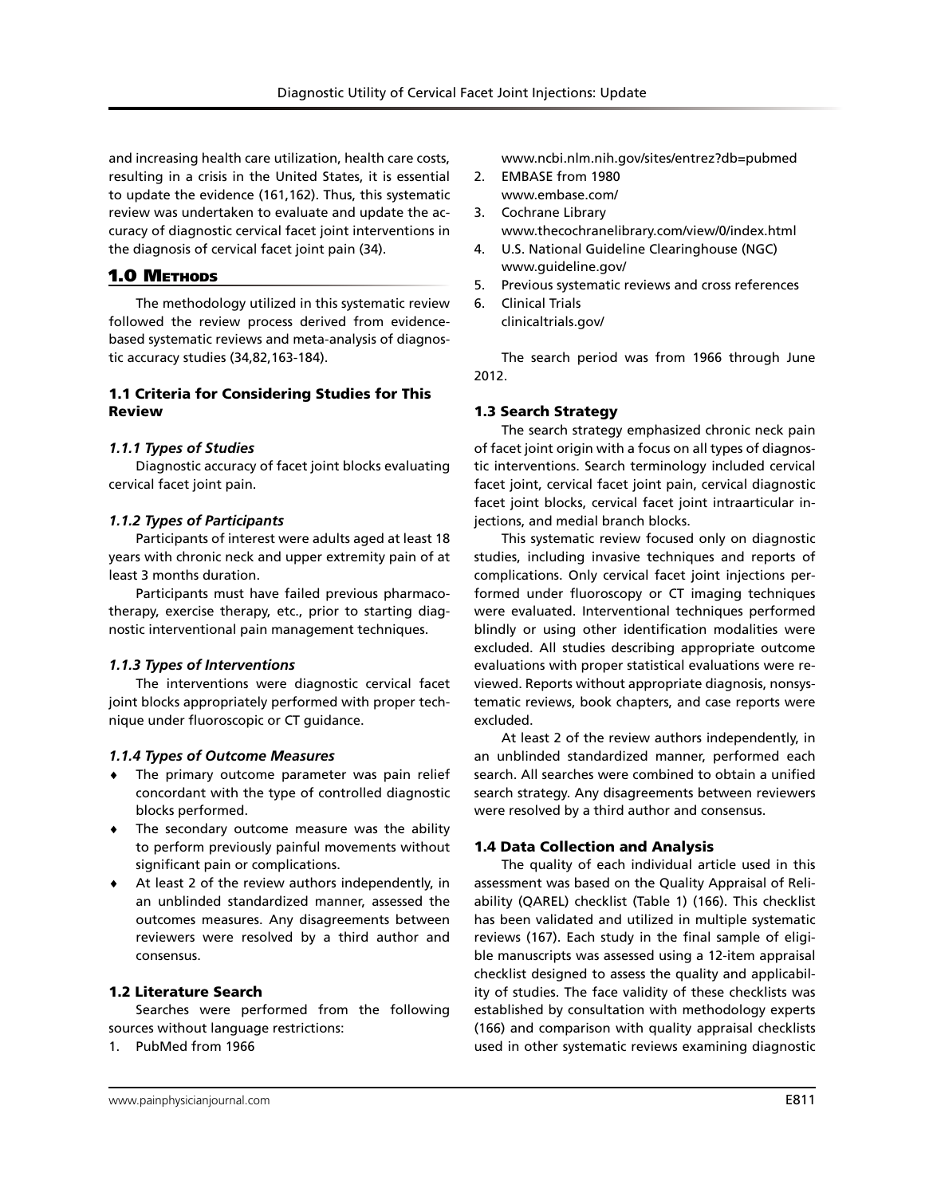and increasing health care utilization, health care costs, resulting in a crisis in the United States, it is essential to update the evidence (161,162). Thus, this systematic review was undertaken to evaluate and update the accuracy of diagnostic cervical facet joint interventions in the diagnosis of cervical facet joint pain (34).

## 1.0 Methods

The methodology utilized in this systematic review followed the review process derived from evidence-based systematic reviews and meta-analysis of diagnostic accuracy studies (34,82,163-184).

### 1.1 Criteria for Considering Studies for This Review

#### *1.1.1 Types of Studies*

Diagnostic accuracy of facet joint blocks evaluating cervical facet joint pain.

#### *1.1.2 Types of Participants*

Participants of interest were adults aged at least 18 years with chronic neck and upper extremity pain of at least 3 months duration.

Participants must have failed previous pharmacotherapy, exercise therapy, etc., prior to starting diagnostic interventional pain management techniques.

#### *1.1.3 Types of Interventions*

The interventions were diagnostic cervical facet joint blocks appropriately performed with proper technique under fluoroscopic or CT guidance.

#### *1.1.4 Types of Outcome Measures*

- The primary outcome parameter was pain relief concordant with the type of controlled diagnostic blocks performed.
- The secondary outcome measure was the ability to perform previously painful movements without significant pain or complications.
- At least 2 of the review authors independently, in an unblinded standardized manner, assessed the outcomes measures. Any disagreements between reviewers were resolved by a third author and consensus.

### 1.2 Literature Search

Searches were performed from the following sources without language restrictions:

1. PubMed from 1966
   www.ncbi.nlm.nih.gov/sites/entrez?db=pubmed
2. EMBASE from 1980
   www.embase.com/
3. Cochrane Library
   www.thecochranelibrary.com/view/0/index.html
4. U.S. National Guideline Clearinghouse (NGC)
   www.guideline.gov/
5. Previous systematic reviews and cross references
6. Clinical Trials
   clinicaltrials.gov/

The search period was from 1966 through June 2012.

### 1.3 Search Strategy

The search strategy emphasized chronic neck pain of facet joint origin with a focus on all types of diagnostic interventions. Search terminology included cervical facet joint, cervical facet joint pain, cervical diagnostic facet joint blocks, cervical facet joint intraarticular injections, and medial branch blocks.

This systematic review focused only on diagnostic studies, including invasive techniques and reports of complications. Only cervical facet joint injections performed under fluoroscopy or CT imaging techniques were evaluated. Interventional techniques performed blindly or using other identification modalities were excluded. All studies describing appropriate outcome evaluations with proper statistical evaluations were reviewed. Reports without appropriate diagnosis, nonsystematic reviews, book chapters, and case reports were excluded.

At least 2 of the review authors independently, in an unblinded standardized manner, performed each search. All searches were combined to obtain a unified search strategy. Any disagreements between reviewers were resolved by a third author and consensus.

### 1.4 Data Collection and Analysis

The quality of each individual article used in this assessment was based on the Quality Appraisal of Reliability (QAREL) checklist (Table 1) (166). This checklist has been validated and utilized in multiple systematic reviews (167). Each study in the final sample of eligible manuscripts was assessed using a 12-item appraisal checklist designed to assess the quality and applicability of studies. The face validity of these checklists was established by consultation with methodology experts (166) and comparison with quality appraisal checklists used in other systematic reviews examining diagnostic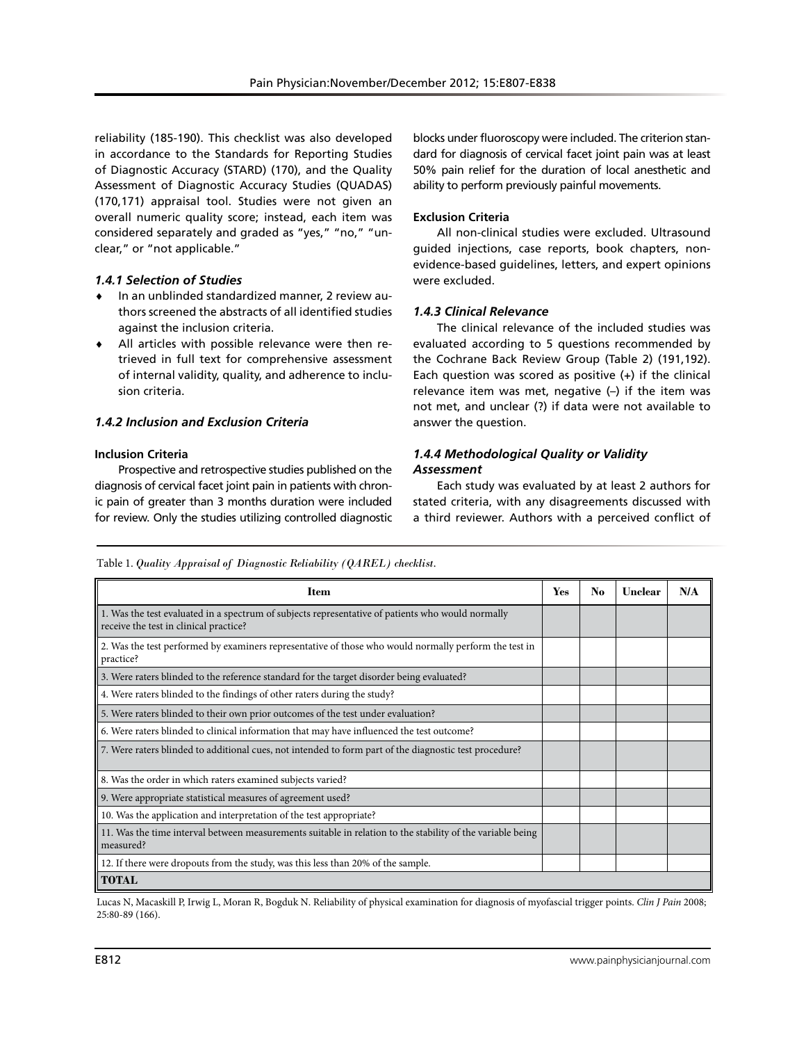reliability (185-190). This checklist was also developed in accordance to the Standards for Reporting Studies of Diagnostic Accuracy (STARD) (170), and the Quality Assessment of Diagnostic Accuracy Studies (QUADAS) (170,171) appraisal tool. Studies were not given an overall numeric quality score; instead, each item was considered separately and graded as "yes," "no," "unclear," or "not applicable."

### *1.4.1 Selection of Studies*

- In an unblinded standardized manner, 2 review authors screened the abstracts of all identified studies against the inclusion criteria.
- All articles with possible relevance were then retrieved in full text for comprehensive assessment of internal validity, quality, and adherence to inclusion criteria.

### *1.4.2 Inclusion and Exclusion Criteria*

**Inclusion Criteria**

Prospective and retrospective studies published on the diagnosis of cervical facet joint pain in patients with chronic pain of greater than 3 months duration were included for review. Only the studies utilizing controlled diagnostic blocks under fluoroscopy were included. The criterion standard for diagnosis of cervical facet joint pain was at least 50% pain relief for the duration of local anesthetic and ability to perform previously painful movements.

**Exclusion Criteria**

All non-clinical studies were excluded. Ultrasound guided injections, case reports, book chapters, non-evidence-based guidelines, letters, and expert opinions were excluded.

### *1.4.3 Clinical Relevance*

The clinical relevance of the included studies was evaluated according to 5 questions recommended by the Cochrane Back Review Group (Table 2) (191,192). Each question was scored as positive (+) if the clinical relevance item was met, negative (–) if the item was not met, and unclear (?) if data were not available to answer the question.

### *1.4.4 Methodological Quality or Validity Assessment*

Each study was evaluated by at least 2 authors for stated criteria, with any disagreements discussed with a third reviewer. Authors with a perceived conflict of

Table 1. *Quality Appraisal of Diagnostic Reliability (QAREL) checklist.*

| Item | Yes | No | Unclear | N/A |
|---|---|---|---|---|
| 1. Was the test evaluated in a spectrum of subjects representative of patients who would normally receive the test in clinical practice? | | | | |
| 2. Was the test performed by examiners representative of those who would normally perform the test in practice? | | | | |
| 3. Were raters blinded to the reference standard for the target disorder being evaluated? | | | | |
| 4. Were raters blinded to the findings of other raters during the study? | | | | |
| 5. Were raters blinded to their own prior outcomes of the test under evaluation? | | | | |
| 6. Were raters blinded to clinical information that may have influenced the test outcome? | | | | |
| 7. Were raters blinded to additional cues, not intended to form part of the diagnostic test procedure? | | | | |
| 8. Was the order in which raters examined subjects varied? | | | | |
| 9. Were appropriate statistical measures of agreement used? | | | | |
| 10. Was the application and interpretation of the test appropriate? | | | | |
| 11. Was the time interval between measurements suitable in relation to the stability of the variable being measured? | | | | |
| 12. If there were dropouts from the study, was this less than 20% of the sample. | | | | |
| **TOTAL** | | | | |

Lucas N, Macaskill P, Irwig L, Moran R, Bogduk N. Reliability of physical examination for diagnosis of myofascial trigger points. *Clin J Pain* 2008; 25:80-89 (166).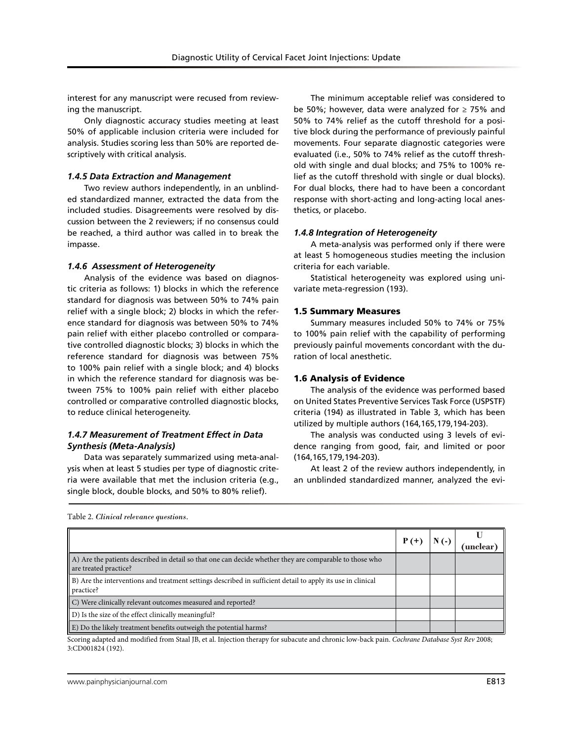interest for any manuscript were recused from reviewing the manuscript.

Only diagnostic accuracy studies meeting at least 50% of applicable inclusion criteria were included for analysis. Studies scoring less than 50% are reported descriptively with critical analysis.

### *1.4.5 Data Extraction and Management*

Two review authors independently, in an unblinded standardized manner, extracted the data from the included studies. Disagreements were resolved by discussion between the 2 reviewers; if no consensus could be reached, a third author was called in to break the impasse.

### *1.4.6 Assessment of Heterogeneity*

Analysis of the evidence was based on diagnostic criteria as follows: 1) blocks in which the reference standard for diagnosis was between 50% to 74% pain relief with a single block; 2) blocks in which the reference standard for diagnosis was between 50% to 74% pain relief with either placebo controlled or comparative controlled diagnostic blocks; 3) blocks in which the reference standard for diagnosis was between 75% to 100% pain relief with a single block; and 4) blocks in which the reference standard for diagnosis was between 75% to 100% pain relief with either placebo controlled or comparative controlled diagnostic blocks, to reduce clinical heterogeneity.

### *1.4.7 Measurement of Treatment Effect in Data Synthesis (Meta-Analysis)*

Data was separately summarized using meta-analysis when at least 5 studies per type of diagnostic criteria were available that met the inclusion criteria (e.g., single block, double blocks, and 50% to 80% relief).

The minimum acceptable relief was considered to be 50%; however, data were analyzed for ≥ 75% and 50% to 74% relief as the cutoff threshold for a positive block during the performance of previously painful movements. Four separate diagnostic categories were evaluated (i.e., 50% to 74% relief as the cutoff threshold with single and dual blocks; and 75% to 100% relief as the cutoff threshold with single or dual blocks). For dual blocks, there had to have been a concordant response with short-acting and long-acting local anesthetics, or placebo.

### *1.4.8 Integration of Heterogeneity*

A meta-analysis was performed only if there were at least 5 homogeneous studies meeting the inclusion criteria for each variable.

Statistical heterogeneity was explored using univariate meta-regression (193).

## 1.5 Summary Measures

Summary measures included 50% to 74% or 75% to 100% pain relief with the capability of performing previously painful movements concordant with the duration of local anesthetic.

## 1.6 Analysis of Evidence

The analysis of the evidence was performed based on United States Preventive Services Task Force (USPSTF) criteria (194) as illustrated in Table 3, which has been utilized by multiple authors (164,165,179,194-203).

The analysis was conducted using 3 levels of evidence ranging from good, fair, and limited or poor (164,165,179,194-203).

At least 2 of the review authors independently, in an unblinded standardized manner, analyzed the evi-

Table 2. *Clinical relevance questions.*

| | P (+) | N (-) | U (unclear) |
|---|---|---|---|
| A) Are the patients described in detail so that one can decide whether they are comparable to those who are treated practice? | | | |
| B) Are the interventions and treatment settings described in sufficient detail to apply its use in clinical practice? | | | |
| C) Were clinically relevant outcomes measured and reported? | | | |
| D) Is the size of the effect clinically meaningful? | | | |
| E) Do the likely treatment benefits outweigh the potential harms? | | | |

Scoring adapted and modified from Staal JB, et al. Injection therapy for subacute and chronic low-back pain. *Cochrane Database Syst Rev* 2008; 3:CD001824 (192).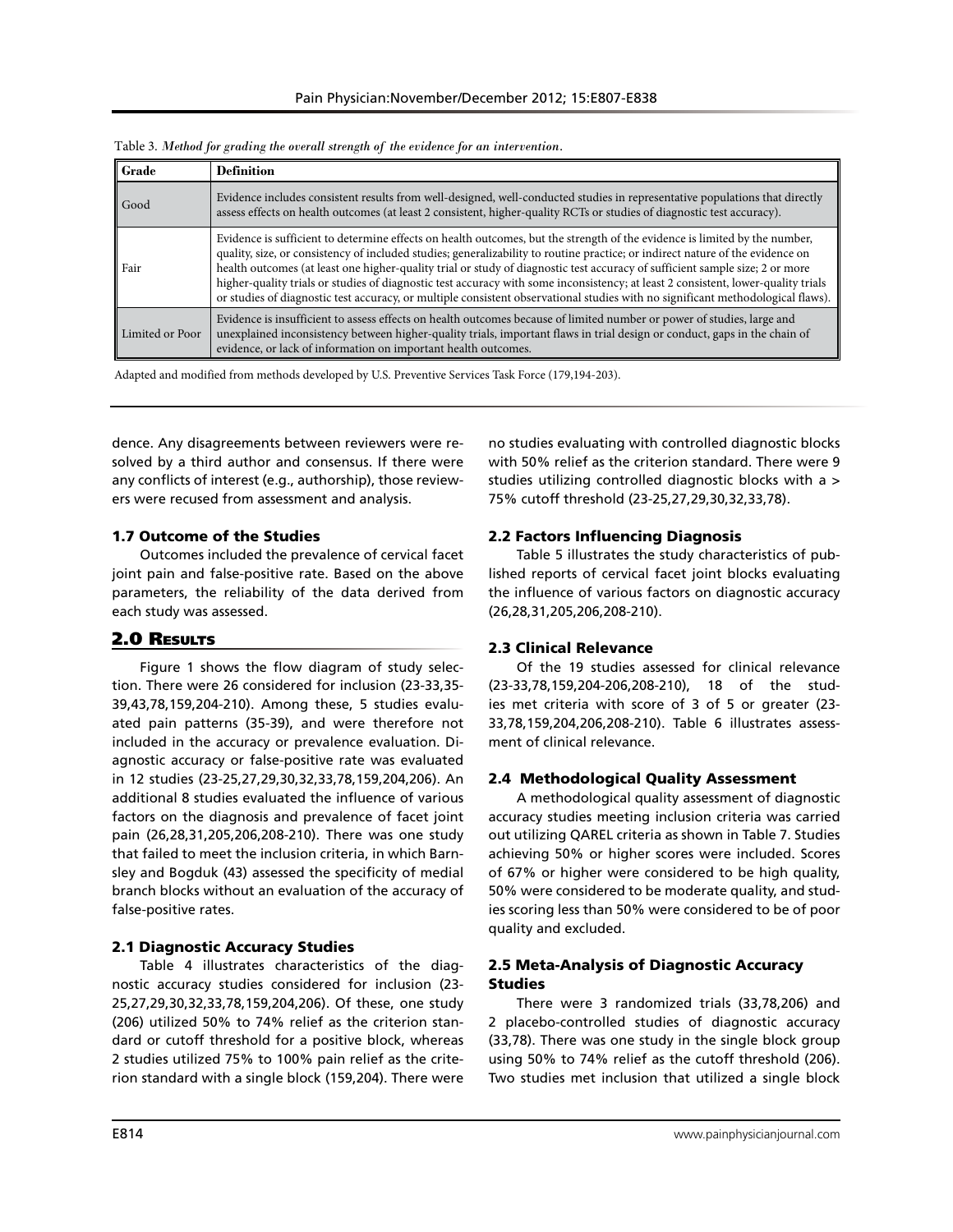Table 3. *Method for grading the overall strength of the evidence for an intervention.*

| Grade | Definition |
| --- | --- |
| Good | Evidence includes consistent results from well-designed, well-conducted studies in representative populations that directly assess effects on health outcomes (at least 2 consistent, higher-quality RCTs or studies of diagnostic test accuracy). |
| Fair | Evidence is sufficient to determine effects on health outcomes, but the strength of the evidence is limited by the number, quality, size, or consistency of included studies; generalizability to routine practice; or indirect nature of the evidence on health outcomes (at least one higher-quality trial or study of diagnostic test accuracy of sufficient sample size; 2 or more higher-quality trials or studies of diagnostic test accuracy with some inconsistency; at least 2 consistent, lower-quality trials or studies of diagnostic test accuracy, or multiple consistent observational studies with no significant methodological flaws). |
| Limited or Poor | Evidence is insufficient to assess effects on health outcomes because of limited number or power of studies, large and unexplained inconsistency between higher-quality trials, important flaws in trial design or conduct, gaps in the chain of evidence, or lack of information on important health outcomes. |

Adapted and modified from methods developed by U.S. Preventive Services Task Force (179,194-203).

dence. Any disagreements between reviewers were resolved by a third author and consensus. If there were any conflicts of interest (e.g., authorship), those reviewers were recused from assessment and analysis.

### 1.7 Outcome of the Studies

Outcomes included the prevalence of cervical facet joint pain and false-positive rate. Based on the above parameters, the reliability of the data derived from each study was assessed.

## 2.0 Results

Figure 1 shows the flow diagram of study selection. There were 26 considered for inclusion (23-33,35-39,43,78,159,204-210). Among these, 5 studies evaluated pain patterns (35-39), and were therefore not included in the accuracy or prevalence evaluation. Diagnostic accuracy or false-positive rate was evaluated in 12 studies (23-25,27,29,30,32,33,78,159,204,206). An additional 8 studies evaluated the influence of various factors on the diagnosis and prevalence of facet joint pain (26,28,31,205,206,208-210). There was one study that failed to meet the inclusion criteria, in which Barnsley and Bogduk (43) assessed the specificity of medial branch blocks without an evaluation of the accuracy of false-positive rates.

### 2.1 Diagnostic Accuracy Studies

Table 4 illustrates characteristics of the diagnostic accuracy studies considered for inclusion (23-25,27,29,30,32,33,78,159,204,206). Of these, one study (206) utilized 50% to 74% relief as the criterion standard or cutoff threshold for a positive block, whereas 2 studies utilized 75% to 100% pain relief as the criterion standard with a single block (159,204). There were no studies evaluating with controlled diagnostic blocks with 50% relief as the criterion standard. There were 9 studies utilizing controlled diagnostic blocks with a > 75% cutoff threshold (23-25,27,29,30,32,33,78).

### 2.2 Factors Influencing Diagnosis

Table 5 illustrates the study characteristics of published reports of cervical facet joint blocks evaluating the influence of various factors on diagnostic accuracy (26,28,31,205,206,208-210).

### 2.3 Clinical Relevance

Of the 19 studies assessed for clinical relevance (23-33,78,159,204-206,208-210), 18 of the studies met criteria with score of 3 of 5 or greater (23-33,78,159,204,206,208-210). Table 6 illustrates assessment of clinical relevance.

### 2.4 Methodological Quality Assessment

A methodological quality assessment of diagnostic accuracy studies meeting inclusion criteria was carried out utilizing QAREL criteria as shown in Table 7. Studies achieving 50% or higher scores were included. Scores of 67% or higher were considered to be high quality, 50% were considered to be moderate quality, and studies scoring less than 50% were considered to be of poor quality and excluded.

### 2.5 Meta-Analysis of Diagnostic Accuracy Studies

There were 3 randomized trials (33,78,206) and 2 placebo-controlled studies of diagnostic accuracy (33,78). There was one study in the single block group using 50% to 74% relief as the cutoff threshold (206). Two studies met inclusion that utilized a single block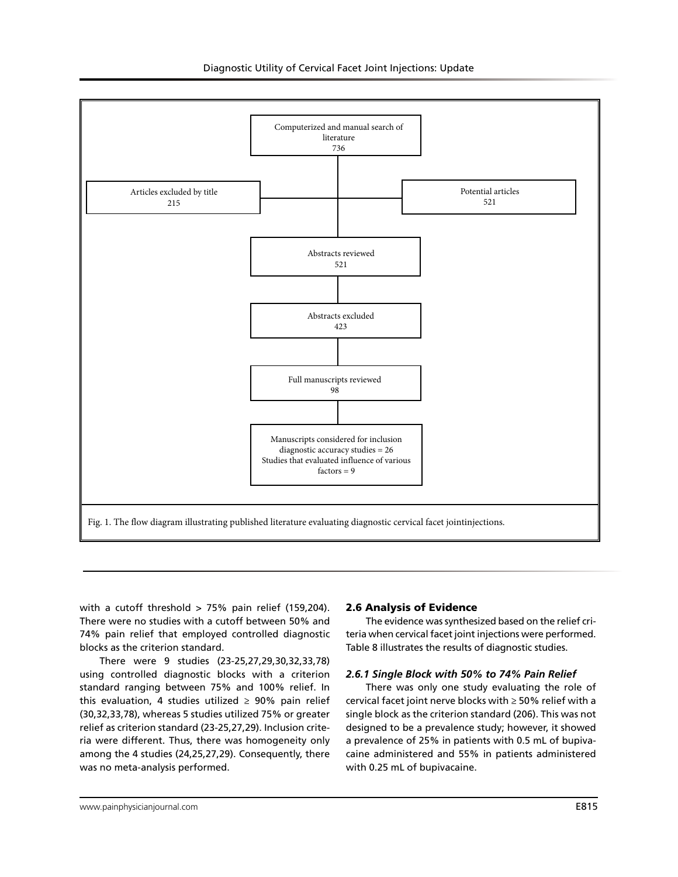Computerized and manual search of literature
736

Articles excluded by title
215

Potential articles
521

Abstracts reviewed
521

Abstracts excluded
423

Full manuscripts reviewed
98

Manuscripts considered for inclusion
diagnostic accuracy studies = 26
Studies that evaluated influence of various factors = 9

Fig. 1. The flow diagram illustrating published literature evaluating diagnostic cervical facet jointinjections.

with a cutoff threshold > 75% pain relief (159,204). There were no studies with a cutoff between 50% and 74% pain relief that employed controlled diagnostic blocks as the criterion standard.

There were 9 studies (23-25,27,29,30,32,33,78) using controlled diagnostic blocks with a criterion standard ranging between 75% and 100% relief. In this evaluation, 4 studies utilized ≥ 90% pain relief (30,32,33,78), whereas 5 studies utilized 75% or greater relief as criterion standard (23-25,27,29). Inclusion criteria were different. Thus, there was homogeneity only among the 4 studies (24,25,27,29). Consequently, there was no meta-analysis performed.

## 2.6 Analysis of Evidence

The evidence was synthesized based on the relief criteria when cervical facet joint injections were performed. Table 8 illustrates the results of diagnostic studies.

### *2.6.1 Single Block with 50% to 74% Pain Relief*

There was only one study evaluating the role of cervical facet joint nerve blocks with ≥ 50% relief with a single block as the criterion standard (206). This was not designed to be a prevalence study; however, it showed a prevalence of 25% in patients with 0.5 mL of bupivacaine administered and 55% in patients administered with 0.25 mL of bupivacaine.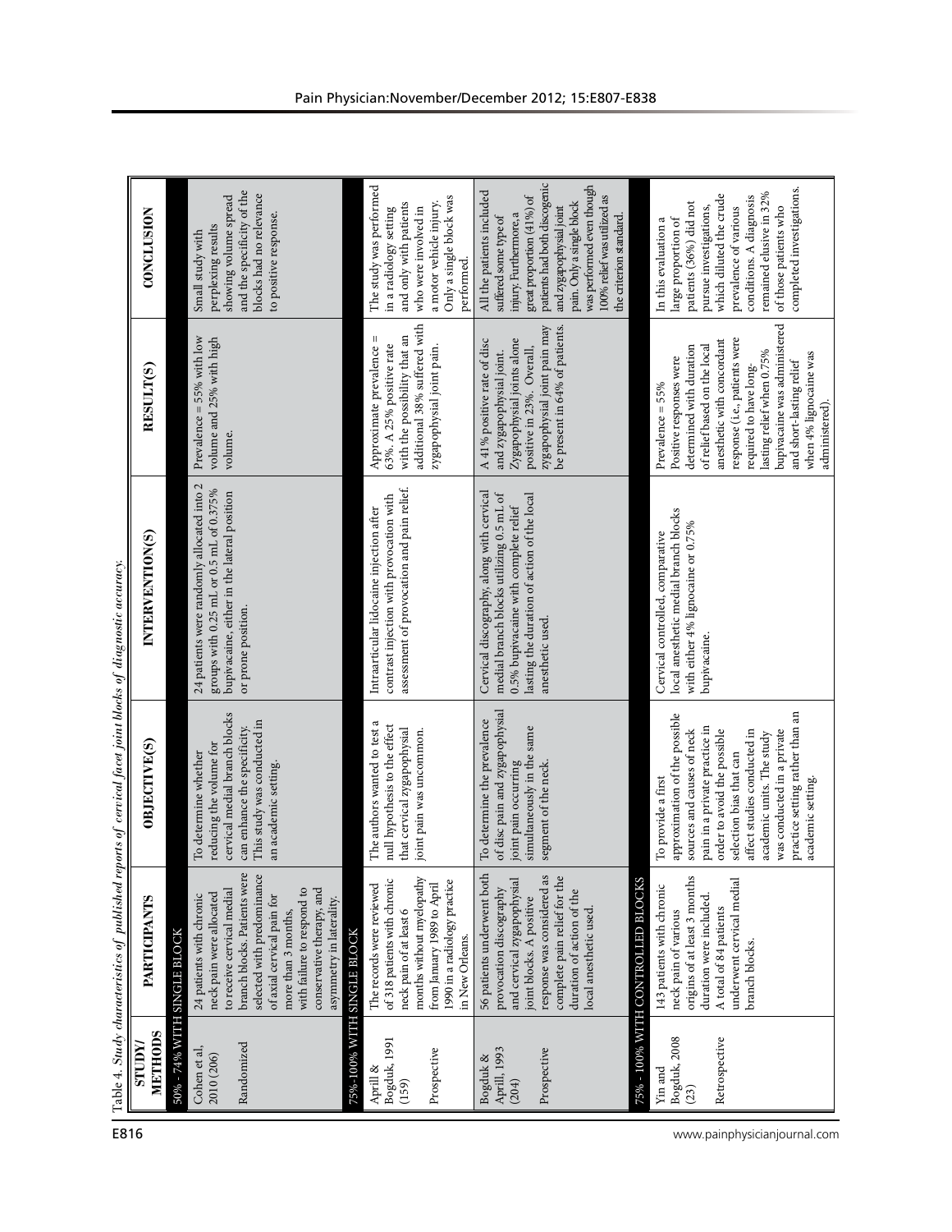Table 4. *Study characteristics of published reports of cervical facet joint blocks of diagnostic accuracy.*

| STUDY/ METHODS | PARTICIPANTS | OBJECTIVE(S) | INTERVENTION(S) | RESULT(S) | CONCLUSION |
|---|---|---|---|---|---|
| **50% - 74% WITH SINGLE BLOCK** | | | | | |
| Cohen et al, 2010 (206)<br><br>Randomized | 24 patients with chronic neck pain were allocated to receive cervical medial branch blocks. Patients were selected with predominance of axial cervical pain for more than 3 months, with failure to respond to conservative therapy, and asymmetry in laterality. | To determine whether reducing the volume for cervical medial branch blocks can enhance the specificity. This study was conducted in an academic setting. | 24 patients were randomly allocated into 2 groups with 0.25 mL or 0.5 mL of 0.375% bupivacaine, either in the lateral position or prone position. | Prevalence = 55% with low volume and 25% with high volume. | Small study with perplexing results showing volume spread and the specificity of the blocks had no relevance to positive response. |
| **75%-100% WITH SINGLE BLOCK** | | | | | |
| Aprill & Bogduk, 1991 (159)<br><br>Prospective | The records were reviewed of 318 patients with chronic neck pain of at least 6 months without myelopathy from January 1989 to April 1990 in a radiology practice in New Orleans. | The authors wanted to test a null hypothesis to the effect that cervical zygapophysial joint pain was uncommon. | Intraarticular lidocaine injection after contrast injection with provocation with assessment of provocation and pain relief. | Approximate prevalence = 63%. A 25% positive rate with the possibility that an additional 38% suffered with zygapophysial joint pain. | The study was performed in a radiology setting and only with patients who were involved in a motor vehicle injury. Only a single block was performed. |
| Bogduk & Aprill, 1993 (204)<br><br>Prospective | 56 patients underwent both provocation discography and cervical zygapophysial joint blocks. A positive response was considered as complete pain relief for the duration of action of the local anesthetic used. | To determine the prevalence of disc pain and zygapophysial joint pain occurring simultaneously in the same segment of the neck. | Cervical discography, along with cervical medial branch blocks utilizing 0.5 mL of 0.5% bupivacaine with complete relief lasting the duration of action of the local anesthetic used. | A 41% positive rate of disc and zygapophysial joint. Zygapophysial joints alone positive in 23%. Overall, zygapophysial joint pain may be present in 64% of patients. | All the patients included suffered some type of injury. Furthermore, a great proportion (41%) of patients had both discogenic and zygapophysial joint pain. Only a single block was performed even though 100% relief was utilized as the criterion standard. |
| **75% - 100% WITH CONTROLLED BLOCKS** | | | | | |
| Yin and Bogduk, 2008 (23)<br><br>Retrospective | 143 patients with chronic neck pain of various origins of at least 3 months duration were included. A total of 84 patients underwent cervical medial branch blocks. | To provide a first approximation of the possible sources and causes of neck pain in a private practice in order to avoid the possible selection bias that can affect studies conducted in academic units. The study was conducted in a private practice setting rather than an academic setting. | Cervical controlled, comparative local anesthetic medial branch blocks with either 4% lignocaine or 0.75% bupivacaine. | Prevalence = 55%<br>Positive responses were determined with duration of relief based on the local anesthetic with concordant response (i.e., patients were required to have long-lasting relief when 0.75% bupivacaine was administered and short-lasting relief when 4% lignocaine was administered). | In this evaluation a large proportion of patients (36%) did not pursue investigations, which diluted the crude prevalence of various conditions. A diagnosis remained elusive in 32% of those patients who completed investigations. |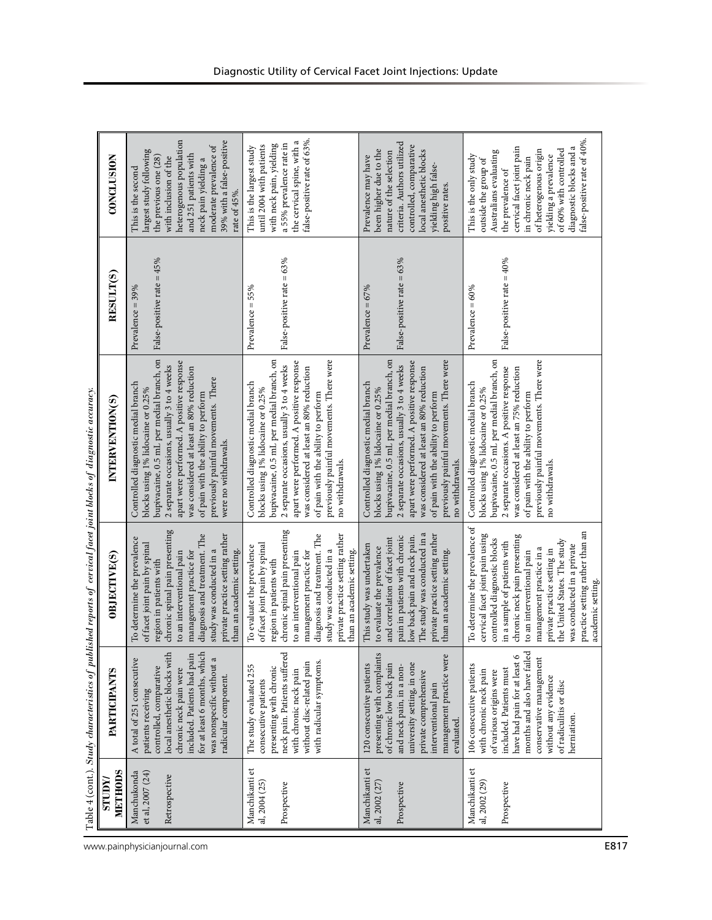Table 4 (cont.). *Study characteristics of published reports of cervical facet joint blocks of diagnostic accuracy.*

| STUDY/ METHODS | PARTICIPANTS | OBJECTIVE(S) | INTERVENTION(S) | RESULT(S) | CONCLUSION |
|---|---|---|---|---|---|
| Manchukonda et al, 2007 (24)<br><br>Retrospective | A total of 251 consecutive patients receiving controlled, comparative local anesthetic blocks with chronic neck pain were included. Patients had pain for at least 6 months, which was nonspecific without a radicular component. | To determine the prevalence of facet joint pain by spinal region in patients with chronic spinal pain presenting to an interventional pain management practice for diagnosis and treatment. The study was conducted in a private practice setting rather than an academic setting. | Controlled diagnostic medial branch blocks using 1% lidocaine or 0.25% bupivacaine, 0.5 mL per medial branch, on 2 separate occasions, usually 3 to 4 weeks apart were performed. A positive response was considered at least an 80% reduction of pain with the ability to perform previously painful movements. There were no withdrawals. | Prevalence = 39%<br><br>False-positive rate = 45% | This is the second largest study following the previous one (28) with inclusion of the heterogenous population and 251 patients with neck pain yielding a moderate prevalence of 39% with a false-positive rate of 45%. |
| Manchikanti et al, 2004 (25)<br><br>Prospective | The study evaluated 255 consecutive patients presenting with chronic neck pain. Patients suffered with chronic neck pain without disc-related pain with radicular symptoms. | To evaluate the prevalence of facet joint pain by spinal region in patients with chronic spinal pain presenting to an interventional pain management practice for diagnosis and treatment. The study was conducted in a private practice setting rather than an academic setting. | Controlled diagnostic medial branch blocks using 1% lidocaine or 0.25% bupivacaine, 0.5 mL per medial branch, on 2 separate occasions, usually 3 to 4 weeks apart were performed. A positive response was considered at least an 80% reduction of pain with the ability to perform previously painful movements. There were no withdrawals. | Prevalence = 55%<br><br>False-positive rate = 63% | This is the largest study until 2004 with patients with neck pain, yielding a 55% prevalence rate in the cervical spine, with a false-positive rate of 63%. |
| Manchikanti et al, 2002 (27)<br><br>Prospective | 120 consecutive patients presenting with complaints of chronic low back pain and neck pain, in a non-university setting, in one private comprehensive interventional pain management practice were evaluated. | This study was undertaken to evaluate the prevalence and correlation of facet joint pain in patients with chronic low back pain and neck pain. The study was conducted in a private practice setting rather than an academic setting. | Controlled diagnostic medial branch blocks using 1% lidocaine or 0.25% bupivacaine, 0.5 mL per medial branch, on 2 separate occasions, usually 3 to 4 weeks apart were performed. A positive response was considered at least an 80% reduction of pain with the ability to perform previously painful movements. There were no withdrawals. | Prevalence = 67%<br><br>False-positive rate = 63% | Prevalence may have been higher due to the nature of the selection criteria. Authors utilized controlled, comparative local anesthetic blocks yielding high false-positive rates. |
| Manchikanti et al, 2002 (29)<br><br>Prospective | 106 consecutive patients with chronic neck pain of various origins were included. Patients must have had pain for at least 6 months and also have failed conservative management without any evidence of radiculitis or disc herniation. | To determine the prevalence of cervical facet joint pain using controlled diagnostic blocks in a sample of patients with chronic neck pain presenting to an interventional pain management practice in a private practice setting in the United States. The study was conducted in a private practice setting rather than an academic setting. | Controlled diagnostic medial branch blocks using 1% lidocaine or 0.25% bupivacaine, 0.5 mL per medial branch, on 2 separate occasions. A positive response was considered at least an 75% reduction of pain with the ability to perform previously painful movements. There were no withdrawals. | Prevalence = 60%<br><br>False-positive rate = 40% | This is the only study outside the group of Australians evaluating the prevalence of cervical facet joint pain in chronic neck pain of heterogenous origin yielding a prevalence of 60% with controlled diagnostic blocks and a false-positive rate of 40%. |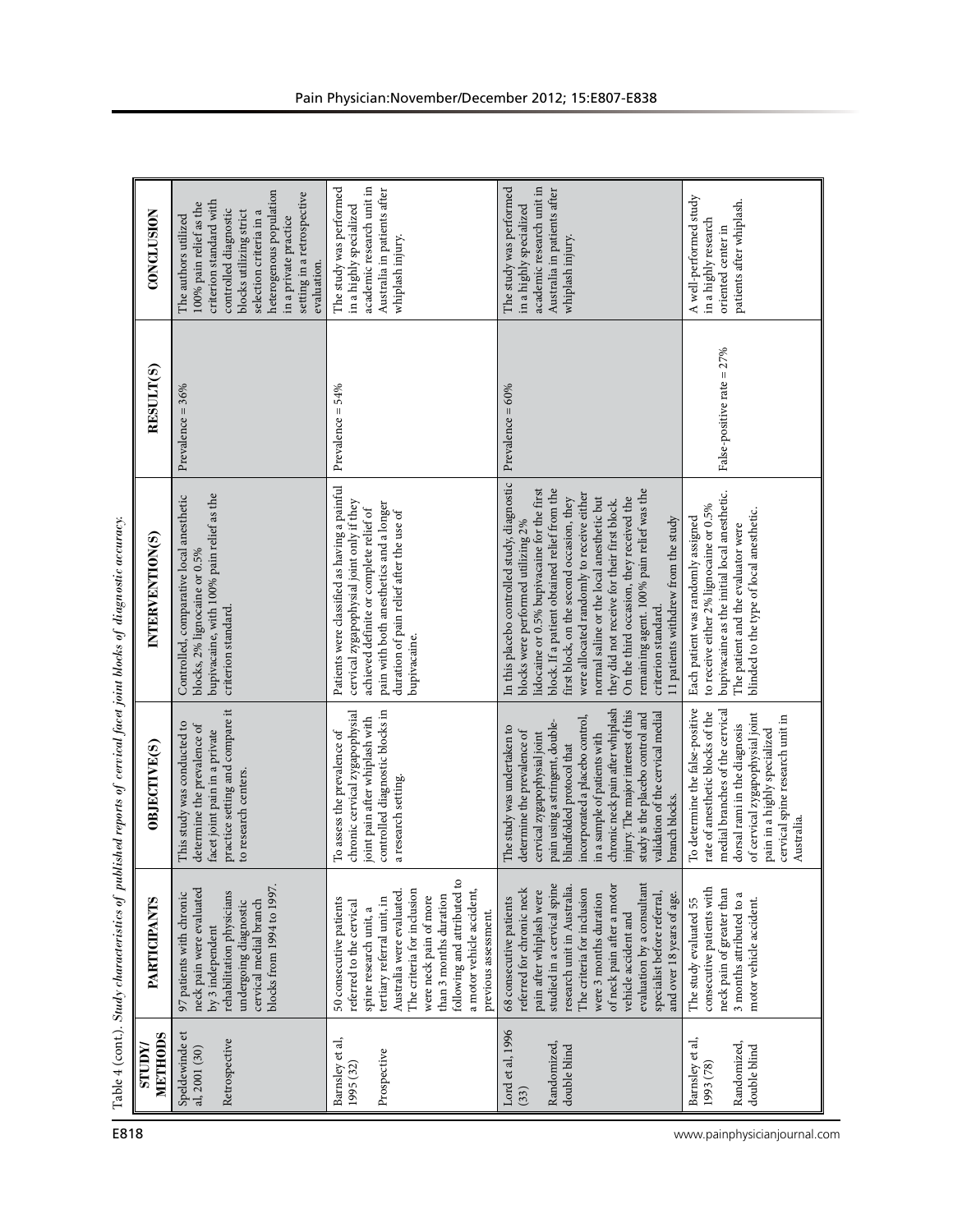Table 4 (cont.). *Study characteristics of published reports of cervical facet joint blocks of diagnostic accuracy.*

| STUDY/ METHODS | PARTICIPANTS | OBJECTIVE(S) | INTERVENTION(S) | RESULT(S) | CONCLUSION |
|---|---|---|---|---|---|
| Speldewinde et al, 2001 (30) Retrospective | 97 patients with chronic neck pain were evaluated by 3 independent rehabilitation physicians undergoing diagnostic cervical medial branch blocks from 1994 to 1997. | This study was conducted to determine the prevalence of facet joint pain in a private practice setting and compare it to research centers. | Controlled, comparative local anesthetic blocks, 2% lignocaine or 0.5% bupivacaine, with 100% pain relief as the criterion standard. | Prevalence = 36% | The authors utilized 100% pain relief as the criterion standard with controlled diagnostic blocks utilizing strict selection criteria in a heterogeneous population in a private practice setting in a retrospective evaluation. |
| Barnsley et al, 1995 (32) Prospective | 50 consecutive patients referred to the cervical spine research unit, a tertiary referral unit, in Australia were evaluated. The criteria for inclusion were neck pain of more than 3 months duration following and attributed to a motor vehicle accident, previous assessment. | To assess the prevalence of chronic cervical zygapophysial joint pain after whiplash with controlled diagnostic blocks in a research setting. | Patients were classified as having a painful cervical zygapophysial joint only if they achieved definite or complete relief of pain with both anesthetics and a longer duration of pain relief after the use of bupivacaine. | Prevalence = 54% | The study was performed in a highly specialized academic research unit in Australia in patients after whiplash injury. |
| Lord et al, 1996 (33) Randomized, double blind | 68 consecutive patients referred for chronic neck pain after whiplash were studied in a cervical spine research unit in Australia. The criteria for inclusion were 3 months duration of neck pain after a motor vehicle accident and evaluation by a consultant specialist before referral, and over 18 years of age. | The study was undertaken to determine the prevalence of cervical zygapophysial joint pain using a stringent, double-blindfolded protocol that incorporated a placebo control, in a sample of patients with chronic neck pain after whiplash injury. The major interest of this study is the placebo control and validation of the cervical medial branch blocks. | In this placebo controlled study, diagnostic blocks were performed utilizing 2% lidocaine or 0.5% bupivacaine for the first block. If a patient obtained relief from the first block, on the second occasion, they were allocated randomly to receive either normal saline or the local anesthetic but they did not receive for their first block. On the third occasion, they received the remaining agent. 100% pain relief was the criterion standard. 11 patients withdrew from the study | Prevalence = 60% | The study was performed in a highly specialized academic research unit in Australia in patients after whiplash injury. |
| Barnsley et al, 1993 (78) Randomized, double blind | The study evaluated 55 consecutive patients with neck pain of greater than 3 months attributed to a motor vehicle accident. | To determine the false-positive rate of anesthetic blocks of the medial branches of the cervical dorsal rami in the diagnosis of cervical zygapophysial joint pain in a highly specialized cervical spine research unit in Australia. | Each patient was randomly assigned to receive either 2% lignocaine or 0.5% bupivacaine as the initial local anesthetic. The patient and the evaluator were blinded to the type of local anesthetic. | False-positive rate = 27% | A well-performed study in a highly research oriented center in patients after whiplash. |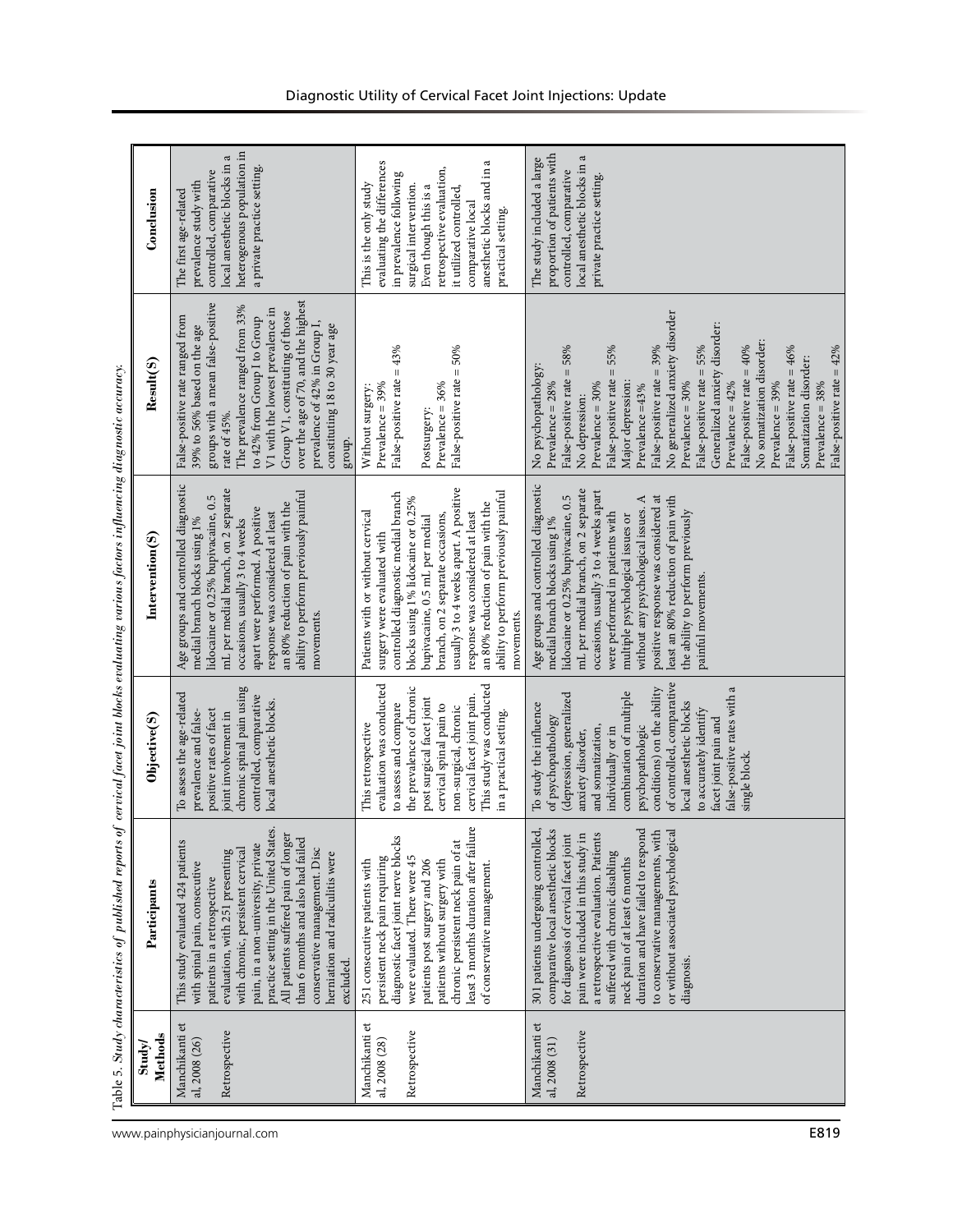Table 5. *Study characteristics of published reports of cervical facet joint blocks evaluating various factors influencing diagnostic accuracy.*

| Study/ Methods | Participants | Objective(S) | Intervention(S) | Result(S) | Conclusion |
|---|---|---|---|---|---|
| Manchikanti et al, 2008 (26) Retrospective | This study evaluated 424 patients with spinal pain, consecutive patients in a retrospective evaluation, with 251 presenting with chronic, persistent cervical pain, in a non-university, private practice setting in the United States. All patients suffered pain of longer than 6 months and also had failed conservative management. Disc herniation and radiculitis were excluded. | To assess the age-related prevalence and false-positive rates of facet joint involvement in chronic spinal pain using controlled, comparative local anesthetic blocks. | Age groups and controlled diagnostic medial branch blocks using 1% lidocaine or 0.25% bupivacaine, 0.5 mL per medial branch, on 2 separate occasions, usually 3 to 4 weeks apart were performed. A positive response was considered at least an 80% reduction of pain with the ability to perform previously painful movements. | False-positive rate ranged from 39% to 56% based on the age groups with a mean false-positive rate of 45%. The prevalence ranged from 33% to 42% from Group I to Group V1 with the lowest prevalence in Group V1, constituting of those over the age of 70, and the highest prevalence of 42% in Group I, constituting 18 to 30 year age group. | The first age-related prevalence study with controlled, comparative local anesthetic blocks in a heterogeneous population in a private practice setting. |
| Manchikanti et al, 2008 (28) Retrospective | 251 consecutive patients with persistent neck pain requiring diagnostic facet joint nerve blocks were evaluated. There were 45 patients post surgery and 206 patients without surgery with chronic persistent neck pain of at least 3 months duration after failure of conservative management. | This retrospective evaluation was conducted to assess and compare the prevalence of chronic post surgical facet joint cervical spinal pain to non-surgical, chronic cervical facet joint pain. This study was conducted in a practical setting. | Patients with or without cervical surgery were evaluated with controlled diagnostic medial branch blocks using 1% lidocaine or 0.25% bupivacaine, 0.5 mL per medial branch, on 2 separate occasions, usually 3 to 4 weeks apart. A positive response was considered at least an 80% reduction of pain with the ability to perform previously painful movements. | Without surgery:<br>Prevalence = 39%<br>False-positive rate = 43%<br><br>Postsurgery:<br>Prevalence = 36%<br>False-positive rate = 50% | This is the only study evaluating the differences in prevalence following surgical intervention. Even though this is a retrospective evaluation, it utilized controlled, comparative local anesthetic blocks and in a practical setting. |
| Manchikanti et al, 2008 (31) Retrospective | 301 patients undergoing controlled, comparative local anesthetic blocks for diagnosis of cervical facet joint pain were included in this study in a retrospective evaluation. Patients suffered with chronic disabling neck pain of at least 6 months duration and have failed to respond to conservative managements, with or without associated psychological diagnosis. | To study the influence of psychopathology (depression, generalized anxiety disorder, and somatization, individually or in combination of multiple psychopathologic conditions) on the ability of controlled, comparative local anesthetic blocks to accurately identify facet joint pain and false-positive rates with a single block. | Age groups and controlled diagnostic medial branch blocks using 1% lidocaine or 0.25% bupivacaine, 0.5 mL per medial branch, on 2 separate occasions, usually 3 to 4 weeks apart were performed in patients with multiple psychological issues or without any psychological issues. A positive response was considered at least an 80% reduction of pain with the ability to perform previously painful movements. | No psychopathology:<br>Prevalence = 28%<br>False-positive rate = 58%<br>No depression:<br>Prevalence = 30%<br>False-positive rate = 55%<br>Major depression:<br>Prevalence =43%<br>False-positive rate = 39%<br>No generalized anxiety disorder<br>Prevalence = 30%<br>False-positive rate = 55%<br>Generalized anxiety disorder:<br>Prevalence = 42%<br>False-positive rate = 40%<br>No somatization disorder:<br>Prevalence = 39%<br>False-positive rate = 46%<br>Somatization disorder:<br>Prevalence = 38%<br>False-positive rate = 42% | The study included a large proportion of patients with controlled, comparative local anesthetic blocks in a private practice setting. |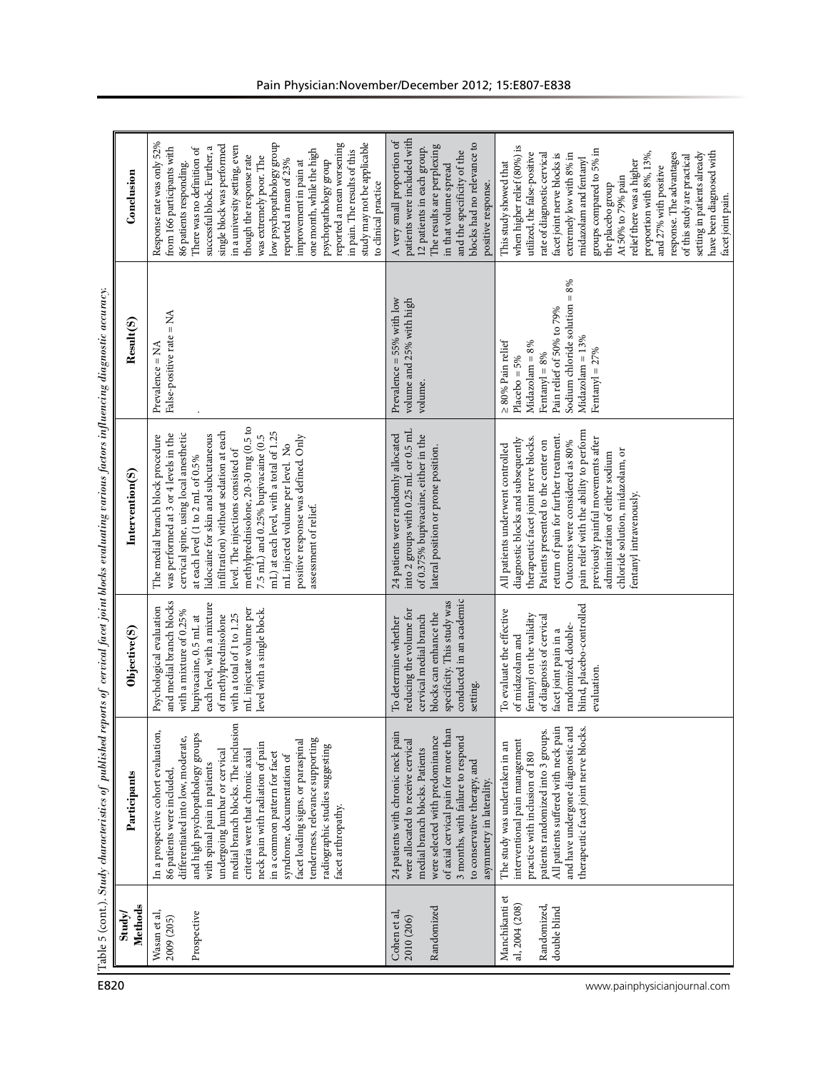Table 5 (cont.). *Study characteristics of published reports of cervical facet joint blocks evaluating various factors influencing diagnostic accuracy.*

| Study/ Methods | Participants | Objective(S) | Intervention(S) | Result(S) | Conclusion |
|---|---|---|---|---|---|
| Wasan et al, 2009 (205)<br><br>Prospective | In a prospective cohort evaluation, 86 patients were included, differentiated into low, moderate, and high psychopathology groups with spinal pain in patients undergoing lumbar or cervical medial branch blocks. The inclusion criteria were that chronic axial neck pain with radiation of pain in a common pattern for facet syndrome, documentation of facet loading signs, or paraspinal tenderness, relevance supporting radiographic studies suggesting facet arthropathy. | Psychological evaluation and medial branch blocks with a mixture of 0.25% bupivacaine, 0.5 mL at each level, with a mixture of methylprednisolone with a total of 1 to 1.25 mL injectate volume per level with a single block. | The medial branch block procedure was performed at 3 or 4 levels in the cervical spine, using local anesthetic at each level (1 to 2 mL of 0.5% lidocaine for skin and subcutaneous infiltration) without sedation at each level. The injections consisted of methylprednisolone, 20-30 mg (0.5 to 7.5 mL) and 0.25% bupivacaine (0.5 mL) at each level, with a total of 1.25 mL injected volume per level. No positive response was defined. Only assessment of relief. | Prevalence = NA<br>False-positive rate = NA | Response rate was only 52% from 166 participants with 86 patients responding. There was no definition of successful block. Further, a single block was performed in a university setting, even though the response rate was extremely poor. The low psychopathology group reported a mean of 23% improvement in pain at one month, while the high psychopathology group reported a mean worsening in pain. The results of this study may not be applicable to clinical practice |
| Cohen et al, 2010 (206)<br><br>Randomized | 24 patients with chronic neck pain were allocated to receive cervical medial branch blocks. Patients were selected with predominance of axial cervical pain for more than 3 months, with failure to respond to conservative therapy, and asymmetry in laterality. | To determine whether reducing the volume for cervical medial branch blocks can enhance the specificity. This study was conducted in an academic setting. | 24 patients were randomly allocated into 2 groups with 0.25 mL or 0.5 mL of 0.375% bupivacaine, either in the lateral position or prone position. | Prevalence = 55% with low volume and 25% with high volume. | A very small proportion of patients were included with 12 patients in each group. The results are perplexing in that volume spread and the specificity of the blocks had no relevance to positive response. |
| Manchikanti et al, 2004 (208)<br><br>Randomized, double blind | The study was undertaken in an interventional pain management practice with inclusion of 180 patients randomized into 3 groups. All patients suffered with neck pain and have undergone diagnostic and therapeutic facet joint nerve blocks. | To evaluate the effective of midazolam and fentanyl on the validity of diagnosis of cervical facet joint pain in a randomized, double-blind, placebo-controlled evaluation. | All patients underwent controlled diagnostic blocks and subsequently therapeutic facet joint nerve blocks. Patients presented to the center on return of pain for further treatment. Outcomes were considered as 80% pain relief with the ability to perform previously painful movements after administration of either sodium chloride solution, midazolam, or fentanyl intravenously. | ≥ 80% Pain relief<br>Placebo = 5%<br>Midazolam = 8%<br>Fentanyl = 8%<br>Pain relief of 50% to 79%<br>Sodium chloride solution = 8%<br>Midazolam = 13%<br>Fentanyl = 27% | This study showed that when higher relief (80%) is utilized, the false-positive rate of diagnostic cervical facet joint nerve blocks is extremely low with 8% in midazolam and fentanyl groups compared to 5% in the placebo group<br>At 50% to 79% pain relief there was a higher proportion with 8%, 13%, and 27% with positive response. The advantages of this study are practical setting in patients already have been diagnosed with facet joint pain. |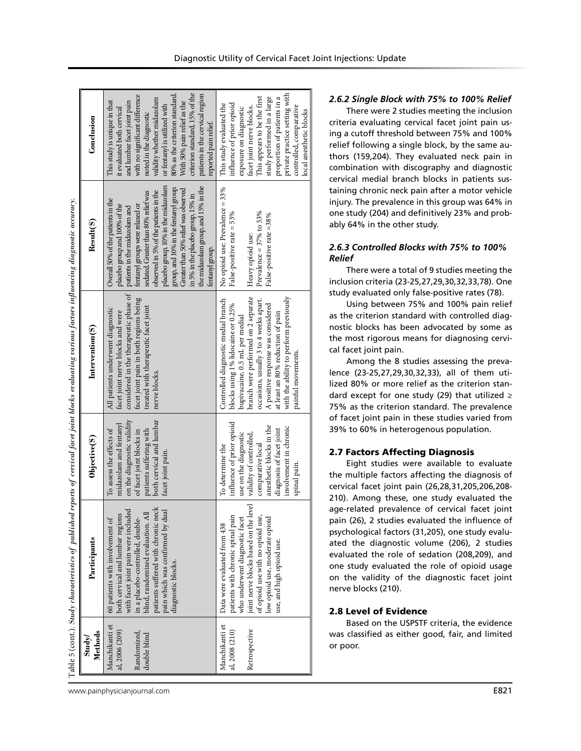Table 5 (cont.). *Study characteristics of published reports of cervical facet joint blocks evaluating various factors influencing diagnostic accuracy.*

| Study/ Methods | Participants | Objective(S) | Intervention(S) | Result(S) | Conclusion |
|---|---|---|---|---|---|
| Manchikanti et al, 2006 (209) Randomized, double blind | 60 patients with involvement of both cervical and lumbar regions with facet joint pain were included in a placebo-controlled, double-blind, randomized evaluation. All patients suffered with chronic neck pain which was confirmed by dual diagnostic blocks. | To assess the effects of midazolam and fentanyl on the diagnostic validity of facet joint blocks in patients suffering with both cervical and lumbar facet joint pain. | All patients underwent diagnostic facet joint nerve blocks and were considered in the therapeutic phase of facet joint pain in both regions being treated with therapeutic facet joint nerve blocks. | Overall 50% of the patients in the placebo group and 100% of the patients in the midazolam and fentanyl groups were relaxed or sedated. Greater than 80% relief was observed in 5% of the patients in the placebo group, 10% in the midazolam group, and 10% in the fentanyl group. Greater than 50% relief was observed in 5% in the placebo group, 15% in the midazolam group, and 15% in the fentanyl group. | This study is unique in that it evaluated both cervical and lumbar facet joint pain with no significant difference noted in the diagnostic validity whether midazolam or fentanyl is utilized with 80% as the criterion standard. With 50% pain relief as the criterion standard, 15% of the patients in the cervical region reported pain relief. |
| Manchikanti et al, 2008 (210) Retrospective | Data were evaluated from 438 patients with chronic spinal pain who underwent diagnostic facet joint nerve blocks based on the level of opioid use with no opioid use, low opioid use, moderate opioid use, and high opioid use. | To determine the influence of prior opioid use on the diagnostic validity of controlled, comparative local anesthetic blocks in the diagnosis of facet joint involvement in chronic spinal pain. | Controlled diagnostic medial branch blocks using 1% lidocaine or 0.25% bupivacaine, 0.5 mL per medial branch nerve were performed on 2 separate occasions, usually 3 to 4 weeks apart. A positive response was considered at least an 80% reduction of pain with the ability to perform previously painful movements. | No opioid use: Prevalence = 33% False-positive rate = 53%<br><br>Heavy opioid use:<br>Prevalence = 37% to 53%<br>False-positive rate =38% | This study evaluated the influence of prior opioid exposure on diagnostic facet joint nerve blocks. This appears to be the first study performed in a large proportion of patients in a private practice setting with controlled, comparative local anesthetic blocks |

### *2.6.2 Single Block with 75% to 100% Relief*

There were 2 studies meeting the inclusion criteria evaluating cervical facet joint pain using a cutoff threshold between 75% and 100% relief following a single block, by the same authors (159,204). They evaluated neck pain in combination with discography and diagnostic cervical medial branch blocks in patients sustaining chronic neck pain after a motor vehicle injury. The prevalence in this group was 64% in one study (204) and definitively 23% and probably 64% in the other study.

### *2.6.3 Controlled Blocks with 75% to 100% Relief*

There were a total of 9 studies meeting the inclusion criteria (23-25,27,29,30,32,33,78). One study evaluated only false-positive rates (78).

Using between 75% and 100% pain relief as the criterion standard with controlled diagnostic blocks has been advocated by some as the most rigorous means for diagnosing cervical facet joint pain.

Among the 8 studies assessing the prevalence (23-25,27,29,30,32,33), all of them utilized 80% or more relief as the criterion standard except for one study (29) that utilized ≥ 75% as the criterion standard. The prevalence of facet joint pain in these studies varied from 39% to 60% in heterogenous population.

## 2.7 Factors Affecting Diagnosis

Eight studies were available to evaluate the multiple factors affecting the diagnosis of cervical facet joint pain (26,28,31,205,206,208-210). Among these, one study evaluated the age-related prevalence of cervical facet joint pain (26), 2 studies evaluated the influence of psychological factors (31,205), one study evaluated the diagnostic volume (206), 2 studies evaluated the role of sedation (208,209), and one study evaluated the role of opioid usage on the validity of the diagnostic facet joint nerve blocks (210).

## 2.8 Level of Evidence

Based on the USPSTF criteria, the evidence was classified as either good, fair, and limited or poor.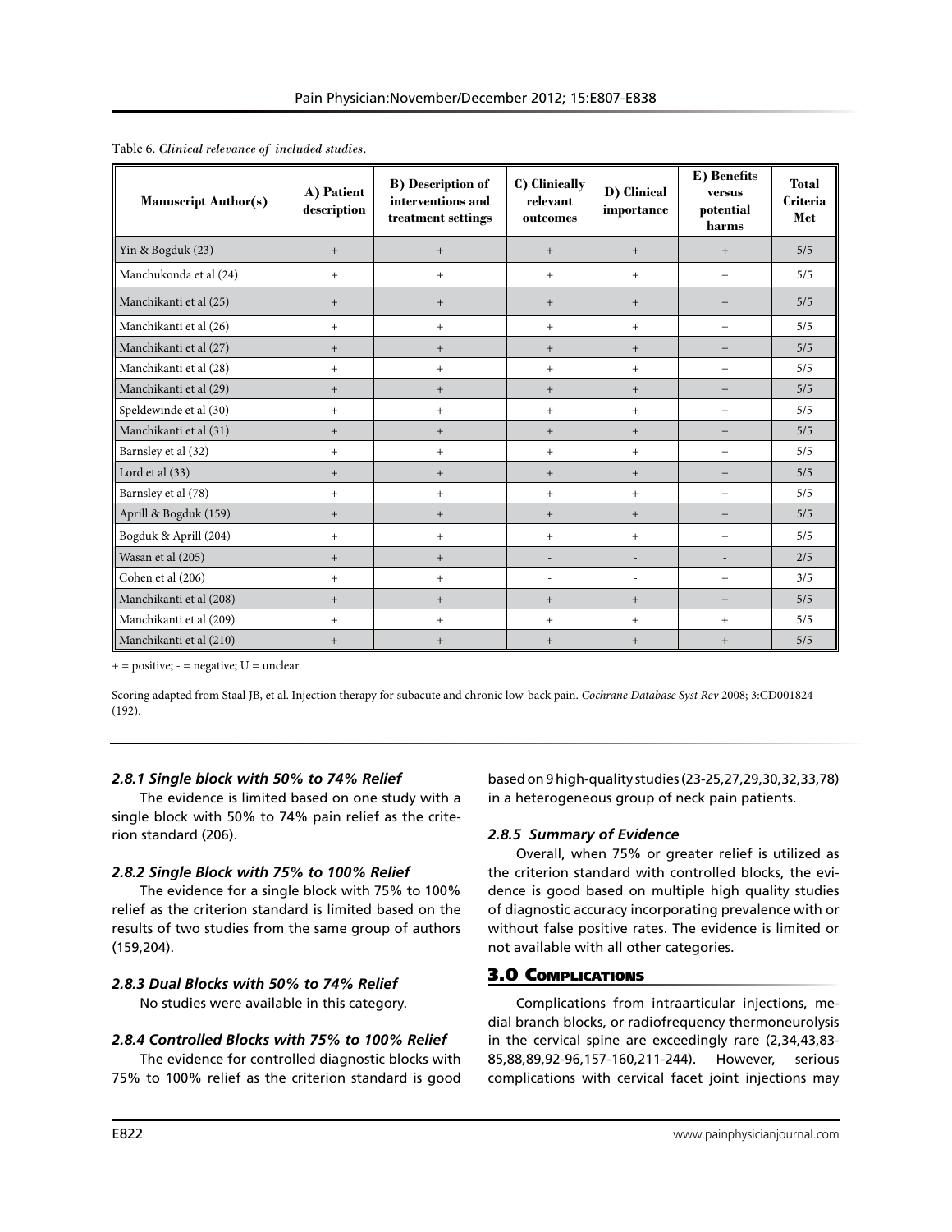Table 6. *Clinical relevance of included studies.*

| Manuscript Author(s) | A) Patient description | B) Description of interventions and treatment settings | C) Clinically relevant outcomes | D) Clinical importance | E) Benefits versus potential harms | Total Criteria Met |
|---|---|---|---|---|---|---|
| Yin & Bogduk (23) | + | + | + | + | + | 5/5 |
| Manchukonda et al (24) | + | + | + | + | + | 5/5 |
| Manchikanti et al (25) | + | + | + | + | + | 5/5 |
| Manchikanti et al (26) | + | + | + | + | + | 5/5 |
| Manchikanti et al (27) | + | + | + | + | + | 5/5 |
| Manchikanti et al (28) | + | + | + | + | + | 5/5 |
| Manchikanti et al (29) | + | + | + | + | + | 5/5 |
| Speldewinde et al (30) | + | + | + | + | + | 5/5 |
| Manchikanti et al (31) | + | + | + | + | + | 5/5 |
| Barnsley et al (32) | + | + | + | + | + | 5/5 |
| Lord et al (33) | + | + | + | + | + | 5/5 |
| Barnsley et al (78) | + | + | + | + | + | 5/5 |
| Aprill & Bogduk (159) | + | + | + | + | + | 5/5 |
| Bogduk & Aprill (204) | + | + | + | + | + | 5/5 |
| Wasan et al (205) | + | + | - | - | - | 2/5 |
| Cohen et al (206) | + | + | - | - | + | 3/5 |
| Manchikanti et al (208) | + | + | + | + | + | 5/5 |
| Manchikanti et al (209) | + | + | + | + | + | 5/5 |
| Manchikanti et al (210) | + | + | + | + | + | 5/5 |

+ = positive; - = negative; U = unclear

Scoring adapted from Staal JB, et al. Injection therapy for subacute and chronic low-back pain. *Cochrane Database Syst Rev* 2008; 3:CD001824 (192).

### *2.8.1 Single block with 50% to 74% Relief*

The evidence is limited based on one study with a single block with 50% to 74% pain relief as the criterion standard (206).

### *2.8.2 Single Block with 75% to 100% Relief*

The evidence for a single block with 75% to 100% relief as the criterion standard is limited based on the results of two studies from the same group of authors (159,204).

### *2.8.3 Dual Blocks with 50% to 74% Relief*

No studies were available in this category.

### *2.8.4 Controlled Blocks with 75% to 100% Relief*

The evidence for controlled diagnostic blocks with 75% to 100% relief as the criterion standard is good based on 9 high-quality studies (23-25,27,29,30,32,33,78) in a heterogeneous group of neck pain patients.

### *2.8.5 Summary of Evidence*

Overall, when 75% or greater relief is utilized as the criterion standard with controlled blocks, the evidence is good based on multiple high quality studies of diagnostic accuracy incorporating prevalence with or without false positive rates. The evidence is limited or not available with all other categories.

## 3.0 Complications

Complications from intraarticular injections, medial branch blocks, or radiofrequency thermoneurolysis in the cervical spine are exceedingly rare (2,34,43,83-85,88,89,92-96,157-160,211-244). However, serious complications with cervical facet joint injections may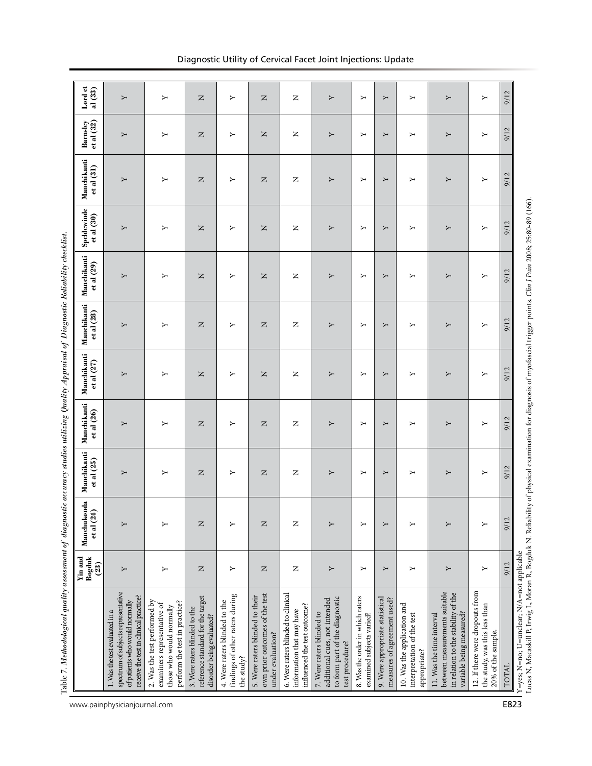Table 7. *Methodological quality assessment of diagnostic accuracy studies utilizing Quality Appraisal of Diagnostic Reliability checklist.*

| | Yin and Bogduk (23) | Manchukonda et al (24) | Manchikanti et al (25) | Manchikanti et al (26) | Manchikanti et al (27) | Manchikanti et al (28) | Manchikanti et al (29) | Speldewinde et al (30) | Manchikanti et al (31) | Barnsley et al (32) | Lord et al (33) |
|---|---|---|---|---|---|---|---|---|---|---|---|
| 1. Was the test evaluated in a spectrum of subjects representative of patients who would normally receive the test in clinical practice? | Y | Y | Y | Y | Y | Y | Y | Y | Y | Y | Y |
| 2. Was the test performed by examiners representative of those who would normally perform the test in practice? | Y | Y | Y | Y | Y | Y | Y | Y | Y | Y | Y |
| 3. Were raters blinded to the reference standard for the target disorder being evaluated? | N | N | N | N | N | N | N | N | N | N | N |
| 4. Were raters blinded to the findings of other raters during the study? | Y | Y | Y | Y | Y | Y | Y | Y | Y | Y | Y |
| 5. Were raters blinded to their own prior outcomes of the test under evaluation? | N | N | N | N | N | N | N | N | N | N | N |
| 6. Were raters blinded to clinical information that may have influenced the test outcome? | N | N | N | N | N | N | N | N | N | N | N |
| 7. Were raters blinded to additional cues, not intended to form part of the diagnostic test procedure? | Y | Y | Y | Y | Y | Y | Y | Y | Y | Y | Y |
| 8. Was the order in which raters examined subjects varied? | Y | Y | Y | Y | Y | Y | Y | Y | Y | Y | Y |
| 9. Were appropriate statistical measures of agreement used? | Y | Y | Y | Y | Y | Y | Y | Y | Y | Y | Y |
| 10. Was the application and interpretation of the test appropriate? | Y | Y | Y | Y | Y | Y | Y | Y | Y | Y | Y |
| 11. Was the time interval between measurements suitable in relation to the stability of the variable being measured? | Y | Y | Y | Y | Y | Y | Y | Y | Y | Y | Y |
| 12. If there were dropouts from the study, was this less than 20% of the sample. | Y | Y | Y | Y | Y | Y | Y | Y | Y | Y | Y |
| TOTAL | 9/12 | 9/12 | 9/12 | 9/12 | 9/12 | 9/12 | 9/12 | 9/12 | 9/12 | 9/12 | 9/12 |

Y=yes; N=no; U=unclear; N/A=not applicable

Lucas N, Macaskill P, Irwig L, Moran R, Bogduk N. Reliability of physical examination for diagnosis of myofascial trigger points. *Clin J Pain* 2008; 25:80-89 (166).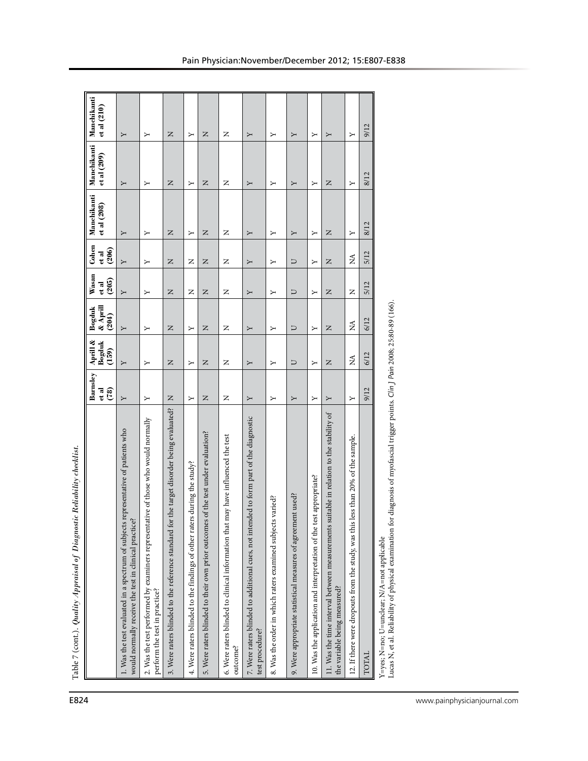Table 7 (cont.). *Quality Appraisal of Diagnostic Reliability checklist.*

| | Barnsley et al (78) | Aprill & Bogduk (159) | Bogduk & Aprill (204) | Wasan et al (205) | Cohen et al (206) | Manchikanti et al (208) | Manchikanti et al (209) | Manchikanti et al (210) |
|---|---|---|---|---|---|---|---|---|
| 1. Was the test evaluated in a spectrum of subjects representative of patients who would normally receive the test in clinical practice? | Y | Y | Y | Y | Y | Y | Y | Y |
| 2. Was the test performed by examiners representative of those who would normally perform the test in practice? | Y | Y | Y | Y | Y | Y | Y | Y |
| 3. Were raters blinded to the reference standard for the target disorder being evaluated? | N | N | N | N | N | N | N | N |
| 4. Were raters blinded to the findings of other raters during the study? | Y | Y | Y | N | N | Y | Y | Y |
| 5. Were raters blinded to their own prior outcomes of the test under evaluation? | N | N | N | N | N | N | N | N |
| 6. Were raters blinded to clinical information that may have influenced the test outcome? | N | N | N | N | N | N | N | N |
| 7. Were raters blinded to additional cues, not intended to form part of the diagnostic test procedure? | Y | Y | Y | Y | Y | Y | Y | Y |
| 8. Was the order in which raters examined subjects varied? | Y | Y | Y | Y | Y | Y | Y | Y |
| 9. Were appropriate statistical measures of agreement used? | Y | U | U | U | U | Y | Y | Y |
| 10. Was the application and interpretation of the test appropriate? | Y | Y | Y | Y | Y | Y | Y | Y |
| 11. Was the time interval between measurements suitable in relation to the stability of the variable being measured? | Y | N | N | N | N | N | N | Y |
| 12. If there were dropouts from the study, was this less than 20% of the sample. | Y | NA | NA | N | NA | Y | Y | Y |
| TOTAL | 9/12 | 6/12 | 6/12 | 5/12 | 5/12 | 8/12 | 8/12 | 9/12 |

Y=yes; N=no; U=unclear; N/A=not applicable

Lucas N, et al. Reliability of physical examination for diagnosis of myofascial trigger points. *Clin J Pain* 2008; 25:80-89 (166).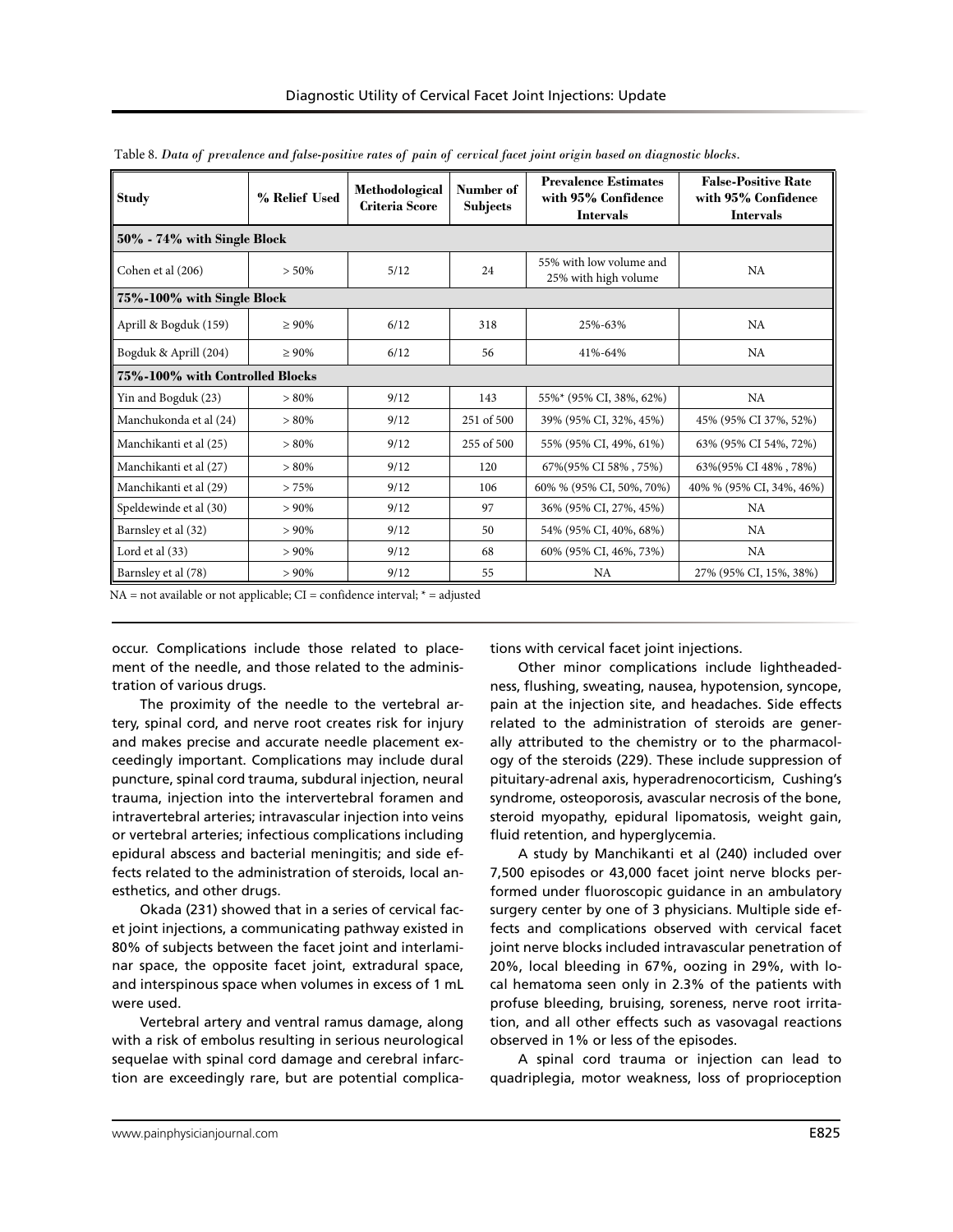Table 8. *Data of prevalence and false-positive rates of pain of cervical facet joint origin based on diagnostic blocks.*

| Study | % Relief Used | Methodological Criteria Score | Number of Subjects | Prevalence Estimates with 95% Confidence Intervals | False-Positive Rate with 95% Confidence Intervals |
|---|---|---|---|---|---|
| **50% - 74% with Single Block** | | | | | |
| Cohen et al (206) | > 50% | 5/12 | 24 | 55% with low volume and 25% with high volume | NA |
| **75%-100% with Single Block** | | | | | |
| Aprill & Bogduk (159) | ≥ 90% | 6/12 | 318 | 25%-63% | NA |
| Bogduk & Aprill (204) | ≥ 90% | 6/12 | 56 | 41%-64% | NA |
| **75%-100% with Controlled Blocks** | | | | | |
| Yin and Bogduk (23) | > 80% | 9/12 | 143 | 55%* (95% CI, 38%, 62%) | NA |
| Manchukonda et al (24) | > 80% | 9/12 | 251 of 500 | 39% (95% CI, 32%, 45%) | 45% (95% CI 37%, 52%) |
| Manchikanti et al (25) | > 80% | 9/12 | 255 of 500 | 55% (95% CI, 49%, 61%) | 63% (95% CI 54%, 72%) |
| Manchikanti et al (27) | > 80% | 9/12 | 120 | 67%(95% CI 58% , 75%) | 63%(95% CI 48% , 78%) |
| Manchikanti et al (29) | > 75% | 9/12 | 106 | 60% % (95% CI, 50%, 70%) | 40% % (95% CI, 34%, 46%) |
| Speldewinde et al (30) | > 90% | 9/12 | 97 | 36% (95% CI, 27%, 45%) | NA |
| Barnsley et al (32) | > 90% | 9/12 | 50 | 54% (95% CI, 40%, 68%) | NA |
| Lord et al (33) | > 90% | 9/12 | 68 | 60% (95% CI, 46%, 73%) | NA |
| Barnsley et al (78) | > 90% | 9/12 | 55 | NA | 27% (95% CI, 15%, 38%) |

NA = not available or not applicable; CI = confidence interval; * = adjusted

occur. Complications include those related to placement of the needle, and those related to the administration of various drugs.

The proximity of the needle to the vertebral artery, spinal cord, and nerve root creates risk for injury and makes precise and accurate needle placement exceedingly important. Complications may include dural puncture, spinal cord trauma, subdural injection, neural trauma, injection into the intervertebral foramen and intravertebral arteries; intravascular injection into veins or vertebral arteries; infectious complications including epidural abscess and bacterial meningitis; and side effects related to the administration of steroids, local anesthetics, and other drugs.

Okada (231) showed that in a series of cervical facet joint injections, a communicating pathway existed in 80% of subjects between the facet joint and interlaminar space, the opposite facet joint, extradural space, and interspinous space when volumes in excess of 1 mL were used.

Vertebral artery and ventral ramus damage, along with a risk of embolus resulting in serious neurological sequelae with spinal cord damage and cerebral infarction are exceedingly rare, but are potential complications with cervical facet joint injections.

Other minor complications include lightheadedness, flushing, sweating, nausea, hypotension, syncope, pain at the injection site, and headaches. Side effects related to the administration of steroids are generally attributed to the chemistry or to the pharmacology of the steroids (229). These include suppression of pituitary-adrenal axis, hyperadrenocorticism, Cushing's syndrome, osteoporosis, avascular necrosis of the bone, steroid myopathy, epidural lipomatosis, weight gain, fluid retention, and hyperglycemia.

A study by Manchikanti et al (240) included over 7,500 episodes or 43,000 facet joint nerve blocks performed under fluoroscopic guidance in an ambulatory surgery center by one of 3 physicians. Multiple side effects and complications observed with cervical facet joint nerve blocks included intravascular penetration of 20%, local bleeding in 67%, oozing in 29%, with local hematoma seen only in 2.3% of the patients with profuse bleeding, bruising, soreness, nerve root irritation, and all other effects such as vasovagal reactions observed in 1% or less of the episodes.

A spinal cord trauma or injection can lead to quadriplegia, motor weakness, loss of proprioception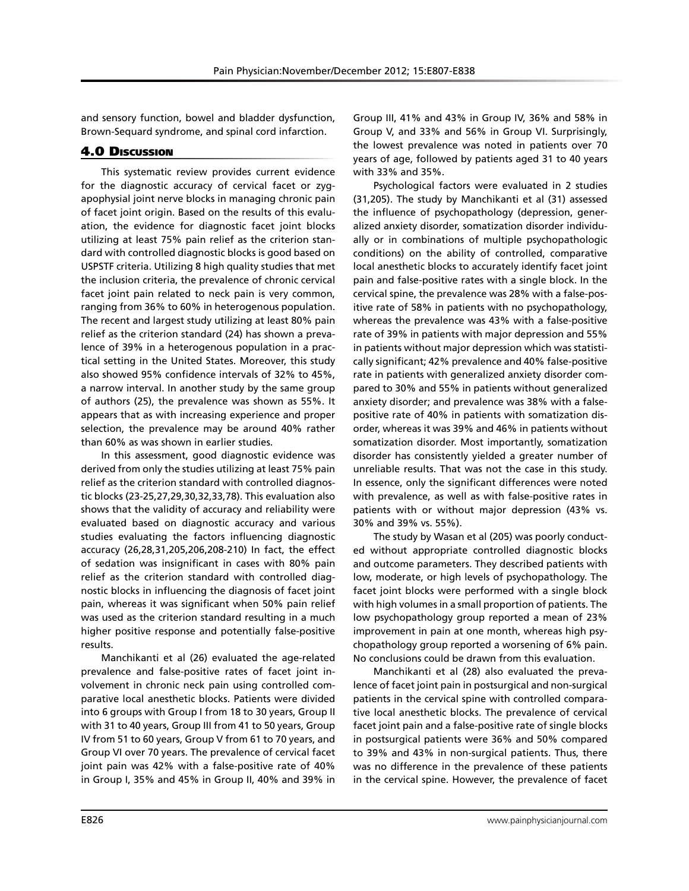and sensory function, bowel and bladder dysfunction, Brown-Sequard syndrome, and spinal cord infarction.

## 4.0 Discussion

This systematic review provides current evidence for the diagnostic accuracy of cervical facet or zygapophysial joint nerve blocks in managing chronic pain of facet joint origin. Based on the results of this evaluation, the evidence for diagnostic facet joint blocks utilizing at least 75% pain relief as the criterion standard with controlled diagnostic blocks is good based on USPSTF criteria. Utilizing 8 high quality studies that met the inclusion criteria, the prevalence of chronic cervical facet joint pain related to neck pain is very common, ranging from 36% to 60% in heterogenous population. The recent and largest study utilizing at least 80% pain relief as the criterion standard (24) has shown a prevalence of 39% in a heterogenous population in a practical setting in the United States. Moreover, this study also showed 95% confidence intervals of 32% to 45%, a narrow interval. In another study by the same group of authors (25), the prevalence was shown as 55%. It appears that as with increasing experience and proper selection, the prevalence may be around 40% rather than 60% as was shown in earlier studies.

In this assessment, good diagnostic evidence was derived from only the studies utilizing at least 75% pain relief as the criterion standard with controlled diagnostic blocks (23-25,27,29,30,32,33,78). This evaluation also shows that the validity of accuracy and reliability were evaluated based on diagnostic accuracy and various studies evaluating the factors influencing diagnostic accuracy (26,28,31,205,206,208-210) In fact, the effect of sedation was insignificant in cases with 80% pain relief as the criterion standard with controlled diagnostic blocks in influencing the diagnosis of facet joint pain, whereas it was significant when 50% pain relief was used as the criterion standard resulting in a much higher positive response and potentially false-positive results.

Manchikanti et al (26) evaluated the age-related prevalence and false-positive rates of facet joint involvement in chronic neck pain using controlled comparative local anesthetic blocks. Patients were divided into 6 groups with Group I from 18 to 30 years, Group II with 31 to 40 years, Group III from 41 to 50 years, Group IV from 51 to 60 years, Group V from 61 to 70 years, and Group VI over 70 years. The prevalence of cervical facet joint pain was 42% with a false-positive rate of 40% in Group I, 35% and 45% in Group II, 40% and 39% in Group III, 41% and 43% in Group IV, 36% and 58% in Group V, and 33% and 56% in Group VI. Surprisingly, the lowest prevalence was noted in patients over 70 years of age, followed by patients aged 31 to 40 years with 33% and 35%.

Psychological factors were evaluated in 2 studies (31,205). The study by Manchikanti et al (31) assessed the influence of psychopathology (depression, generalized anxiety disorder, somatization disorder individually or in combinations of multiple psychopathologic conditions) on the ability of controlled, comparative local anesthetic blocks to accurately identify facet joint pain and false-positive rates with a single block. In the cervical spine, the prevalence was 28% with a false-positive rate of 58% in patients with no psychopathology, whereas the prevalence was 43% with a false-positive rate of 39% in patients with major depression and 55% in patients without major depression which was statistically significant; 42% prevalence and 40% false-positive rate in patients with generalized anxiety disorder compared to 30% and 55% in patients without generalized anxiety disorder; and prevalence was 38% with a false-positive rate of 40% in patients with somatization disorder, whereas it was 39% and 46% in patients without somatization disorder. Most importantly, somatization disorder has consistently yielded a greater number of unreliable results. That was not the case in this study. In essence, only the significant differences were noted with prevalence, as well as with false-positive rates in patients with or without major depression (43% vs. 30% and 39% vs. 55%).

The study by Wasan et al (205) was poorly conducted without appropriate controlled diagnostic blocks and outcome parameters. They described patients with low, moderate, or high levels of psychopathology. The facet joint blocks were performed with a single block with high volumes in a small proportion of patients. The low psychopathology group reported a mean of 23% improvement in pain at one month, whereas high psychopathology group reported a worsening of 6% pain. No conclusions could be drawn from this evaluation.

Manchikanti et al (28) also evaluated the prevalence of facet joint pain in postsurgical and non-surgical patients in the cervical spine with controlled comparative local anesthetic blocks. The prevalence of cervical facet joint pain and a false-positive rate of single blocks in postsurgical patients were 36% and 50% compared to 39% and 43% in non-surgical patients. Thus, there was no difference in the prevalence of these patients in the cervical spine. However, the prevalence of facet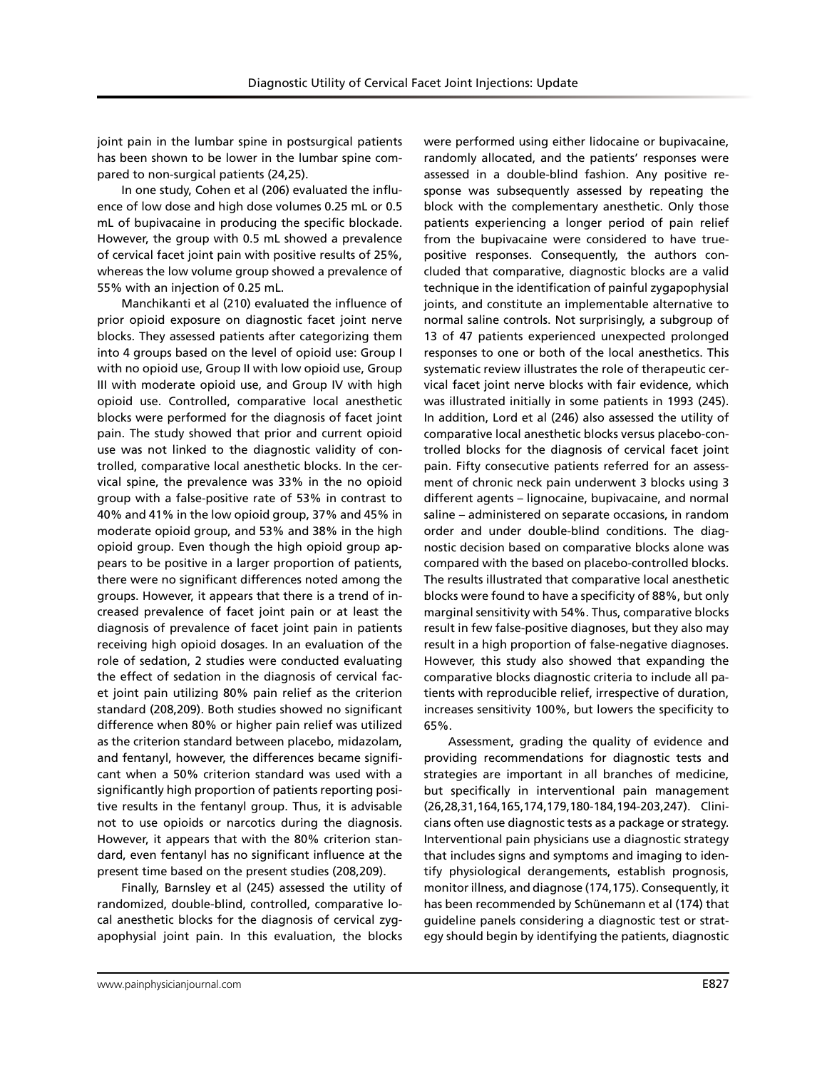joint pain in the lumbar spine in postsurgical patients has been shown to be lower in the lumbar spine compared to non-surgical patients (24,25).

In one study, Cohen et al (206) evaluated the influence of low dose and high dose volumes 0.25 mL or 0.5 mL of bupivacaine in producing the specific blockade. However, the group with 0.5 mL showed a prevalence of cervical facet joint pain with positive results of 25%, whereas the low volume group showed a prevalence of 55% with an injection of 0.25 mL.

Manchikanti et al (210) evaluated the influence of prior opioid exposure on diagnostic facet joint nerve blocks. They assessed patients after categorizing them into 4 groups based on the level of opioid use: Group I with no opioid use, Group II with low opioid use, Group III with moderate opioid use, and Group IV with high opioid use. Controlled, comparative local anesthetic blocks were performed for the diagnosis of facet joint pain. The study showed that prior and current opioid use was not linked to the diagnostic validity of controlled, comparative local anesthetic blocks. In the cervical spine, the prevalence was 33% in the no opioid group with a false-positive rate of 53% in contrast to 40% and 41% in the low opioid group, 37% and 45% in moderate opioid group, and 53% and 38% in the high opioid group. Even though the high opioid group appears to be positive in a larger proportion of patients, there were no significant differences noted among the groups. However, it appears that there is a trend of increased prevalence of facet joint pain or at least the diagnosis of prevalence of facet joint pain in patients receiving high opioid dosages. In an evaluation of the role of sedation, 2 studies were conducted evaluating the effect of sedation in the diagnosis of cervical facet joint pain utilizing 80% pain relief as the criterion standard (208,209). Both studies showed no significant difference when 80% or higher pain relief was utilized as the criterion standard between placebo, midazolam, and fentanyl, however, the differences became significant when a 50% criterion standard was used with a significantly high proportion of patients reporting positive results in the fentanyl group. Thus, it is advisable not to use opioids or narcotics during the diagnosis. However, it appears that with the 80% criterion standard, even fentanyl has no significant influence at the present time based on the present studies (208,209).

Finally, Barnsley et al (245) assessed the utility of randomized, double-blind, controlled, comparative local anesthetic blocks for the diagnosis of cervical zygapophysial joint pain. In this evaluation, the blocks were performed using either lidocaine or bupivacaine, randomly allocated, and the patients' responses were assessed in a double-blind fashion. Any positive response was subsequently assessed by repeating the block with the complementary anesthetic. Only those patients experiencing a longer period of pain relief from the bupivacaine were considered to have true-positive responses. Consequently, the authors concluded that comparative, diagnostic blocks are a valid technique in the identification of painful zygapophysial joints, and constitute an implementable alternative to normal saline controls. Not surprisingly, a subgroup of 13 of 47 patients experienced unexpected prolonged responses to one or both of the local anesthetics. This systematic review illustrates the role of therapeutic cervical facet joint nerve blocks with fair evidence, which was illustrated initially in some patients in 1993 (245). In addition, Lord et al (246) also assessed the utility of comparative local anesthetic blocks versus placebo-controlled blocks for the diagnosis of cervical facet joint pain. Fifty consecutive patients referred for an assessment of chronic neck pain underwent 3 blocks using 3 different agents – lignocaine, bupivacaine, and normal saline – administered on separate occasions, in random order and under double-blind conditions. The diagnostic decision based on comparative blocks alone was compared with the based on placebo-controlled blocks. The results illustrated that comparative local anesthetic blocks were found to have a specificity of 88%, but only marginal sensitivity with 54%. Thus, comparative blocks result in few false-positive diagnoses, but they also may result in a high proportion of false-negative diagnoses. However, this study also showed that expanding the comparative blocks diagnostic criteria to include all patients with reproducible relief, irrespective of duration, increases sensitivity 100%, but lowers the specificity to 65%.

Assessment, grading the quality of evidence and providing recommendations for diagnostic tests and strategies are important in all branches of medicine, but specifically in interventional pain management (26,28,31,164,165,174,179,180-184,194-203,247). Clinicians often use diagnostic tests as a package or strategy. Interventional pain physicians use a diagnostic strategy that includes signs and symptoms and imaging to identify physiological derangements, establish prognosis, monitor illness, and diagnose (174,175). Consequently, it has been recommended by Schünemann et al (174) that guideline panels considering a diagnostic test or strategy should begin by identifying the patients, diagnostic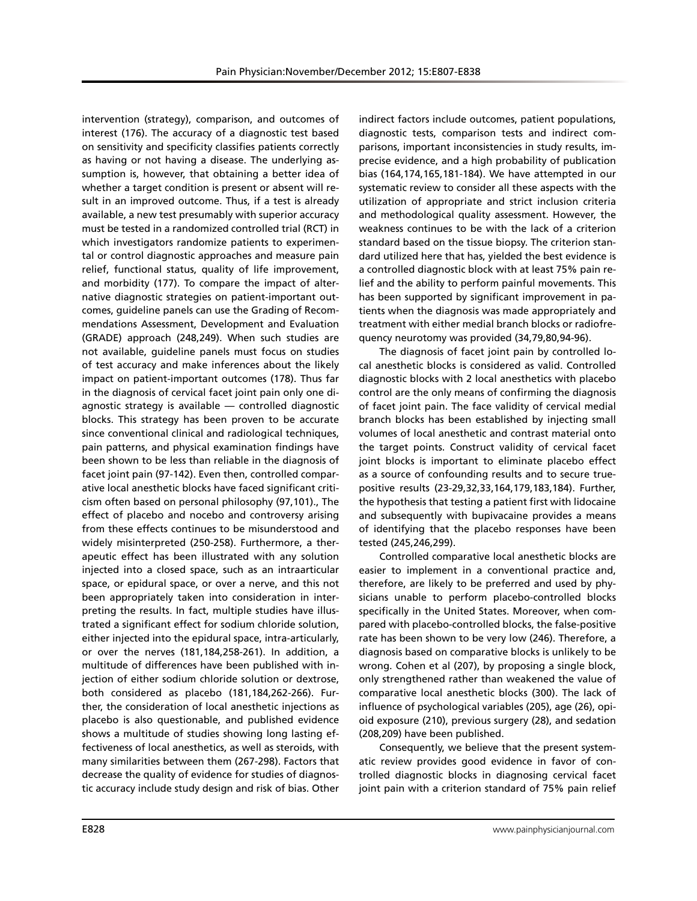intervention (strategy), comparison, and outcomes of interest (176). The accuracy of a diagnostic test based on sensitivity and specificity classifies patients correctly as having or not having a disease. The underlying assumption is, however, that obtaining a better idea of whether a target condition is present or absent will result in an improved outcome. Thus, if a test is already available, a new test presumably with superior accuracy must be tested in a randomized controlled trial (RCT) in which investigators randomize patients to experimental or control diagnostic approaches and measure pain relief, functional status, quality of life improvement, and morbidity (177). To compare the impact of alternative diagnostic strategies on patient-important outcomes, guideline panels can use the Grading of Recommendations Assessment, Development and Evaluation (GRADE) approach (248,249). When such studies are not available, guideline panels must focus on studies of test accuracy and make inferences about the likely impact on patient-important outcomes (178). Thus far in the diagnosis of cervical facet joint pain only one diagnostic strategy is available — controlled diagnostic blocks. This strategy has been proven to be accurate since conventional clinical and radiological techniques, pain patterns, and physical examination findings have been shown to be less than reliable in the diagnosis of facet joint pain (97-142). Even then, controlled comparative local anesthetic blocks have faced significant criticism often based on personal philosophy (97,101)., The effect of placebo and nocebo and controversy arising from these effects continues to be misunderstood and widely misinterpreted (250-258). Furthermore, a therapeutic effect has been illustrated with any solution injected into a closed space, such as an intraarticular space, or epidural space, or over a nerve, and this not been appropriately taken into consideration in interpreting the results. In fact, multiple studies have illustrated a significant effect for sodium chloride solution, either injected into the epidural space, intra-articularly, or over the nerves (181,184,258-261). In addition, a multitude of differences have been published with injection of either sodium chloride solution or dextrose, both considered as placebo (181,184,262-266). Further, the consideration of local anesthetic injections as placebo is also questionable, and published evidence shows a multitude of studies showing long lasting effectiveness of local anesthetics, as well as steroids, with many similarities between them (267-298). Factors that decrease the quality of evidence for studies of diagnostic accuracy include study design and risk of bias. Other indirect factors include outcomes, patient populations, diagnostic tests, comparison tests and indirect comparisons, important inconsistencies in study results, imprecise evidence, and a high probability of publication bias (164,174,165,181-184). We have attempted in our systematic review to consider all these aspects with the utilization of appropriate and strict inclusion criteria and methodological quality assessment. However, the weakness continues to be with the lack of a criterion standard based on the tissue biopsy. The criterion standard utilized here that has, yielded the best evidence is a controlled diagnostic block with at least 75% pain relief and the ability to perform painful movements. This has been supported by significant improvement in patients when the diagnosis was made appropriately and treatment with either medial branch blocks or radiofrequency neurotomy was provided (34,79,80,94-96).

The diagnosis of facet joint pain by controlled local anesthetic blocks is considered as valid. Controlled diagnostic blocks with 2 local anesthetics with placebo control are the only means of confirming the diagnosis of facet joint pain. The face validity of cervical medial branch blocks has been established by injecting small volumes of local anesthetic and contrast material onto the target points. Construct validity of cervical facet joint blocks is important to eliminate placebo effect as a source of confounding results and to secure true-positive results (23-29,32,33,164,179,183,184). Further, the hypothesis that testing a patient first with lidocaine and subsequently with bupivacaine provides a means of identifying that the placebo responses have been tested (245,246,299).

Controlled comparative local anesthetic blocks are easier to implement in a conventional practice and, therefore, are likely to be preferred and used by physicians unable to perform placebo-controlled blocks specifically in the United States. Moreover, when compared with placebo-controlled blocks, the false-positive rate has been shown to be very low (246). Therefore, a diagnosis based on comparative blocks is unlikely to be wrong. Cohen et al (207), by proposing a single block, only strengthened rather than weakened the value of comparative local anesthetic blocks (300). The lack of influence of psychological variables (205), age (26), opioid exposure (210), previous surgery (28), and sedation (208,209) have been published.

Consequently, we believe that the present systematic review provides good evidence in favor of controlled diagnostic blocks in diagnosing cervical facet joint pain with a criterion standard of 75% pain relief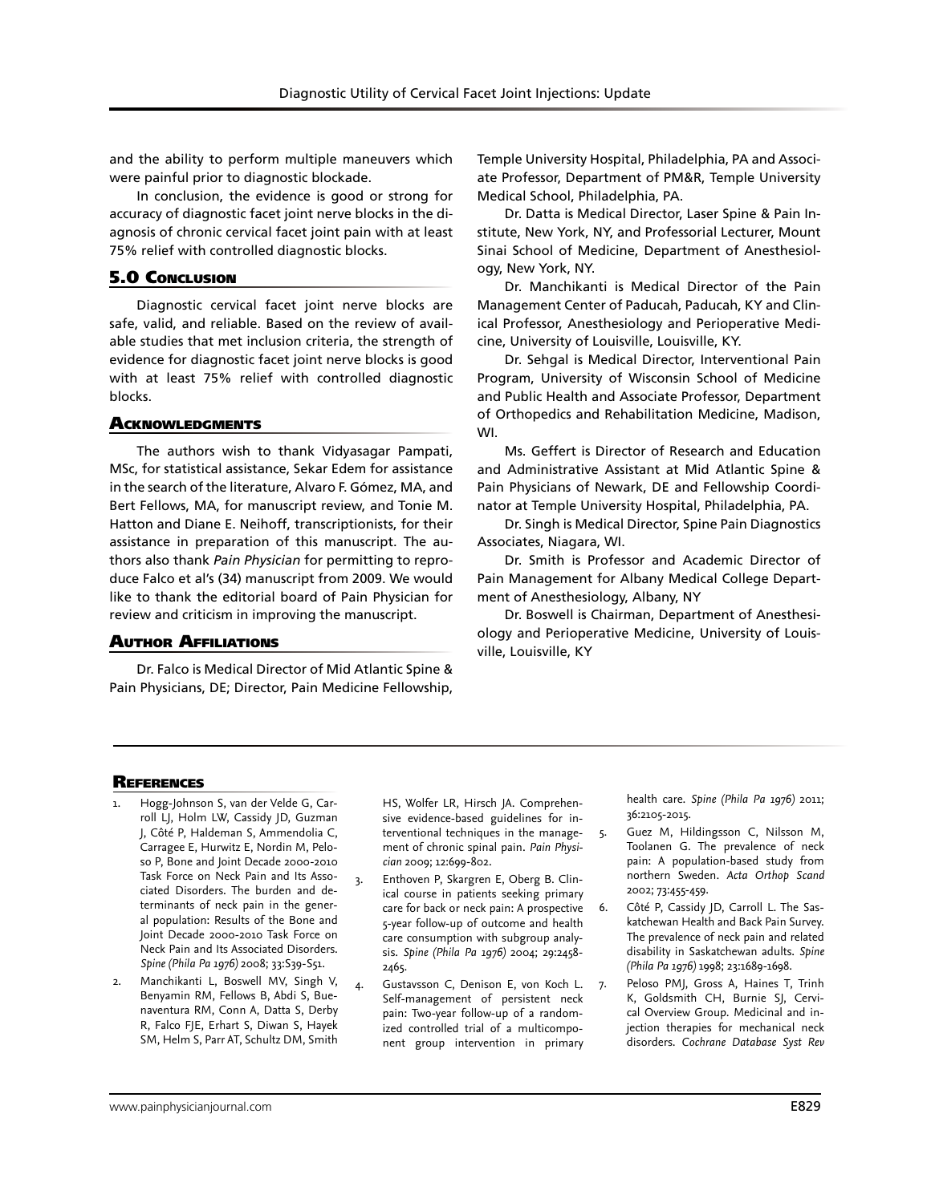and the ability to perform multiple maneuvers which were painful prior to diagnostic blockade.

In conclusion, the evidence is good or strong for accuracy of diagnostic facet joint nerve blocks in the diagnosis of chronic cervical facet joint pain with at least 75% relief with controlled diagnostic blocks.

## 5.0 Conclusion

Diagnostic cervical facet joint nerve blocks are safe, valid, and reliable. Based on the review of available studies that met inclusion criteria, the strength of evidence for diagnostic facet joint nerve blocks is good with at least 75% relief with controlled diagnostic blocks.

## Acknowledgments

The authors wish to thank Vidyasagar Pampati, MSc, for statistical assistance, Sekar Edem for assistance in the search of the literature, Alvaro F. Gómez, MA, and Bert Fellows, MA, for manuscript review, and Tonie M. Hatton and Diane E. Neihoff, transcriptionists, for their assistance in preparation of this manuscript. The authors also thank *Pain Physician* for permitting to reproduce Falco et al's (34) manuscript from 2009. We would like to thank the editorial board of Pain Physician for review and criticism in improving the manuscript.

## Author Affiliations

Dr. Falco is Medical Director of Mid Atlantic Spine & Pain Physicians, DE; Director, Pain Medicine Fellowship, Temple University Hospital, Philadelphia, PA and Associate Professor, Department of PM&R, Temple University Medical School, Philadelphia, PA.

Dr. Datta is Medical Director, Laser Spine & Pain Institute, New York, NY, and Professorial Lecturer, Mount Sinai School of Medicine, Department of Anesthesiology, New York, NY.

Dr. Manchikanti is Medical Director of the Pain Management Center of Paducah, Paducah, KY and Clinical Professor, Anesthesiology and Perioperative Medicine, University of Louisville, Louisville, KY.

Dr. Sehgal is Medical Director, Interventional Pain Program, University of Wisconsin School of Medicine and Public Health and Associate Professor, Department of Orthopedics and Rehabilitation Medicine, Madison, WI.

Ms. Geffert is Director of Research and Education and Administrative Assistant at Mid Atlantic Spine & Pain Physicians of Newark, DE and Fellowship Coordinator at Temple University Hospital, Philadelphia, PA.

Dr. Singh is Medical Director, Spine Pain Diagnostics Associates, Niagara, WI.

Dr. Smith is Professor and Academic Director of Pain Management for Albany Medical College Department of Anesthesiology, Albany, NY

Dr. Boswell is Chairman, Department of Anesthesiology and Perioperative Medicine, University of Louisville, Louisville, KY

## References

1. Hogg-Johnson S, van der Velde G, Carroll LJ, Holm LW, Cassidy JD, Guzman J, Côté P, Haldeman S, Ammendolia C, Carragee E, Hurwitz E, Nordin M, Peloso P, Bone and Joint Decade 2000-2010 Task Force on Neck Pain and Its Associated Disorders. The burden and determinants of neck pain in the general population: Results of the Bone and Joint Decade 2000-2010 Task Force on Neck Pain and Its Associated Disorders. *Spine (Phila Pa 1976)* 2008; 33:S39-S51.
2. Manchikanti L, Boswell MV, Singh V, Benyamin RM, Fellows B, Abdi S, Buenaventura RM, Conn A, Datta S, Derby R, Falco FJE, Erhart S, Diwan S, Hayek SM, Helm S, Parr AT, Schultz DM, Smith HS, Wolfer LR, Hirsch JA. Comprehensive evidence-based guidelines for interventional techniques in the management of chronic spinal pain. *Pain Physician* 2009; 12:699-802.
3. Enthoven P, Skargren E, Oberg B. Clinical course in patients seeking primary care for back or neck pain: A prospective 5-year follow-up of outcome and health care consumption with subgroup analysis. *Spine (Phila Pa 1976)* 2004; 29:2458-2465.
4. Gustavsson C, Denison E, von Koch L. Self-management of persistent neck pain: Two-year follow-up of a randomized controlled trial of a multicomponent group intervention in primary health care. *Spine (Phila Pa 1976)* 2011; 36:2105-2015.
5. Guez M, Hildingsson C, Nilsson M, Toolanen G. The prevalence of neck pain: A population-based study from northern Sweden. *Acta Orthop Scand* 2002; 73:455-459.
6. Côté P, Cassidy JD, Carroll L. The Saskatchewan Health and Back Pain Survey. The prevalence of neck pain and related disability in Saskatchewan adults. *Spine (Phila Pa 1976)* 1998; 23:1689-1698.
7. Peloso PMJ, Gross A, Haines T, Trinh K, Goldsmith CH, Burnie SJ, Cervical Overview Group. Medicinal and injection therapies for mechanical neck disorders. *Cochrane Database Syst Rev*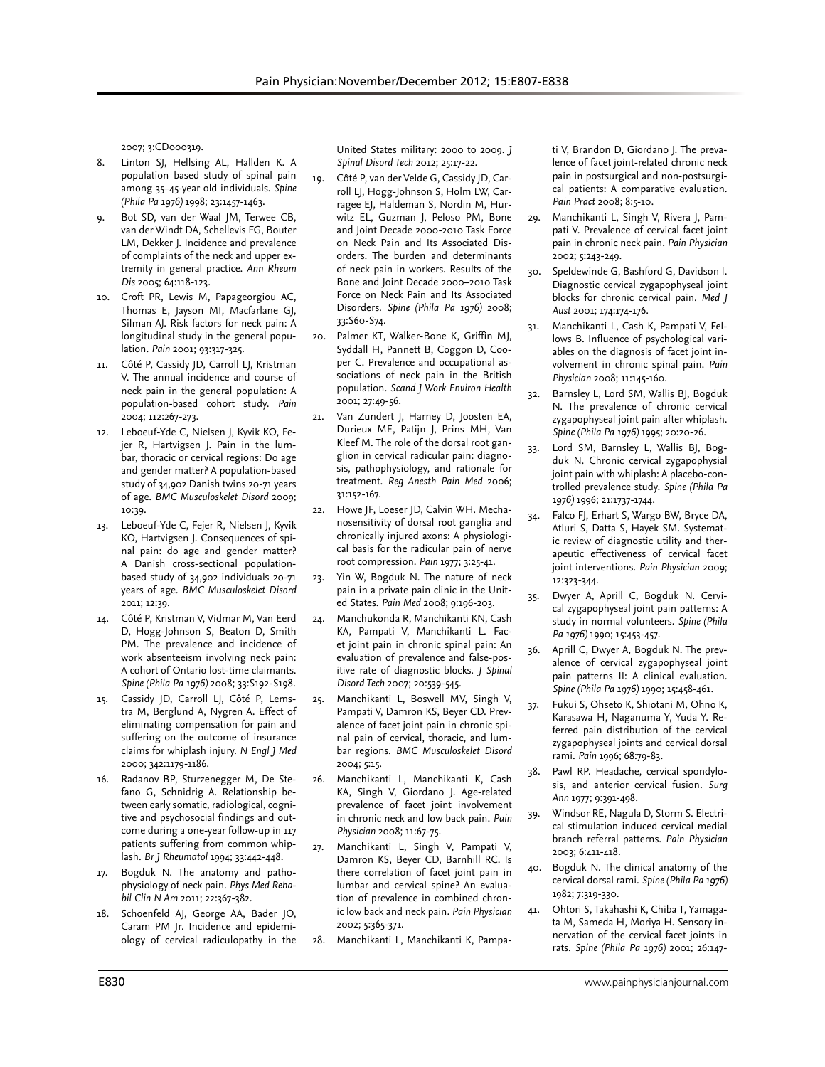2007; 3:CD000319.

8. Linton SJ, Hellsing AL, Hallden K. A population based study of spinal pain among 35–45-year old individuals. *Spine (Phila Pa 1976)* 1998; 23:1457-1463.
9. Bot SD, van der Waal JM, Terwee CB, van der Windt DA, Schellevis FG, Bouter LM, Dekker J. Incidence and prevalence of complaints of the neck and upper extremity in general practice. *Ann Rheum Dis* 2005; 64:118-123.
10. Croft PR, Lewis M, Papageorgiou AC, Thomas E, Jayson MI, Macfarlane GJ, Silman AJ. Risk factors for neck pain: A longitudinal study in the general population. *Pain* 2001; 93:317-325.
11. Côté P, Cassidy JD, Carroll LJ, Kristman V. The annual incidence and course of neck pain in the general population: A population-based cohort study. *Pain* 2004; 112:267-273.
12. Leboeuf-Yde C, Nielsen J, Kyvik KO, Fejer R, Hartvigsen J. Pain in the lumbar, thoracic or cervical regions: Do age and gender matter? A population-based study of 34,902 Danish twins 20–71 years of age. *BMC Musculoskelet Disord* 2009; 10:39.
13. Leboeuf-Yde C, Fejer R, Nielsen J, Kyvik KO, Hartvigsen J. Consequences of spinal pain: do age and gender matter? A Danish cross-sectional population-based study of 34,902 individuals 20-71 years of age. *BMC Musculoskelet Disord* 2011; 12:39.
14. Côté P, Kristman V, Vidmar M, Van Eerd D, Hogg-Johnson S, Beaton D, Smith PM. The prevalence and incidence of work absenteeism involving neck pain: A cohort of Ontario lost-time claimants. *Spine (Phila Pa 1976)* 2008; 33:S192-S198.
15. Cassidy JD, Carroll LJ, Côté P, Lemstra M, Berglund A, Nygren A. Effect of eliminating compensation for pain and suffering on the outcome of insurance claims for whiplash injury. *N Engl J Med* 2000; 342:1179-1186.
16. Radanov BP, Sturzenegger M, De Stefano G, Schnidrig A. Relationship between early somatic, radiological, cognitive and psychosocial findings and outcome during a one-year follow-up in 117 patients suffering from common whiplash. *Br J Rheumatol* 1994; 33:442-448.
17. Bogduk N. The anatomy and pathophysiology of neck pain. *Phys Med Rehabil Clin N Am* 2011; 22:367-382.
18. Schoenfeld AJ, George AA, Bader JO, Caram PM Jr. Incidence and epidemiology of cervical radiculopathy in the United States military: 2000 to 2009. *J Spinal Disord Tech* 2012; 25:17-22.
19. Côté P, van der Velde G, Cassidy JD, Carroll LJ, Hogg-Johnson S, Holm LW, Carragee EJ, Haldeman S, Nordin M, Hurwitz EL, Guzman J, Peloso PM, Bone and Joint Decade 2000-2010 Task Force on Neck Pain and Its Associated Disorders. The burden and determinants of neck pain in workers. Results of the Bone and Joint Decade 2000–2010 Task Force on Neck Pain and Its Associated Disorders. *Spine (Phila Pa 1976)* 2008; 33:S60-S74.
20. Palmer KT, Walker-Bone K, Griffin MJ, Syddall H, Pannett B, Coggon D, Cooper C. Prevalence and occupational associations of neck pain in the British population. *Scand J Work Environ Health* 2001; 27:49-56.
21. Van Zundert J, Harney D, Joosten EA, Durieux ME, Patijn J, Prins MH, Van Kleef M. The role of the dorsal root ganglion in cervical radicular pain: diagnosis, pathophysiology, and rationale for treatment. *Reg Anesth Pain Med* 2006; 31:152-167.
22. Howe JF, Loeser JD, Calvin WH. Mechanosensitivity of dorsal root ganglia and chronically injured axons: A physiological basis for the radicular pain of nerve root compression. *Pain* 1977; 3:25-41.
23. Yin W, Bogduk N. The nature of neck pain in a private pain clinic in the United States. *Pain Med* 2008; 9:196-203.
24. Manchukonda R, Manchikanti KN, Cash KA, Pampati V, Manchikanti L. Facet joint pain in chronic spinal pain: An evaluation of prevalence and false-positive rate of diagnostic blocks. *J Spinal Disord Tech* 2007; 20:539-545.
25. Manchikanti L, Boswell MV, Singh V, Pampati V, Damron KS, Beyer CD. Prevalence of facet joint pain in chronic spinal pain of cervical, thoracic, and lumbar regions. *BMC Musculoskelet Disord* 2004; 5:15.
26. Manchikanti L, Manchikanti K, Cash KA, Singh V, Giordano J. Age-related prevalence of facet joint involvement in chronic neck and low back pain. *Pain Physician* 2008; 11:67-75.
27. Manchikanti L, Singh V, Pampati V, Damron KS, Beyer CD, Barnhill RC. Is there correlation of facet joint pain in lumbar and cervical spine? An evaluation of prevalence in combined chronic low back and neck pain. *Pain Physician* 2002; 5:365-371.
28. Manchikanti L, Manchikanti K, Pampati V, Brandon D, Giordano J. The prevalence of facet joint-related chronic neck pain in postsurgical and non-postsurgical patients: A comparative evaluation. *Pain Pract* 2008; 8:5-10.
29. Manchikanti L, Singh V, Rivera J, Pampati V. Prevalence of cervical facet joint pain in chronic neck pain. *Pain Physician* 2002; 5:243-249.
30. Speldewinde G, Bashford G, Davidson I. Diagnostic cervical zygapophyseal joint blocks for chronic cervical pain. *Med J Aust* 2001; 174:174-176.
31. Manchikanti L, Cash K, Pampati V, Fellows B. Influence of psychological variables on the diagnosis of facet joint involvement in chronic spinal pain. *Pain Physician* 2008; 11:145-160.
32. Barnsley L, Lord SM, Wallis BJ, Bogduk N. The prevalence of chronic cervical zygapophyseal joint pain after whiplash. *Spine (Phila Pa 1976)* 1995; 20:20-26.
33. Lord SM, Barnsley L, Wallis BJ, Bogduk N. Chronic cervical zygapophysial joint pain with whiplash: A placebo-controlled prevalence study. *Spine (Phila Pa 1976)* 1996; 21:1737-1744.
34. Falco FJ, Erhart S, Wargo BW, Bryce DA, Atluri S, Datta S, Hayek SM. Systematic review of diagnostic utility and therapeutic effectiveness of cervical facet joint interventions. *Pain Physician* 2009; 12:323-344.
35. Dwyer A, Aprill C, Bogduk N. Cervical zygapophyseal joint pain patterns: A study in normal volunteers. *Spine (Phila Pa 1976)* 1990; 15:453-457.
36. Aprill C, Dwyer A, Bogduk N. The prevalence of cervical zygapophyseal joint pain patterns II: A clinical evaluation. *Spine (Phila Pa 1976)* 1990; 15:458-461.
37. Fukui S, Ohseto K, Shiotani M, Ohno K, Karasawa H, Naganuma Y, Yuda Y. Referred pain distribution of the cervical zygapophyseal joints and cervical dorsal rami. *Pain* 1996; 68:79-83.
38. Pawl RP. Headache, cervical spondylosis, and anterior cervical fusion. *Surg Ann* 1977; 9:391-498.
39. Windsor RE, Nagula D, Storm S. Electrical stimulation induced cervical medial branch referral patterns. *Pain Physician* 2003; 6:411-418.
40. Bogduk N. The clinical anatomy of the cervical dorsal rami. *Spine (Phila Pa 1976)* 1982; 7:319-330.
41. Ohtori S, Takahashi K, Chiba T, Yamagata M, Sameda H, Moriya H. Sensory innervation of the cervical facet joints in rats. *Spine (Phila Pa 1976)* 2001; 26:147-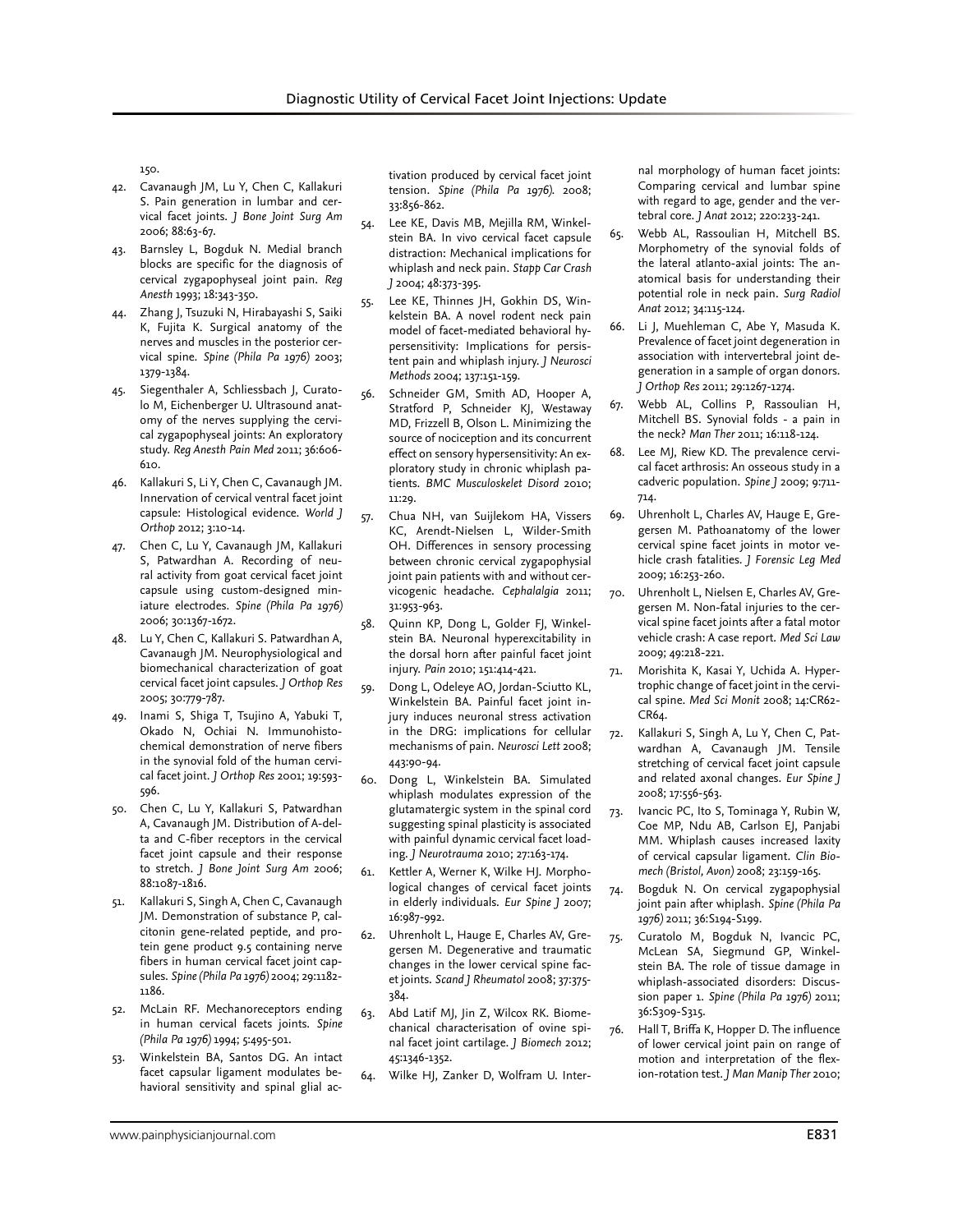150.

42. Cavanaugh JM, Lu Y, Chen C, Kallakuri S. Pain generation in lumbar and cervical facet joints. *J Bone Joint Surg Am* 2006; 88:63-67.
43. Barnsley L, Bogduk N. Medial branch blocks are specific for the diagnosis of cervical zygapophyseal joint pain. *Reg Anesth* 1993; 18:343-350.
44. Zhang J, Tsuzuki N, Hirabayashi S, Saiki K, Fujita K. Surgical anatomy of the nerves and muscles in the posterior cervical spine. *Spine (Phila Pa 1976)* 2003; 1379-1384.
45. Siegenthaler A, Schliessbach J, Curatolo M, Eichenberger U. Ultrasound anatomy of the nerves supplying the cervical zygapophyseal joints: An exploratory study. *Reg Anesth Pain Med* 2011; 36:606-610.
46. Kallakuri S, Li Y, Chen C, Cavanaugh JM. Innervation of cervical ventral facet joint capsule: Histological evidence. *World J Orthop* 2012; 3:10-14.
47. Chen C, Lu Y, Cavanaugh JM, Kallakuri S, Patwardhan A. Recording of neural activity from goat cervical facet joint capsule using custom-designed miniature electrodes. *Spine (Phila Pa 1976)* 2006; 30:1367-1672.
48. Lu Y, Chen C, Kallakuri S. Patwardhan A, Cavanaugh JM. Neurophysiological and biomechanical characterization of goat cervical facet joint capsules. *J Orthop Res* 2005; 30:779-787.
49. Inami S, Shiga T, Tsujino A, Yabuki T, Okado N, Ochiai N. Immunohistochemical demonstration of nerve fibers in the synovial fold of the human cervical facet joint. *J Orthop Res* 2001; 19:593-596.
50. Chen C, Lu Y, Kallakuri S, Patwardhan A, Cavanaugh JM. Distribution of A-delta and C-fiber receptors in the cervical facet joint capsule and their response to stretch. *J Bone Joint Surg Am* 2006; 88:1087-1816.
51. Kallakuri S, Singh A, Chen C, Cavanaugh JM. Demonstration of substance P, calcitonin gene-related peptide, and protein gene product 9.5 containing nerve fibers in human cervical facet joint capsules. *Spine (Phila Pa 1976)* 2004; 29:1182-1186.
52. McLain RF. Mechanoreceptors ending in human cervical facets joints. *Spine (Phila Pa 1976)* 1994; 5:495-501.
53. Winkelstein BA, Santos DG. An intact facet capsular ligament modulates behavioral sensitivity and spinal glial activation produced by cervical facet joint tension. *Spine (Phila Pa 1976).* 2008; 33:856-862.
54. Lee KE, Davis MB, Mejilla RM, Winkelstein BA. In vivo cervical facet capsule distraction: Mechanical implications for whiplash and neck pain. *Stapp Car Crash J* 2004; 48:373-395.
55. Lee KE, Thinnes JH, Gokhin DS, Winkelstein BA. A novel rodent neck pain model of facet-mediated behavioral hypersensitivity: Implications for persistent pain and whiplash injury. *J Neurosci Methods* 2004; 137:151-159.
56. Schneider GM, Smith AD, Hooper A, Stratford P, Schneider KJ, Westaway MD, Frizzell B, Olson L. Minimizing the source of nociception and its concurrent effect on sensory hypersensitivity: An exploratory study in chronic whiplash patients. *BMC Musculoskelet Disord* 2010; 11:29.
57. Chua NH, van Suijlekom HA, Vissers KC, Arendt-Nielsen L, Wilder-Smith OH. Differences in sensory processing between chronic cervical zygapophysial joint pain patients with and without cervicogenic headache. *Cephalalgia* 2011; 31:953-963.
58. Quinn KP, Dong L, Golder FJ, Winkelstein BA. Neuronal hyperexcitability in the dorsal horn after painful facet joint injury. *Pain* 2010; 151:414-421.
59. Dong L, Odeleye AO, Jordan-Sciutto KL, Winkelstein BA. Painful facet joint injury induces neuronal stress activation in the DRG: implications for cellular mechanisms of pain. *Neurosci Lett* 2008; 443:90-94.
60. Dong L, Winkelstein BA. Simulated whiplash modulates expression of the glutamatergic system in the spinal cord suggesting spinal plasticity is associated with painful dynamic cervical facet loading. *J Neurotrauma* 2010; 27:163-174.
61. Kettler A, Werner K, Wilke HJ. Morphological changes of cervical facet joints in elderly individuals. *Eur Spine J* 2007; 16:987-992.
62. Uhrenholt L, Hauge E, Charles AV, Gregersen M. Degenerative and traumatic changes in the lower cervical spine facet joints. *Scand J Rheumatol* 2008; 37:375-384.
63. Abd Latif MJ, Jin Z, Wilcox RK. Biomechanical characterisation of ovine spinal facet joint cartilage. *J Biomech* 2012; 45:1346-1352.
64. Wilke HJ, Zanker D, Wolfram U. Internal morphology of human facet joints: Comparing cervical and lumbar spine with regard to age, gender and the vertebral core. *J Anat* 2012; 220:233-241.
65. Webb AL, Rassoulian H, Mitchell BS. Morphometry of the synovial folds of the lateral atlanto-axial joints: The anatomical basis for understanding their potential role in neck pain. *Surg Radiol Anat* 2012; 34:115-124.
66. Li J, Muehleman C, Abe Y, Masuda K. Prevalence of facet joint degeneration in association with intervertebral joint degeneration in a sample of organ donors. *J Orthop Res* 2011; 29:1267-1274.
67. Webb AL, Collins P, Rassoulian H, Mitchell BS. Synovial folds - a pain in the neck? *Man Ther* 2011; 16:118-124.
68. Lee MJ, Riew KD. The prevalence cervical facet arthrosis: An osseous study in a cadveric population. *Spine J* 2009; 9:711-714.
69. Uhrenholt L, Charles AV, Hauge E, Gregersen M. Pathoanatomy of the lower cervical spine facet joints in motor vehicle crash fatalities. *J Forensic Leg Med* 2009; 16:253-260.
70. Uhrenholt L, Nielsen E, Charles AV, Gregersen M. Non-fatal injuries to the cervical spine facet joints after a fatal motor vehicle crash: A case report. *Med Sci Law* 2009; 49:218-221.
71. Morishita K, Kasai Y, Uchida A. Hypertrophic change of facet joint in the cervical spine. *Med Sci Monit* 2008; 14:CR62-CR64.
72. Kallakuri S, Singh A, Lu Y, Chen C, Patwardhan A, Cavanaugh JM. Tensile stretching of cervical facet joint capsule and related axonal changes. *Eur Spine J* 2008; 17:556-563.
73. Ivancic PC, Ito S, Tominaga Y, Rubin W, Coe MP, Ndu AB, Carlson EJ, Panjabi MM. Whiplash causes increased laxity of cervical capsular ligament. *Clin Biomech (Bristol, Avon)* 2008; 23:159-165.
74. Bogduk N. On cervical zygapophysial joint pain after whiplash. *Spine (Phila Pa 1976)* 2011; 36:S194-S199.
75. Curatolo M, Bogduk N, Ivancic PC, McLean SA, Siegmund GP, Winkelstein BA. The role of tissue damage in whiplash-associated disorders: Discussion paper 1. *Spine (Phila Pa 1976)* 2011; 36:S309-S315.
76. Hall T, Briffa K, Hopper D. The influence of lower cervical joint pain on range of motion and interpretation of the flexion-rotation test. *J Man Manip Ther* 2010;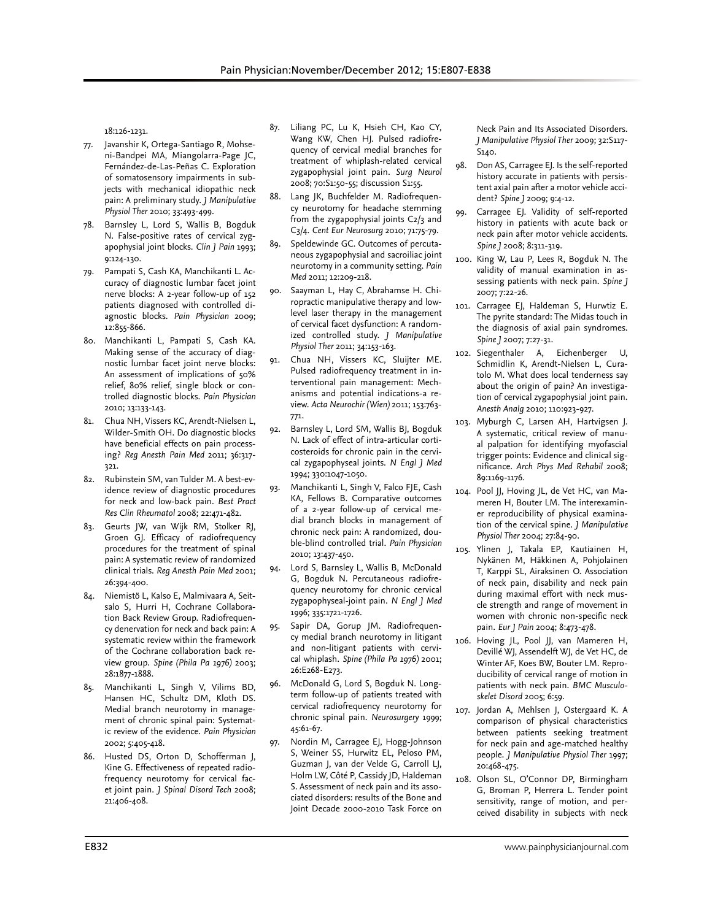18:126-1231.

77. Javanshir K, Ortega-Santiago R, Mohseni-Bandpei MA, Miangolarra-Page JC, Fernández-de-Las-Peñas C. Exploration of somatosensory impairments in subjects with mechanical idiopathic neck pain: A preliminary study. *J Manipulative Physiol Ther* 2010; 33:493-499.
78. Barnsley L, Lord S, Wallis B, Bogduk N. False-positive rates of cervical zygapophysial joint blocks. *Clin J Pain* 1993; 9:124-130.
79. Pampati S, Cash KA, Manchikanti L. Accuracy of diagnostic lumbar facet joint nerve blocks: A 2-year follow-up of 152 patients diagnosed with controlled diagnostic blocks. *Pain Physician* 2009; 12:855-866.
80. Manchikanti L, Pampati S, Cash KA. Making sense of the accuracy of diagnostic lumbar facet joint nerve blocks: An assessment of implications of 50% relief, 80% relief, single block or controlled diagnostic blocks. *Pain Physician* 2010; 13:133-143.
81. Chua NH, Vissers KC, Arendt-Nielsen L, Wilder-Smith OH. Do diagnostic blocks have beneficial effects on pain processing? *Reg Anesth Pain Med* 2011; 36:317-321.
82. Rubinstein SM, van Tulder M. A best-evidence review of diagnostic procedures for neck and low-back pain. *Best Pract Res Clin Rheumatol* 2008; 22:471-482.
83. Geurts JW, van Wijk RM, Stolker RJ, Groen GJ. Efficacy of radiofrequency procedures for the treatment of spinal pain: A systematic review of randomized clinical trials. *Reg Anesth Pain Med* 2001; 26:394-400.
84. Niemistö L, Kalso E, Malmivaara A, Seitsalo S, Hurri H, Cochrane Collaboration Back Review Group. Radiofrequency denervation for neck and back pain: A systematic review within the framework of the Cochrane collaboration back review group. *Spine (Phila Pa 1976)* 2003; 28:1877-1888.
85. Manchikanti L, Singh V, Vilims BD, Hansen HC, Schultz DM, Kloth DS. Medial branch neurotomy in management of chronic spinal pain: Systematic review of the evidence. *Pain Physician* 2002; 5:405-418.
86. Husted DS, Orton D, Schofferman J, Kine G. Effectiveness of repeated radiofrequency neurotomy for cervical facet joint pain. *J Spinal Disord Tech* 2008; 21:406-408.
87. Liliang PC, Lu K, Hsieh CH, Kao CY, Wang KW, Chen HJ. Pulsed radiofrequency of cervical medial branches for treatment of whiplash-related cervical zygapophysial joint pain. *Surg Neurol* 2008; 70:S1:50-55; discussion S1:55.
88. Lang JK, Buchfelder M. Radiofrequency neurotomy for headache stemming from the zygapophysial joints C2/3 and C3/4. *Cent Eur Neurosurg* 2010; 71:75-79.
89. Speldewinde GC. Outcomes of percutaneous zygapophysial and sacroiliac joint neurotomy in a community setting. *Pain Med* 2011; 12:209-218.
90. Saayman L, Hay C, Abrahamse H. Chiropractic manipulative therapy and low-level laser therapy in the management of cervical facet dysfunction: A randomized controlled study. *J Manipulative Physiol Ther* 2011; 34:153-163.
91. Chua NH, Vissers KC, Sluijter ME. Pulsed radiofrequency treatment in interventional pain management: Mechanisms and potential indications-a review. *Acta Neurochir (Wien)* 2011; 153:763-771.
92. Barnsley L, Lord SM, Wallis BJ, Bogduk N. Lack of effect of intra-articular corticosteroids for chronic pain in the cervical zygapophyseal joints. *N Engl J Med* 1994; 330:1047-1050.
93. Manchikanti L, Singh V, Falco FJE, Cash KA, Fellows B. Comparative outcomes of a 2-year follow-up of cervical medial branch blocks in management of chronic neck pain: A randomized, double-blind controlled trial. *Pain Physician* 2010; 13:437-450.
94. Lord S, Barnsley L, Wallis B, McDonald G, Bogduk N. Percutaneous radiofrequency neurotomy for chronic cervical zygapophyseal-joint pain. *N Engl J Med* 1996; 335:1721-1726.
95. Sapir DA, Gorup JM. Radiofrequency medial branch neurotomy in litigant and non-litigant patients with cervical whiplash. *Spine (Phila Pa 1976)* 2001; 26:E268-E273.
96. McDonald G, Lord S, Bogduk N. Long-term follow-up of patients treated with cervical radiofrequency neurotomy for chronic spinal pain. *Neurosurgery* 1999; 45:61-67.
97. Nordin M, Carragee EJ, Hogg-Johnson S, Weiner SS, Hurwitz EL, Peloso PM, Guzman J, van der Velde G, Carroll LJ, Holm LW, Côté P, Cassidy JD, Haldeman S. Assessment of neck pain and its associated disorders: results of the Bone and Joint Decade 2000-2010 Task Force on Neck Pain and Its Associated Disorders. *J Manipulative Physiol Ther* 2009; 32:S117-S140.
98. Don AS, Carragee EJ. Is the self-reported history accurate in patients with persistent axial pain after a motor vehicle accident? *Spine J* 2009; 9:4-12.
99. Carragee EJ. Validity of self-reported history in patients with acute back or neck pain after motor vehicle accidents. *Spine J* 2008; 8:311-319.
100. King W, Lau P, Lees R, Bogduk N. The validity of manual examination in assessing patients with neck pain. *Spine J* 2007; 7:22-26.
101. Carragee EJ, Haldeman S, Hurwtiz E. The pyrite standard: The Midas touch in the diagnosis of axial pain syndromes. *Spine J* 2007; 7:27-31.
102. Siegenthaler A, Eichenberger U, Schmidlin K, Arendt-Nielsen L, Curatolo M. What does local tenderness say about the origin of pain? An investigation of cervical zygapophysial joint pain. *Anesth Analg* 2010; 110:923-927.
103. Myburgh C, Larsen AH, Hartvigsen J. A systematic, critical review of manual palpation for identifying myofascial trigger points: Evidence and clinical significance. *Arch Phys Med Rehabil* 2008; 89:1169-1176.
104. Pool JJ, Hoving JL, de Vet HC, van Mameren H, Bouter LM. The interexaminer reproducibility of physical examination of the cervical spine. *J Manipulative Physiol Ther* 2004; 27:84-90.
105. Ylinen J, Takala EP, Kautiainen H, Nykänen M, Häkkinen A, Pohjolainen T, Karppi SL, Airaksinen O. Association of neck pain, disability and neck pain during maximal effort with neck muscle strength and range of movement in women with chronic non-specific neck pain. *Eur J Pain* 2004; 8:473-478.
106. Hoving JL, Pool JJ, van Mameren H, Devillé WJ, Assendelft WJ, de Vet HC, de Winter AF, Koes BW, Bouter LM. Reproducibility of cervical range of motion in patients with neck pain. *BMC Musculoskelet Disord* 2005; 6:59.
107. Jordan A, Mehlsen J, Ostergaard K. A comparison of physical characteristics between patients seeking treatment for neck pain and age-matched healthy people. *J Manipulative Physiol Ther* 1997; 20:468-475.
108. Olson SL, O'Connor DP, Birmingham G, Broman P, Herrera L. Tender point sensitivity, range of motion, and perceived disability in subjects with neck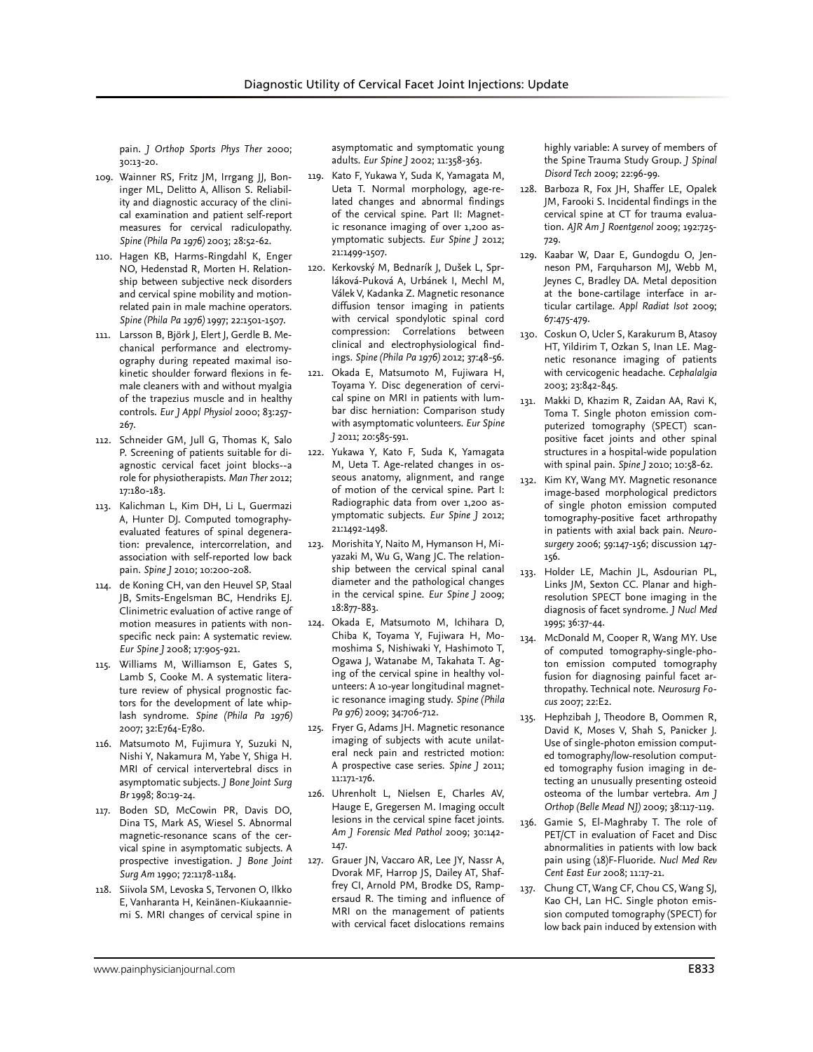pain. *J Orthop Sports Phys Ther* 2000; 30:13-20.

109. Wainner RS, Fritz JM, Irrgang JJ, Boninger ML, Delitto A, Allison S. Reliability and diagnostic accuracy of the clinical examination and patient self-report measures for cervical radiculopathy. *Spine (Phila Pa 1976)* 2003; 28:52-62.
110. Hagen KB, Harms-Ringdahl K, Enger NO, Hedenstad R, Morten H. Relationship between subjective neck disorders and cervical spine mobility and motion-related pain in male machine operators. *Spine (Phila Pa 1976)* 1997; 22:1501-1507.
111. Larsson B, Björk J, Elert J, Gerdle B. Mechanical performance and electromyography during repeated maximal isokinetic shoulder forward flexions in female cleaners with and without myalgia of the trapezius muscle and in healthy controls. *Eur J Appl Physiol* 2000; 83:257-267.
112. Schneider GM, Jull G, Thomas K, Salo P. Screening of patients suitable for diagnostic cervical facet joint blocks--a role for physiotherapists. *Man Ther* 2012; 17:180-183.
113. Kalichman L, Kim DH, Li L, Guermazi A, Hunter DJ. Computed tomography-evaluated features of spinal degeneration: prevalence, intercorrelation, and association with self-reported low back pain. *Spine J* 2010; 10:200-208.
114. de Koning CH, van den Heuvel SP, Staal JB, Smits-Engelsman BC, Hendriks EJ. Clinimetric evaluation of active range of motion measures in patients with non-specific neck pain: A systematic review. *Eur Spine J* 2008; 17:905-921.
115. Williams M, Williamson E, Gates S, Lamb S, Cooke M. A systematic literature review of physical prognostic factors for the development of late whiplash syndrome. *Spine (Phila Pa 1976)* 2007; 32:E764-E780.
116. Matsumoto M, Fujimura Y, Suzuki N, Nishi Y, Nakamura M, Yabe Y, Shiga H. MRI of cervical intervertebral discs in asymptomatic subjects. *J Bone Joint Surg Br* 1998; 80:19-24.
117. Boden SD, McCowin PR, Davis DO, Dina TS, Mark AS, Wiesel S. Abnormal magnetic-resonance scans of the cervical spine in asymptomatic subjects. A prospective investigation. *J Bone Joint Surg Am* 1990; 72:1178-1184.
118. Siivola SM, Levoska S, Tervonen O, Ilkko E, Vanharanta H, Keinänen-Kiukaanniemi S. MRI changes of cervical spine in asymptomatic and symptomatic young adults. *Eur Spine J* 2002; 11:358-363.
119. Kato F, Yukawa Y, Suda K, Yamagata M, Ueta T. Normal morphology, age-related changes and abnormal findings of the cervical spine. Part II: Magnetic resonance imaging of over 1,200 asymptomatic subjects. *Eur Spine J* 2012; 21:1499-1507.
120. Kerkovský M, Bednarík J, Dušek L, Sprláková-Puková A, Urbánek I, Mechl M, Válek V, Kadanka Z. Magnetic resonance diffusion tensor imaging in patients with cervical spondylotic spinal cord compression: Correlations between clinical and electrophysiological findings. *Spine (Phila Pa 1976)* 2012; 37:48-56.
121. Okada E, Matsumoto M, Fujiwara H, Toyama Y. Disc degeneration of cervical spine on MRI in patients with lumbar disc herniation: Comparison study with asymptomatic volunteers. *Eur Spine J* 2011; 20:585-591.
122. Yukawa Y, Kato F, Suda K, Yamagata M, Ueta T. Age-related changes in osseous anatomy, alignment, and range of motion of the cervical spine. Part I: Radiographic data from over 1,200 asymptomatic subjects. *Eur Spine J* 2012; 21:1492-1498.
123. Morishita Y, Naito M, Hymanson H, Miyazaki M, Wu G, Wang JC. The relationship between the cervical spinal canal diameter and the pathological changes in the cervical spine. *Eur Spine J* 2009; 18:877-883.
124. Okada E, Matsumoto M, Ichihara D, Chiba K, Toyama Y, Fujiwara H, Momoshima S, Nishiwaki Y, Hashimoto T, Ogawa J, Watanabe M, Takahata T. Aging of the cervical spine in healthy volunteers: A 10-year longitudinal magnetic resonance imaging study. *Spine (Phila Pa 976)* 2009; 34:706-712.
125. Fryer G, Adams JH. Magnetic resonance imaging of subjects with acute unilateral neck pain and restricted motion: A prospective case series. *Spine J* 2011; 11:171-176.
126. Uhrenholt L, Nielsen E, Charles AV, Hauge E, Gregersen M. Imaging occult lesions in the cervical spine facet joints. *Am J Forensic Med Pathol* 2009; 30:142-147.
127. Grauer JN, Vaccaro AR, Lee JY, Nassr A, Dvorak MF, Harrop JS, Dailey AT, Shaffrey CI, Arnold PM, Brodke DS, Rampersaud R. The timing and influence of MRI on the management of patients with cervical facet dislocations remains highly variable: A survey of members of the Spine Trauma Study Group. *J Spinal Disord Tech* 2009; 22:96-99.
128. Barboza R, Fox JH, Shaffer LE, Opalek JM, Farooki S. Incidental findings in the cervical spine at CT for trauma evaluation. *AJR Am J Roentgenol* 2009; 192:725-729.
129. Kaabar W, Daar E, Gundogdu O, Jenneson PM, Farquharson MJ, Webb M, Jeynes C, Bradley DA. Metal deposition at the bone-cartilage interface in articular cartilage. *Appl Radiat Isot* 2009; 67:475-479.
130. Coskun O, Ucler S, Karakurum B, Atasoy HT, Yildirim T, Ozkan S, Inan LE. Magnetic resonance imaging of patients with cervicogenic headache. *Cephalalgia* 2003; 23:842-845.
131. Makki D, Khazim R, Zaidan AA, Ravi K, Toma T. Single photon emission computerized tomography (SPECT) scan-positive facet joints and other spinal structures in a hospital-wide population with spinal pain. *Spine J* 2010; 10:58-62.
132. Kim KY, Wang MY. Magnetic resonance image-based morphological predictors of single photon emission computed tomography-positive facet arthropathy in patients with axial back pain. *Neurosurgery* 2006; 59:147-156; discussion 147-156.
133. Holder LE, Machin JL, Asdourian PL, Links JM, Sexton CC. Planar and high-resolution SPECT bone imaging in the diagnosis of facet syndrome. *J Nucl Med* 1995; 36:37-44.
134. McDonald M, Cooper R, Wang MY. Use of computed tomography-single-photon emission computed tomography fusion for diagnosing painful facet arthropathy. Technical note. *Neurosurg Focus* 2007; 22:E2.
135. Hephzibah J, Theodore B, Oommen R, David K, Moses V, Shah S, Panicker J. Use of single-photon emission computed tomography/low-resolution computed tomography fusion imaging in detecting an unusually presenting osteoid osteoma of the lumbar vertebra. *Am J Orthop (Belle Mead NJ)* 2009; 38:117-119.
136. Gamie S, El-Maghraby T. The role of PET/CT in evaluation of Facet and Disc abnormalities in patients with low back pain using (18)F-Fluoride. *Nucl Med Rev Cent East Eur* 2008; 11:17-21.
137. Chung CT, Wang CF, Chou CS, Wang SJ, Kao CH, Lan HC. Single photon emission computed tomography (SPECT) for low back pain induced by extension with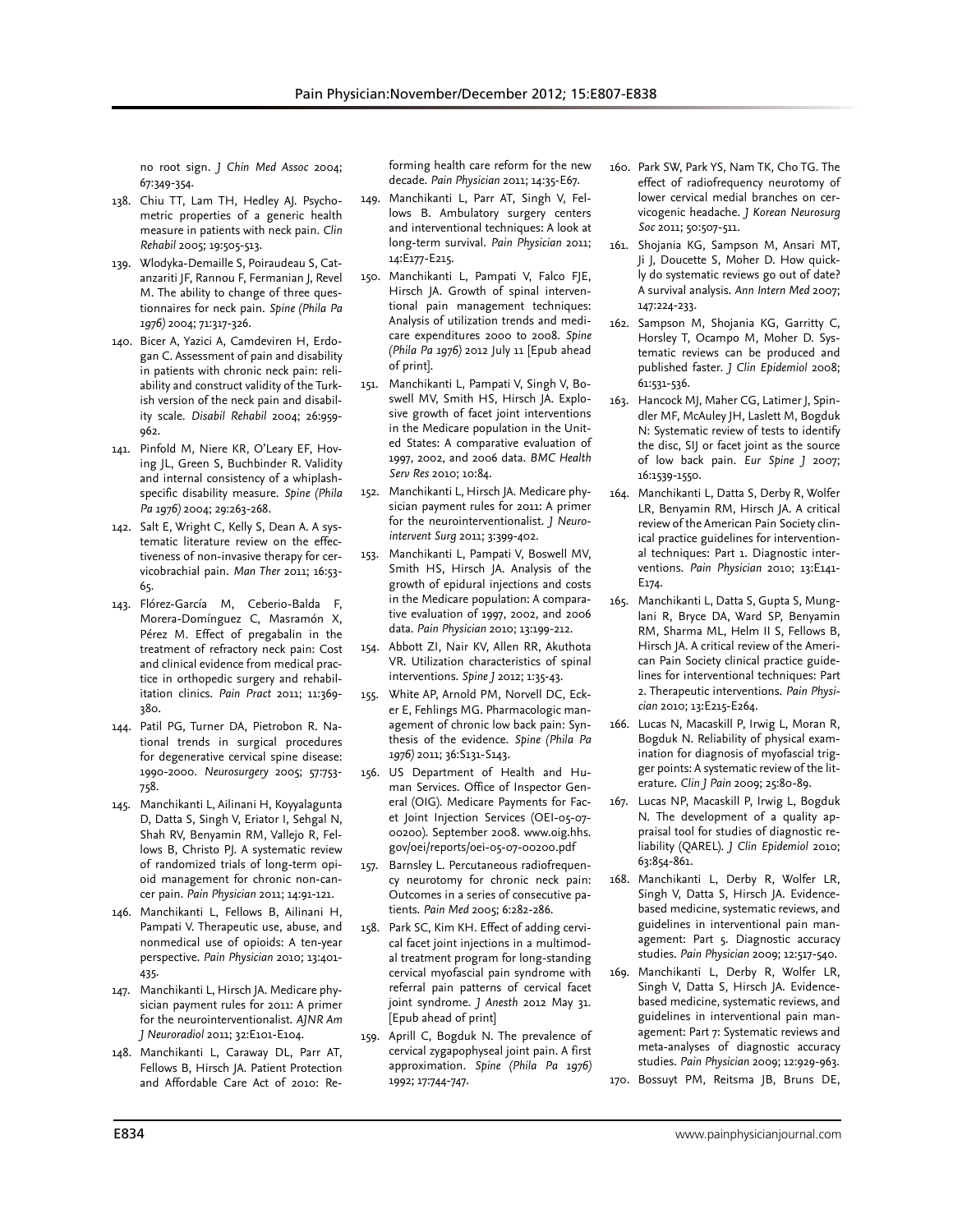no root sign. *J Chin Med Assoc* 2004; 67:349-354.

138. Chiu TT, Lam TH, Hedley AJ. Psychometric properties of a generic health measure in patients with neck pain. *Clin Rehabil* 2005; 19:505-513.
139. Wlodyka-Demaille S, Poiraudeau S, Catanzariti JF, Rannou F, Fermanian J, Revel M. The ability to change of three questionnaires for neck pain. *Spine (Phila Pa 1976)* 2004; 71:317-326.
140. Bicer A, Yazici A, Camdeviren H, Erdogan C. Assessment of pain and disability in patients with chronic neck pain: reliability and construct validity of the Turkish version of the neck pain and disability scale. *Disabil Rehabil* 2004; 26:959-962.
141. Pinfold M, Niere KR, O'Leary EF, Hoving JL, Green S, Buchbinder R. Validity and internal consistency of a whiplash-specific disability measure. *Spine (Phila Pa 1976)* 2004; 29:263-268.
142. Salt E, Wright C, Kelly S, Dean A. A systematic literature review on the effectiveness of non-invasive therapy for cervicobrachial pain. *Man Ther* 2011; 16:53-65.
143. Flórez-García M, Ceberio-Balda F, Morera-Domínguez C, Masramón X, Pérez M. Effect of pregabalin in the treatment of refractory neck pain: Cost and clinical evidence from medical practice in orthopedic surgery and rehabilitation clinics. *Pain Pract* 2011; 11:369-380.
144. Patil PG, Turner DA, Pietrobon R. National trends in surgical procedures for degenerative cervical spine disease: 1990-2000. *Neurosurgery* 2005; 57:753-758.
145. Manchikanti L, Ailinani H, Koyyalagunta D, Datta S, Singh V, Eriator I, Sehgal N, Shah RV, Benyamin RM, Vallejo R, Fellows B, Christo PJ. A systematic review of randomized trials of long-term opioid management for chronic non-cancer pain. *Pain Physician* 2011; 14:91-121.
146. Manchikanti L, Fellows B, Ailinani H, Pampati V. Therapeutic use, abuse, and nonmedical use of opioids: A ten-year perspective. *Pain Physician* 2010; 13:401-435.
147. Manchikanti L, Hirsch JA. Medicare physician payment rules for 2011: A primer for the neurointerventionalist. *AJNR Am J Neuroradiol* 2011; 32:E101-E104.
148. Manchikanti L, Caraway DL, Parr AT, Fellows B, Hirsch JA. Patient Protection and Affordable Care Act of 2010: Reforming health care reform for the new decade. *Pain Physician* 2011; 14:35-E67.
149. Manchikanti L, Parr AT, Singh V, Fellows B. Ambulatory surgery centers and interventional techniques: A look at long-term survival. *Pain Physician* 2011; 14:E177-E215.
150. Manchikanti L, Pampati V, Falco FJE, Hirsch JA. Growth of spinal interventional pain management techniques: Analysis of utilization trends and medicare expenditures 2000 to 2008. *Spine (Phila Pa 1976)* 2012 July 11 [Epub ahead of print].
151. Manchikanti L, Pampati V, Singh V, Boswell MV, Smith HS, Hirsch JA. Explosive growth of facet joint interventions in the Medicare population in the United States: A comparative evaluation of 1997, 2002, and 2006 data. *BMC Health Serv Res* 2010; 10:84.
152. Manchikanti L, Hirsch JA. Medicare physician payment rules for 2011: A primer for the neurointerventionalist. *J Neurointervent Surg* 2011; 3:399-402.
153. Manchikanti L, Pampati V, Boswell MV, Smith HS, Hirsch JA. Analysis of the growth of epidural injections and costs in the Medicare population: A comparative evaluation of 1997, 2002, and 2006 data. *Pain Physician* 2010; 13:199-212.
154. Abbott ZI, Nair KV, Allen RR, Akuthota VR. Utilization characteristics of spinal interventions. *Spine J* 2012; 1:35-43.
155. White AP, Arnold PM, Norvell DC, Ecker E, Fehlings MG. Pharmacologic management of chronic low back pain: Synthesis of the evidence. *Spine (Phila Pa 1976)* 2011; 36:S131-S143.
156. US Department of Health and Human Services. Office of Inspector General (OIG). Medicare Payments for Facet Joint Injection Services (OEI-05-07-00200). September 2008. www.oig.hhs.gov/oei/reports/oei-05-07-00200.pdf
157. Barnsley L. Percutaneous radiofrequency neurotomy for chronic neck pain: Outcomes in a series of consecutive patients. *Pain Med* 2005; 6:282-286.
158. Park SC, Kim KH. Effect of adding cervical facet joint injections in a multimodal treatment program for long-standing cervical myofascial pain syndrome with referral pain patterns of cervical facet joint syndrome. *J Anesth* 2012 May 31. [Epub ahead of print]
159. Aprill C, Bogduk N. The prevalence of cervical zygapophyseal joint pain. A first approximation. *Spine (Phila Pa 1976)* 1992; 17:744-747.
160. Park SW, Park YS, Nam TK, Cho TG. The effect of radiofrequency neurotomy of lower cervical medial branches on cervicogenic headache. *J Korean Neurosurg Soc* 2011; 50:507-511.
161. Shojania KG, Sampson M, Ansari MT, Ji J, Doucette S, Moher D. How quickly do systematic reviews go out of date? A survival analysis. *Ann Intern Med* 2007; 147:224-233.
162. Sampson M, Shojania KG, Garritty C, Horsley T, Ocampo M, Moher D. Systematic reviews can be produced and published faster. *J Clin Epidemiol* 2008; 61:531-536.
163. Hancock MJ, Maher CG, Latimer J, Spindler MF, McAuley JH, Laslett M, Bogduk N: Systematic review of tests to identify the disc, SIJ or facet joint as the source of low back pain. *Eur Spine J* 2007; 16:1539-1550.
164. Manchikanti L, Datta S, Derby R, Wolfer LR, Benyamin RM, Hirsch JA. A critical review of the American Pain Society clinical practice guidelines for interventional techniques: Part 1. Diagnostic interventions. *Pain Physician* 2010; 13:E141-E174.
165. Manchikanti L, Datta S, Gupta S, Munglani R, Bryce DA, Ward SP, Benyamin RM, Sharma ML, Helm II S, Fellows B, Hirsch JA. A critical review of the American Pain Society clinical practice guidelines for interventional techniques: Part 2. Therapeutic interventions. *Pain Physician* 2010; 13:E215-E264.
166. Lucas N, Macaskill P, Irwig L, Moran R, Bogduk N. Reliability of physical examination for diagnosis of myofascial trigger points: A systematic review of the literature. *Clin J Pain* 2009; 25:80-89.
167. Lucas NP, Macaskill P, Irwig L, Bogduk N. The development of a quality appraisal tool for studies of diagnostic reliability (QAREL). *J Clin Epidemiol* 2010; 63:854-861.
168. Manchikanti L, Derby R, Wolfer LR, Singh V, Datta S, Hirsch JA. Evidence-based medicine, systematic reviews, and guidelines in interventional pain management: Part 5. Diagnostic accuracy studies. *Pain Physician* 2009; 12:517-540.
169. Manchikanti L, Derby R, Wolfer LR, Singh V, Datta S, Hirsch JA. Evidence-based medicine, systematic reviews, and guidelines in interventional pain management: Part 7: Systematic reviews and meta-analyses of diagnostic accuracy studies. *Pain Physician* 2009; 12:929-963.
170. Bossuyt PM, Reitsma JB, Bruns DE,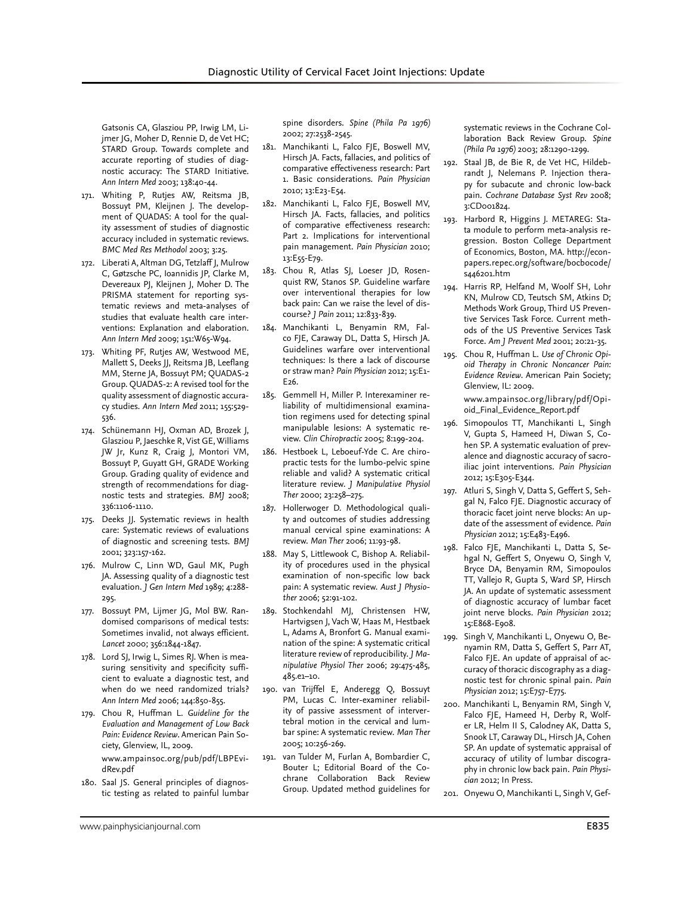Gatsonis CA, Glasziou PP, Irwig LM, Lijmer JG, Moher D, Rennie D, de Vet HC; STARD Group. Towards complete and accurate reporting of studies of diagnostic accuracy: The STARD Initiative. *Ann Intern Med* 2003; 138:40-44.

171. Whiting P, Rutjes AW, Reitsma JB, Bossuyt PM, Kleijnen J. The development of QUADAS: A tool for the quality assessment of studies of diagnostic accuracy included in systematic reviews. *BMC Med Res Methodol* 2003; 3:25.
172. Liberati A, Altman DG, Tetzlaff J, Mulrow C, Gøtzsche PC, Ioannidis JP, Clarke M, Devereaux PJ, Kleijnen J, Moher D. The PRISMA statement for reporting systematic reviews and meta-analyses of studies that evaluate health care interventions: Explanation and elaboration. *Ann Intern Med* 2009; 151:W65-W94.
173. Whiting PF, Rutjes AW, Westwood ME, Mallett S, Deeks JJ, Reitsma JB, Leeflang MM, Sterne JA, Bossuyt PM; QUADAS-2 Group. QUADAS-2: A revised tool for the quality assessment of diagnostic accuracy studies. *Ann Intern Med* 2011; 155:529-536.
174. Schünemann HJ, Oxman AD, Brozek J, Glasziou P, Jaeschke R, Vist GE, Williams JW Jr, Kunz R, Craig J, Montori VM, Bossuyt P, Guyatt GH, GRADE Working Group. Grading quality of evidence and strength of recommendations for diagnostic tests and strategies. *BMJ* 2008; 336:1106-1110.
175. Deeks JJ. Systematic reviews in health care: Systematic reviews of evaluations of diagnostic and screening tests. *BMJ* 2001; 323:157-162.
176. Mulrow C, Linn WD, Gaul MK, Pugh JA. Assessing quality of a diagnostic test evaluation. *J Gen Intern Med* 1989; 4:288-295.
177. Bossuyt PM, Lijmer JG, Mol BW. Randomised comparisons of medical tests: Sometimes invalid, not always efficient. *Lancet* 2000; 356:1844-1847.
178. Lord SJ, Irwig L, Simes RJ. When is measuring sensitivity and specificity sufficient to evaluate a diagnostic test, and when do we need randomized trials? *Ann Intern Med* 2006; 144:850-855.
179. Chou R, Huffman L. *Guideline for the Evaluation and Management of Low Back Pain: Evidence Review*. American Pain Society, Glenview, IL, 2009. www.ampainsoc.org/pub/pdf/LBPEvidRev.pdf
180. Saal JS. General principles of diagnostic testing as related to painful lumbar spine disorders. *Spine (Phila Pa 1976)* 2002; 27:2538-2545.
181. Manchikanti L, Falco FJE, Boswell MV, Hirsch JA. Facts, fallacies, and politics of comparative effectiveness research: Part 1. Basic considerations. *Pain Physician* 2010; 13:E23-E54.
182. Manchikanti L, Falco FJE, Boswell MV, Hirsch JA. Facts, fallacies, and politics of comparative effectiveness research: Part 2. Implications for interventional pain management. *Pain Physician* 2010; 13:E55-E79.
183. Chou R, Atlas SJ, Loeser JD, Rosenquist RW, Stanos SP. Guideline warfare over interventional therapies for low back pain: Can we raise the level of discourse? *J Pain* 2011; 12:833-839.
184. Manchikanti L, Benyamin RM, Falco FJE, Caraway DL, Datta S, Hirsch JA. Guidelines warfare over interventional techniques: Is there a lack of discourse or straw man? *Pain Physician* 2012; 15:E1-E26.
185. Gemmell H, Miller P. Interexaminer reliability of multidimensional examination regimens used for detecting spinal manipulable lesions: A systematic review. *Clin Chiropractic* 2005; 8:199-204.
186. Hestboek L, Leboeuf-Yde C. Are chiropractic tests for the lumbo-pelvic spine reliable and valid? A systematic critical literature review. *J Manipulative Physiol Ther* 2000; 23:258–275.
187. Hollerwoger D. Methodological quality and outcomes of studies addressing manual cervical spine examinations: A review. *Man Ther* 2006; 11:93-98.
188. May S, Littlewook C, Bishop A. Reliability of procedures used in the physical examination of non-specific low back pain: A systematic review. *Aust J Physiother* 2006; 52:91-102.
189. Stochkendahl MJ, Christensen HW, Hartvigsen J, Vach W, Haas M, Hestbaek L, Adams A, Bronfort G. Manual examination of the spine: A systematic critical literature review of reproducibility. *J Manipulative Physiol Ther* 2006; 29:475-485, 485.e1–10.
190. van Trijffel E, Anderegg Q, Bossuyt PM, Lucas C. Inter-examiner reliability of passive assessment of intervertebral motion in the cervical and lumbar spine: A systematic review. *Man Ther* 2005; 10:256-269.
191. van Tulder M, Furlan A, Bombardier C, Bouter L; Editorial Board of the Cochrane Collaboration Back Review Group. Updated method guidelines for systematic reviews in the Cochrane Collaboration Back Review Group. *Spine (Phila Pa 1976)* 2003; 28:1290-1299.
192. Staal JB, de Bie R, de Vet HC, Hildebrandt J, Nelemans P. Injection therapy for subacute and chronic low-back pain. *Cochrane Database Syst Rev* 2008; 3:CD001824.
193. Harbord R, Higgins J. METAREG: Stata module to perform meta-analysis regression. Boston College Department of Economics, Boston, MA. http://econpapers.repec.org/software/bocbocode/s446201.htm
194. Harris RP, Helfand M, Woolf SH, Lohr KN, Mulrow CD, Teutsch SM, Atkins D; Methods Work Group, Third US Preventive Services Task Force. Current methods of the US Preventive Services Task Force. *Am J Prevent Med* 2001; 20:21-35.
195. Chou R, Huffman L. *Use of Chronic Opioid Therapy in Chronic Noncancer Pain: Evidence Review*. American Pain Society; Glenview, IL: 2009. www.ampainsoc.org/library/pdf/Opioid_Final_Evidence_Report.pdf
196. Simopoulos TT, Manchikanti L, Singh V, Gupta S, Hameed H, Diwan S, Cohen SP. A systematic evaluation of prevalence and diagnostic accuracy of sacroiliac joint interventions. *Pain Physician* 2012; 15:E305-E344.
197. Atluri S, Singh V, Datta S, Geffert S, Sehgal N, Falco FJE. Diagnostic accuracy of thoracic facet joint nerve blocks: An update of the assessment of evidence. *Pain Physician* 2012; 15:E483-E496.
198. Falco FJE, Manchikanti L, Datta S, Sehgal N, Geffert S, Onyewu O, Singh V, Bryce DA, Benyamin RM, Simopoulos TT, Vallejo R, Gupta S, Ward SP, Hirsch JA. An update of systematic assessment of diagnostic accuracy of lumbar facet joint nerve blocks. *Pain Physician* 2012; 15:E868-E908.
199. Singh V, Manchikanti L, Onyewu O, Benyamin RM, Datta S, Geffert S, Parr AT, Falco FJE. An update of appraisal of accuracy of thoracic discography as a diagnostic test for chronic spinal pain. *Pain Physician* 2012; 15:E757-E775.
200. Manchikanti L, Benyamin RM, Singh V, Falco FJE, Hameed H, Derby R, Wolfer LR, Helm II S, Calodney AK, Datta S, Snook LT, Caraway DL, Hirsch JA, Cohen SP. An update of systematic appraisal of accuracy of utility of lumbar discography in chronic low back pain. *Pain Physician* 2012; In Press.
201. Onyewu O, Manchikanti L, Singh V, Gef-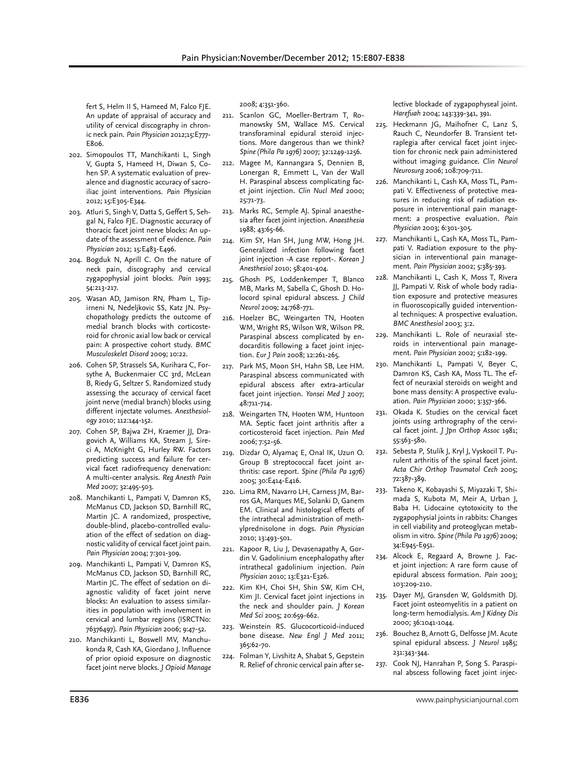fert S, Helm II S, Hameed M, Falco FJE. An update of appraisal of accuracy and utility of cervical discography in chronic neck pain. *Pain Physician* 2012;15:E777-E806.

202. Simopoulos TT, Manchikanti L, Singh V, Gupta S, Hameed H, Diwan S, Cohen SP. A systematic evaluation of prevalence and diagnostic accuracy of sacroiliac joint interventions. *Pain Physician* 2012; 15:E305-E344.
203. Atluri S, Singh V, Datta S, Geffert S, Sehgal N, Falco FJE. Diagnostic accuracy of thoracic facet joint nerve blocks: An update of the assessment of evidence. *Pain Physician* 2012; 15:E483-E496.
204. Bogduk N, Aprill C. On the nature of neck pain, discography and cervical zygapophysial joint blocks. *Pain* 1993; 54:213-217.
205. Wasan AD, Jamison RN, Pham L, Tipirneni N, Nedeljkovic SS, Katz JN. Psychopathology predicts the outcome of medial branch blocks with corticosteroid for chronic axial low back or cervical pain: A prospective cohort study. *BMC Musculoskelet Disord* 2009; 10:22.
206. Cohen SP, Strassels SA, Kurihara C, Forsythe A, Buckenmaier CC 3rd, McLean B, Riedy G, Seltzer S. Randomized study assessing the accuracy of cervical facet joint nerve (medial branch) blocks using different injectate volumes. *Anesthesiology* 2010; 112:144-152.
207. Cohen SP, Bajwa ZH, Kraemer JJ, Dragovich A, Williams KA, Stream J, Sireci A, McKnight G, Hurley RW. Factors predicting success and failure for cervical facet radiofrequency denervation: A multi-center analysis. *Reg Anesth Pain Med* 2007; 32:495-503.
208. Manchikanti L, Pampati V, Damron KS, McManus CD, Jackson SD, Barnhill RC, Martin JC. A randomized, prospective, double-blind, placebo-controlled evaluation of the effect of sedation on diagnostic validity of cervical facet joint pain. *Pain Physician* 2004; 7:301-309.
209. Manchikanti L, Pampati V, Damron KS, McManus CD, Jackson SD, Barnhill RC, Martin JC. The effect of sedation on diagnostic validity of facet joint nerve blocks: An evaluation to assess similarities in population with involvement in cervical and lumbar regions (ISRCTNo: 76376497). *Pain Physician* 2006; 9:47-52.
210. Manchikanti L, Boswell MV, Manchukonda R, Cash KA, Giordano J. Influence of prior opioid exposure on diagnostic facet joint nerve blocks. *J Opioid Manage* 2008; 4:351-360.
211. Scanlon GC, Moeller-Bertram T, Romanowsky SM, Wallace MS. Cervical transforaminal epidural steroid injections. More dangerous than we think? *Spine (Phila Pa 1976)* 2007; 32:1249-1256.
212. Magee M, Kannangara S, Dennien B, Lonergan R, Emmett L, Van der Wall H. Paraspinal abscess complicating facet joint injection. *Clin Nucl Med* 2000; 25:71-73.
213. Marks RC, Semple AJ. Spinal anaesthesia after facet joint injection. *Anaesthesia* 1988; 43:65-66.
214. Kim SY, Han SH, Jung MW, Hong JH. Generalized infection following facet joint injection -A case report-. *Korean J Anesthesiol* 2010; 58:401-404.
215. Ghosh PS, Loddenkemper T, Blanco MB, Marks M, Sabella C, Ghosh D. Holocord spinal epidural abscess. *J Child Neurol* 2009; 24:768-771.
216. Hoelzer BC, Weingarten TN, Hooten WM, Wright RS, Wilson WR, Wilson PR. Paraspinal abscess complicated by endocarditis following a facet joint injection. *Eur J Pain* 2008; 12:261-265.
217. Park MS, Moon SH, Hahn SB, Lee HM. Paraspinal abscess communicated with epidural abscess after extra-articular facet joint injection. *Yonsei Med J* 2007; 48:711-714.
218. Weingarten TN, Hooten WM, Huntoon MA. Septic facet joint arthritis after a corticosteroid facet injection. *Pain Med* 2006; 7:52-56.
219. Dizdar O, Alyamaç E, Onal IK, Uzun O. Group B streptococcal facet joint arthritis: case report. *Spine (Phila Pa 1976)* 2005; 30:E414-E416.
220. Lima RM, Navarro LH, Carness JM, Barros GA, Marques ME, Solanki D, Ganem EM. Clinical and histological effects of the intrathecal administration of methylprednisolone in dogs. *Pain Physician* 2010; 13:493-501.
221. Kapoor R, Liu J, Devasenapathy A, Gordin V. Gadolinium encephalopathy after intrathecal gadolinium injection. *Pain Physician* 2010; 13:E321-E326.
222. Kim KH, Choi SH, Shin SW, Kim CH, Kim JI. Cervical facet joint injections in the neck and shoulder pain. *J Korean Med Sci* 2005; 20:659-662.
223. Weinstein RS. Glucocorticoid-induced bone disease. *New Engl J Med* 2011; 365:62-70.
224. Folman Y, Livshitz A, Shabat S, Gepstein R. Relief of chronic cervical pain after selective blockade of zygapophyseal joint. *Harefuah* 2004; 143:339-341, 391.
225. Heckmann JG, Maihofner C, Lanz S, Rauch C, Neundorfer B. Transient tetraplegia after cervical facet joint injection for chronic neck pain administered without imaging guidance. *Clin Neurol Neurosurg* 2006; 108:709-711.
226. Manchikanti L, Cash KA, Moss TL, Pampati V. Effectiveness of protective measures in reducing risk of radiation exposure in interventional pain management: a prospective evaluation. *Pain Physician* 2003; 6:301-305.
227. Manchikanti L, Cash KA, Moss TL, Pampati V. Radiation exposure to the physician in interventional pain management. *Pain Physician* 2002; 5:385-393.
228. Manchikanti L, Cash K, Moss T, Rivera JJ, Pampati V. Risk of whole body radiation exposure and protective measures in fluoroscopically guided interventional techniques: A prospective evaluation. *BMC Anesthesiol* 2003; 3:2.
229. Manchikanti L. Role of neuraxial steroids in interventional pain management. *Pain Physician* 2002; 5:182-199.
230. Manchikanti L, Pampati V, Beyer C, Damron KS, Cash KA, Moss TL. The effect of neuraxial steroids on weight and bone mass density: A prospective evaluation. *Pain Physician* 2000; 3:357-366.
231. Okada K. Studies on the cervical facet joints using arthrography of the cervical facet joint. *J Jpn Orthop Assoc* 1981; 55:563-580.
232. Sebesta P, Stulík J, Kryl J, Vyskocil T. Purulent arthritis of the spinal facet joint. *Acta Chir Orthop Traumatol Cech* 2005; 72:387-389.
233. Takeno K, Kobayashi S, Miyazaki T, Shimada S, Kubota M, Meir A, Urban J, Baba H. Lidocaine cytotoxicity to the zygapophysial joints in rabbits: Changes in cell viability and proteoglycan metabolism in vitro. *Spine (Phila Pa 1976)* 2009; 34:E945-E951.
234. Alcock E, Regaard A, Browne J. Facet joint injection: A rare form cause of epidural abscess formation. *Pain* 2003; 103:209-210.
235. Dayer MJ, Gransden W, Goldsmith DJ. Facet joint osteomyelitis in a patient on long-term hemodialysis. *Am J Kidney Dis* 2000; 36:1041-1044.
236. Bouchez B, Arnott G, Delfosse JM. Acute spinal epidural abscess. *J Neurol* 1985; 231:343-344.
237. Cook NJ, Hanrahan P, Song S. Paraspinal abscess following facet joint injec-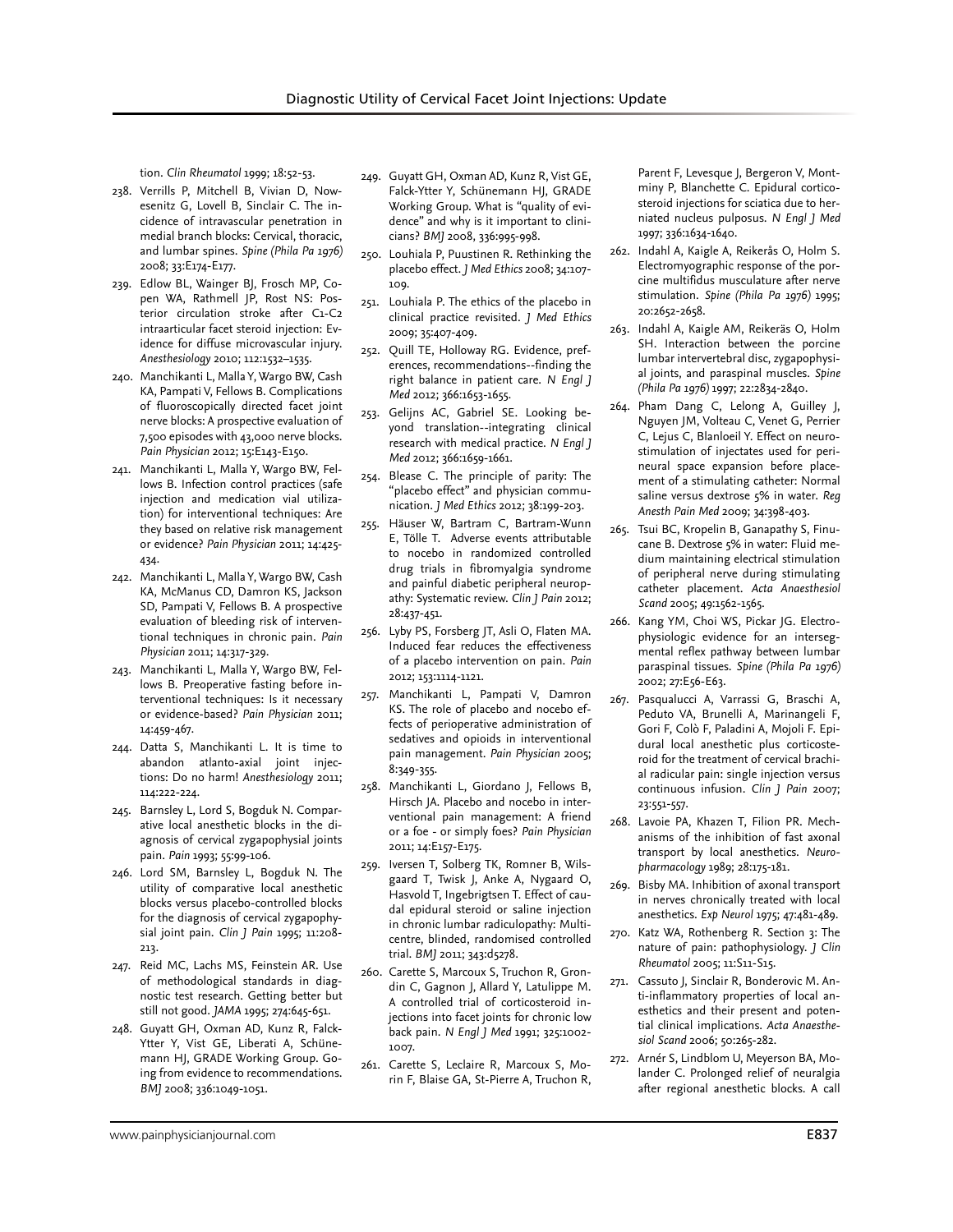tion. *Clin Rheumatol* 1999; 18:52-53.

238. Verrills P, Mitchell B, Vivian D, Nowesenitz G, Lovell B, Sinclair C. The incidence of intravascular penetration in medial branch blocks: Cervical, thoracic, and lumbar spines. *Spine (Phila Pa 1976)* 2008; 33:E174-E177.
239. Edlow BL, Wainger BJ, Frosch MP, Copen WA, Rathmell JP, Rost NS: Posterior circulation stroke after C1-C2 intraarticular facet steroid injection: Evidence for diffuse microvascular injury. *Anesthesiology* 2010; 112:1532–1535.
240. Manchikanti L, Malla Y, Wargo BW, Cash KA, Pampati V, Fellows B. Complications of fluoroscopically directed facet joint nerve blocks: A prospective evaluation of 7,500 episodes with 43,000 nerve blocks. *Pain Physician* 2012; 15:E143-E150.
241. Manchikanti L, Malla Y, Wargo BW, Fellows B. Infection control practices (safe injection and medication vial utilization) for interventional techniques: Are they based on relative risk management or evidence? *Pain Physician* 2011; 14:425-434.
242. Manchikanti L, Malla Y, Wargo BW, Cash KA, McManus CD, Damron KS, Jackson SD, Pampati V, Fellows B. A prospective evaluation of bleeding risk of interventional techniques in chronic pain. *Pain Physician* 2011; 14:317-329.
243. Manchikanti L, Malla Y, Wargo BW, Fellows B. Preoperative fasting before interventional techniques: Is it necessary or evidence-based? *Pain Physician* 2011; 14:459-467.
244. Datta S, Manchikanti L. It is time to abandon atlanto-axial joint injections: Do no harm! *Anesthesiology* 2011; 114:222-224.
245. Barnsley L, Lord S, Bogduk N. Comparative local anesthetic blocks in the diagnosis of cervical zygapophysial joints pain. *Pain* 1993; 55:99-106.
246. Lord SM, Barnsley L, Bogduk N. The utility of comparative local anesthetic blocks versus placebo-controlled blocks for the diagnosis of cervical zygapophysial joint pain. *Clin J Pain* 1995; 11:208-213.
247. Reid MC, Lachs MS, Feinstein AR. Use of methodological standards in diagnostic test research. Getting better but still not good. *JAMA* 1995; 274:645-651.
248. Guyatt GH, Oxman AD, Kunz R, Falck-Ytter Y, Vist GE, Liberati A, Schünemann HJ, GRADE Working Group. Going from evidence to recommendations. *BMJ* 2008; 336:1049-1051.
249. Guyatt GH, Oxman AD, Kunz R, Vist GE, Falck-Ytter Y, Schünemann HJ, GRADE Working Group. What is "quality of evidence" and why is it important to clinicians? *BMJ* 2008, 336:995-998.
250. Louhiala P, Puustinen R. Rethinking the placebo effect. *J Med Ethics* 2008; 34:107-109.
251. Louhiala P. The ethics of the placebo in clinical practice revisited. *J Med Ethics* 2009; 35:407-409.
252. Quill TE, Holloway RG. Evidence, preferences, recommendations--finding the right balance in patient care. *N Engl J Med* 2012; 366:1653-1655.
253. Gelijns AC, Gabriel SE. Looking beyond translation--integrating clinical research with medical practice. *N Engl J Med* 2012; 366:1659-1661.
254. Blease C. The principle of parity: The "placebo effect" and physician communication. *J Med Ethics* 2012; 38:199-203.
255. Häuser W, Bartram C, Bartram-Wunn E, Tölle T. Adverse events attributable to nocebo in randomized controlled drug trials in fibromyalgia syndrome and painful diabetic peripheral neuropathy: Systematic review. *Clin J Pain* 2012; 28:437-451.
256. Lyby PS, Forsberg JT, Asli O, Flaten MA. Induced fear reduces the effectiveness of a placebo intervention on pain. *Pain* 2012; 153:1114-1121.
257. Manchikanti L, Pampati V, Damron KS. The role of placebo and nocebo effects of perioperative administration of sedatives and opioids in interventional pain management. *Pain Physician* 2005; 8:349-355.
258. Manchikanti L, Giordano J, Fellows B, Hirsch JA. Placebo and nocebo in interventional pain management: A friend or a foe - or simply foes? *Pain Physician* 2011; 14:E157-E175.
259. Iversen T, Solberg TK, Romner B, Wilsgaard T, Twisk J, Anke A, Nygaard O, Hasvold T, Ingebrigtsen T. Effect of caudal epidural steroid or saline injection in chronic lumbar radiculopathy: Multicentre, blinded, randomised controlled trial. *BMJ* 2011; 343:d5278.
260. Carette S, Marcoux S, Truchon R, Grondin C, Gagnon J, Allard Y, Latulippe M. A controlled trial of corticosteroid injections into facet joints for chronic low back pain. *N Engl J Med* 1991; 325:1002-1007.
261. Carette S, Leclaire R, Marcoux S, Morin F, Blaise GA, St-Pierre A, Truchon R, Parent F, Levesque J, Bergeron V, Montminy P, Blanchette C. Epidural corticosteroid injections for sciatica due to herniated nucleus pulposus. *N Engl J Med* 1997; 336:1634-1640.
262. Indahl A, Kaigle A, Reikerås O, Holm S. Electromyographic response of the porcine multifidus musculature after nerve stimulation. *Spine (Phila Pa 1976)* 1995; 20:2652-2658.
263. Indahl A, Kaigle AM, Reikeräs O, Holm SH. Interaction between the porcine lumbar intervertebral disc, zygapophysial joints, and paraspinal muscles. *Spine (Phila Pa 1976)* 1997; 22:2834-2840.
264. Pham Dang C, Lelong A, Guilley J, Nguyen JM, Volteau C, Venet G, Perrier C, Lejus C, Blanloeil Y. Effect on neurostimulation of injectates used for perineural space expansion before placement of a stimulating catheter: Normal saline versus dextrose 5% in water. *Reg Anesth Pain Med* 2009; 34:398-403.
265. Tsui BC, Kropelin B, Ganapathy S, Finucane B. Dextrose 5% in water: Fluid medium maintaining electrical stimulation of peripheral nerve during stimulating catheter placement. *Acta Anaesthesiol Scand* 2005; 49:1562-1565.
266. Kang YM, Choi WS, Pickar JG. Electrophysiologic evidence for an intersegmental reflex pathway between lumbar paraspinal tissues. *Spine (Phila Pa 1976)* 2002; 27:E56-E63.
267. Pasqualucci A, Varrassi G, Braschi A, Peduto VA, Brunelli A, Marinangeli F, Gori F, Colò F, Paladini A, Mojoli F. Epidural local anesthetic plus corticosteroid for the treatment of cervical brachial radicular pain: single injection versus continuous infusion. *Clin J Pain* 2007; 23:551-557.
268. Lavoie PA, Khazen T, Filion PR. Mechanisms of the inhibition of fast axonal transport by local anesthetics. *Neuropharmacology* 1989; 28:175-181.
269. Bisby MA. Inhibition of axonal transport in nerves chronically treated with local anesthetics. *Exp Neurol* 1975; 47:481-489.
270. Katz WA, Rothenberg R. Section 3: The nature of pain: pathophysiology. *J Clin Rheumatol* 2005; 11:S11-S15.
271. Cassuto J, Sinclair R, Bonderovic M. Anti-inflammatory properties of local anesthetics and their present and potential clinical implications. *Acta Anaesthesiol Scand* 2006; 50:265-282.
272. Arnér S, Lindblom U, Meyerson BA, Molander C. Prolonged relief of neuralgia after regional anesthetic blocks. A call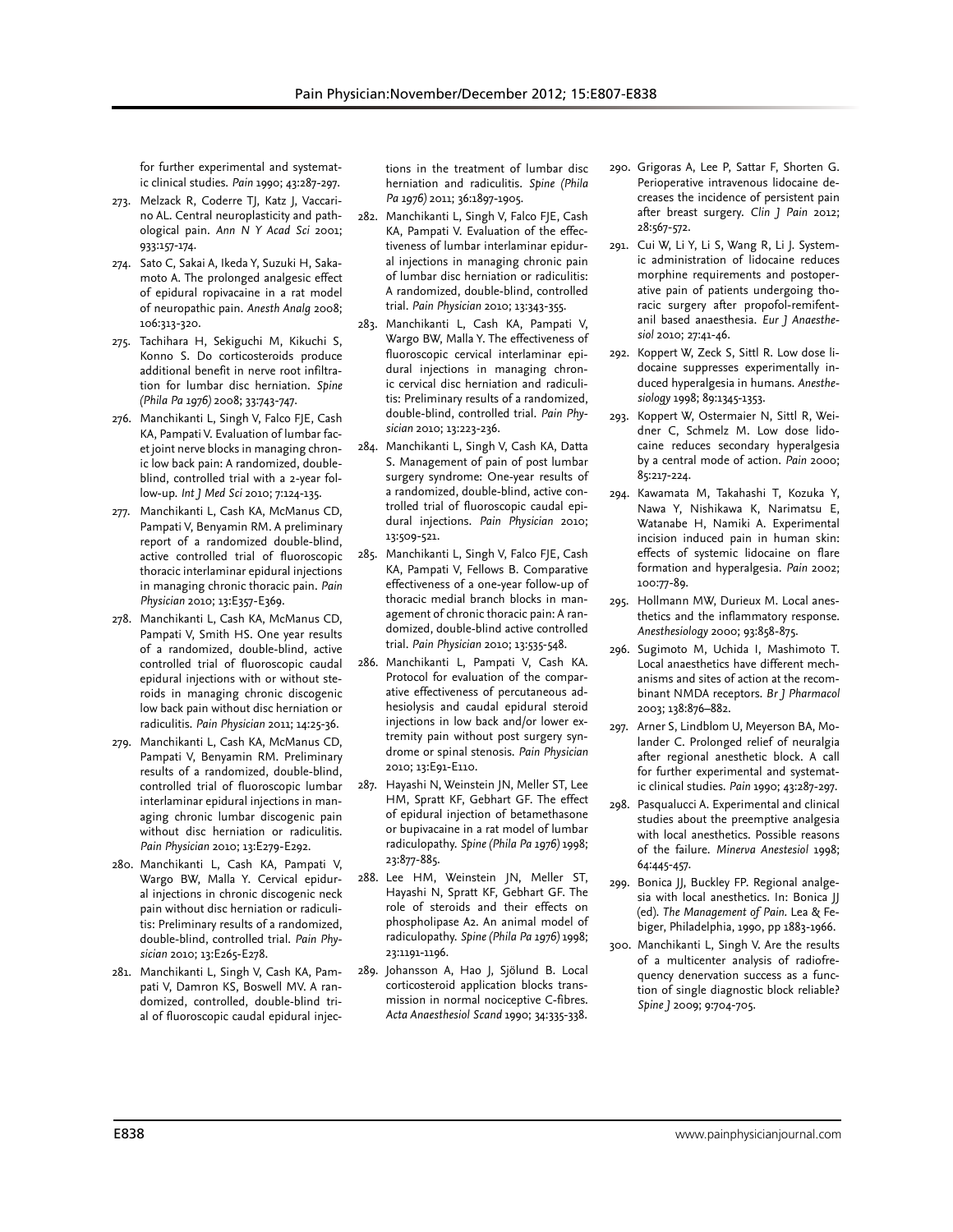for further experimental and systematic clinical studies. *Pain* 1990; 43:287-297.

273. Melzack R, Coderre TJ, Katz J, Vaccarino AL. Central neuroplasticity and pathological pain. *Ann N Y Acad Sci* 2001; 933:157-174.
274. Sato C, Sakai A, Ikeda Y, Suzuki H, Sakamoto A. The prolonged analgesic effect of epidural ropivacaine in a rat model of neuropathic pain. *Anesth Analg* 2008; 106:313-320.
275. Tachihara H, Sekiguchi M, Kikuchi S, Konno S. Do corticosteroids produce additional benefit in nerve root infiltration for lumbar disc herniation. *Spine (Phila Pa 1976)* 2008; 33:743-747.
276. Manchikanti L, Singh V, Falco FJE, Cash KA, Pampati V. Evaluation of lumbar facet joint nerve blocks in managing chronic low back pain: A randomized, double-blind, controlled trial with a 2-year follow-up. *Int J Med Sci* 2010; 7:124-135.
277. Manchikanti L, Cash KA, McManus CD, Pampati V, Benyamin RM. A preliminary report of a randomized double-blind, active controlled trial of fluoroscopic thoracic interlaminar epidural injections in managing chronic thoracic pain. *Pain Physician* 2010; 13:E357-E369.
278. Manchikanti L, Cash KA, McManus CD, Pampati V, Smith HS. One year results of a randomized, double-blind, active controlled trial of fluoroscopic caudal epidural injections with or without steroids in managing chronic discogenic low back pain without disc herniation or radiculitis. *Pain Physician* 2011; 14:25-36.
279. Manchikanti L, Cash KA, McManus CD, Pampati V, Benyamin RM. Preliminary results of a randomized, double-blind, controlled trial of fluoroscopic lumbar interlaminar epidural injections in managing chronic lumbar discogenic pain without disc herniation or radiculitis. *Pain Physician* 2010; 13:E279-E292.
280. Manchikanti L, Cash KA, Pampati V, Wargo BW, Malla Y. Cervical epidural injections in chronic discogenic neck pain without disc herniation or radiculitis: Preliminary results of a randomized, double-blind, controlled trial. *Pain Physician* 2010; 13:E265-E278.
281. Manchikanti L, Singh V, Cash KA, Pampati V, Damron KS, Boswell MV. A randomized, controlled, double-blind trial of fluoroscopic caudal epidural injections in the treatment of lumbar disc herniation and radiculitis. *Spine (Phila Pa 1976)* 2011; 36:1897-1905.
282. Manchikanti L, Singh V, Falco FJE, Cash KA, Pampati V. Evaluation of the effectiveness of lumbar interlaminar epidural injections in managing chronic pain of lumbar disc herniation or radiculitis: A randomized, double-blind, controlled trial. *Pain Physician* 2010; 13:343-355.
283. Manchikanti L, Cash KA, Pampati V, Wargo BW, Malla Y. The effectiveness of fluoroscopic cervical interlaminar epidural injections in managing chronic cervical disc herniation and radiculitis: Preliminary results of a randomized, double-blind, controlled trial. *Pain Physician* 2010; 13:223-236.
284. Manchikanti L, Singh V, Cash KA, Datta S. Management of pain of post lumbar surgery syndrome: One-year results of a randomized, double-blind, active controlled trial of fluoroscopic caudal epidural injections. *Pain Physician* 2010; 13:509-521.
285. Manchikanti L, Singh V, Falco FJE, Cash KA, Pampati V, Fellows B. Comparative effectiveness of a one-year follow-up of thoracic medial branch blocks in management of chronic thoracic pain: A randomized, double-blind active controlled trial. *Pain Physician* 2010; 13:535-548.
286. Manchikanti L, Pampati V, Cash KA. Protocol for evaluation of the comparative effectiveness of percutaneous adhesiolysis and caudal epidural steroid injections in low back and/or lower extremity pain without post surgery syndrome or spinal stenosis. *Pain Physician* 2010; 13:E91-E110.
287. Hayashi N, Weinstein JN, Meller ST, Lee HM, Spratt KF, Gebhart GF. The effect of epidural injection of betamethasone or bupivacaine in a rat model of lumbar radiculopathy. *Spine (Phila Pa 1976)* 1998; 23:877-885.
288. Lee HM, Weinstein JN, Meller ST, Hayashi N, Spratt KF, Gebhart GF. The role of steroids and their effects on phospholipase A2. An animal model of radiculopathy. *Spine (Phila Pa 1976)* 1998; 23:1191-1196.
289. Johansson A, Hao J, Sjölund B. Local corticosteroid application blocks transmission in normal nociceptive C-fibres. *Acta Anaesthesiol Scand* 1990; 34:335-338.
290. Grigoras A, Lee P, Sattar F, Shorten G. Perioperative intravenous lidocaine decreases the incidence of persistent pain after breast surgery. *Clin J Pain* 2012; 28:567-572.
291. Cui W, Li Y, Li S, Wang R, Li J. Systemic administration of lidocaine reduces morphine requirements and postoperative pain of patients undergoing thoracic surgery after propofol-remifentanil based anaesthesia. *Eur J Anaesthesiol* 2010; 27:41-46.
292. Koppert W, Zeck S, Sittl R. Low dose lidocaine suppresses experimentally induced hyperalgesia in humans. *Anesthesiology* 1998; 89:1345-1353.
293. Koppert W, Ostermaier N, Sittl R, Weidner C, Schmelz M. Low dose lidocaine reduces secondary hyperalgesia by a central mode of action. *Pain* 2000; 85:217-224.
294. Kawamata M, Takahashi T, Kozuka Y, Nawa Y, Nishikawa K, Narimatsu E, Watanabe H, Namiki A. Experimental incision induced pain in human skin: effects of systemic lidocaine on flare formation and hyperalgesia. *Pain* 2002; 100:77-89.
295. Hollmann MW, Durieux M. Local anesthetics and the inflammatory response. *Anesthesiology* 2000; 93:858-875.
296. Sugimoto M, Uchida I, Mashimoto T. Local anaesthetics have different mechanisms and sites of action at the recombinant NMDA receptors. *Br J Pharmacol* 2003; 138:876–882.
297. Arner S, Lindblom U, Meyerson BA, Molander C. Prolonged relief of neuralgia after regional anesthetic block. A call for further experimental and systematic clinical studies. *Pain* 1990; 43:287-297.
298. Pasqualucci A. Experimental and clinical studies about the preemptive analgesia with local anesthetics. Possible reasons of the failure. *Minerva Anestesiol* 1998; 64:445-457.
299. Bonica JJ, Buckley FP. Regional analgesia with local anesthetics. In: Bonica JJ (ed). *The Management of Pain.* Lea & Febiger, Philadelphia, 1990, pp 1883-1966.
300. Manchikanti L, Singh V. Are the results of a multicenter analysis of radiofrequency denervation success as a function of single diagnostic block reliable? *Spine J* 2009; 9:704-705.